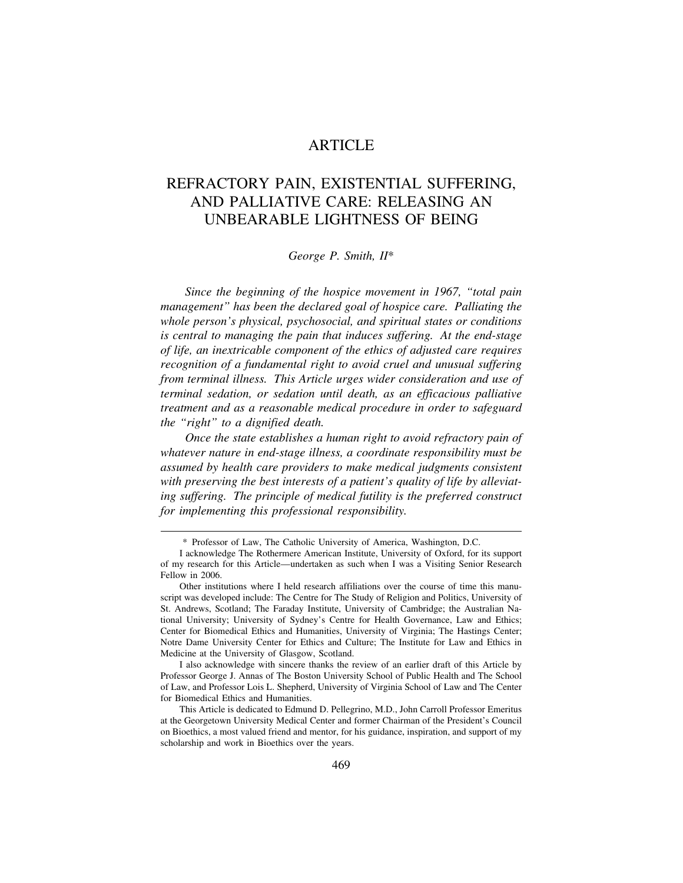# ARTICLE

## REFRACTORY PAIN, EXISTENTIAL SUFFERING, AND PALLIATIVE CARE: RELEASING AN UNBEARABLE LIGHTNESS OF BEING

*George P. Smith, II\**

*Since the beginning of the hospice movement in 1967, "total pain management" has been the declared goal of hospice care. Palliating the whole person's physical, psychosocial, and spiritual states or conditions is central to managing the pain that induces suffering. At the end-stage of life, an inextricable component of the ethics of adjusted care requires recognition of a fundamental right to avoid cruel and unusual suffering from terminal illness. This Article urges wider consideration and use of terminal sedation, or sedation until death, as an efficacious palliative treatment and as a reasonable medical procedure in order to safeguard the "right" to a dignified death.*

*Once the state establishes a human right to avoid refractory pain of whatever nature in end-stage illness, a coordinate responsibility must be assumed by health care providers to make medical judgments consistent with preserving the best interests of a patient's quality of life by alleviating suffering. The principle of medical futility is the preferred construct for implementing this professional responsibility.*

---

\* Professor of Law, The Catholic University of America, Washington, D.C.

I acknowledge The Rothermere American Institute, University of Oxford, for its support of my research for this Article—undertaken as such when I was a Visiting Senior Research Fellow in 2006.

Other institutions where I held research affiliations over the course of time this manuscript was developed include: The Centre for The Study of Religion and Politics, University of St. Andrews, Scotland; The Faraday Institute, University of Cambridge; the Australian National University; University of Sydney's Centre for Health Governance, Law and Ethics; Center for Biomedical Ethics and Humanities, University of Virginia; The Hastings Center; Notre Dame University Center for Ethics and Culture; The Institute for Law and Ethics in Medicine at the University of Glasgow, Scotland.

I also acknowledge with sincere thanks the review of an earlier draft of this Article by Professor George J. Annas of The Boston University School of Public Health and The School of Law, and Professor Lois L. Shepherd, University of Virginia School of Law and The Center for Biomedical Ethics and Humanities.

This Article is dedicated to Edmund D. Pellegrino, M.D., John Carroll Professor Emeritus at the Georgetown University Medical Center and former Chairman of the President's Council on Bioethics, a most valued friend and mentor, for his guidance, inspiration, and support of my scholarship and work in Bioethics over the years.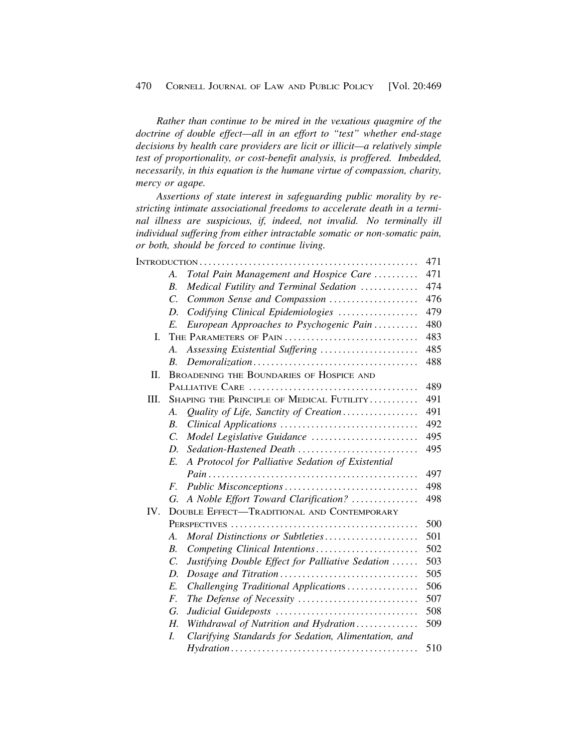*Rather than continue to be mired in the vexatious quagmire of the doctrine of double effect—all in an effort to "test" whether end-stage decisions by health care providers are licit or illicit—a relatively simple test of proportionality, or cost-benefit analysis, is proffered. Imbedded, necessarily, in this equation is the humane virtue of compassion, charity, mercy or agape.*

*Assertions of state interest in safeguarding public morality by restricting intimate associational freedoms to accelerate death in a terminal illness are suspicious, if, indeed, not invalid. No terminally ill individual suffering from either intractable somatic or non-somatic pain, or both, should be forced to continue living.*

| | | |
|---|---|---|
| INTRODUCTION | | 471 |
| | A. *Total Pain Management and Hospice Care* | 471 |
| | B. *Medical Futility and Terminal Sedation* | 474 |
| | C. *Common Sense and Compassion* | 476 |
| | D. *Codifying Clinical Epidemiologies* | 479 |
| | E. *European Approaches to Psychogenic Pain* | 480 |
| I. | THE PARAMETERS OF PAIN | 483 |
| | A. *Assessing Existential Suffering* | 485 |
| | B. *Demoralization* | 488 |
| II. | BROADENING THE BOUNDARIES OF HOSPICE AND PALLIATIVE CARE | 489 |
| III. | SHAPING THE PRINCIPLE OF MEDICAL FUTILITY | 491 |
| | A. *Quality of Life, Sanctity of Creation* | 491 |
| | B. *Clinical Applications* | 492 |
| | C. *Model Legislative Guidance* | 495 |
| | D. *Sedation-Hastened Death* | 495 |
| | E. *A Protocol for Palliative Sedation of Existential Pain* | 497 |
| | F. *Public Misconceptions* | 498 |
| | G. *A Noble Effort Toward Clarification?* | 498 |
| IV. | DOUBLE EFFECT—TRADITIONAL AND CONTEMPORARY PERSPECTIVES | 500 |
| | A. *Moral Distinctions or Subtleties* | 501 |
| | B. *Competing Clinical Intentions* | 502 |
| | C. *Justifying Double Effect for Palliative Sedation* | 503 |
| | D. *Dosage and Titration* | 505 |
| | E. *Challenging Traditional Applications* | 506 |
| | F. *The Defense of Necessity* | 507 |
| | G. *Judicial Guideposts* | 508 |
| | H. *Withdrawal of Nutrition and Hydration* | 509 |
| | I. *Clarifying Standards for Sedation, Alimentation, and Hydration* | 510 |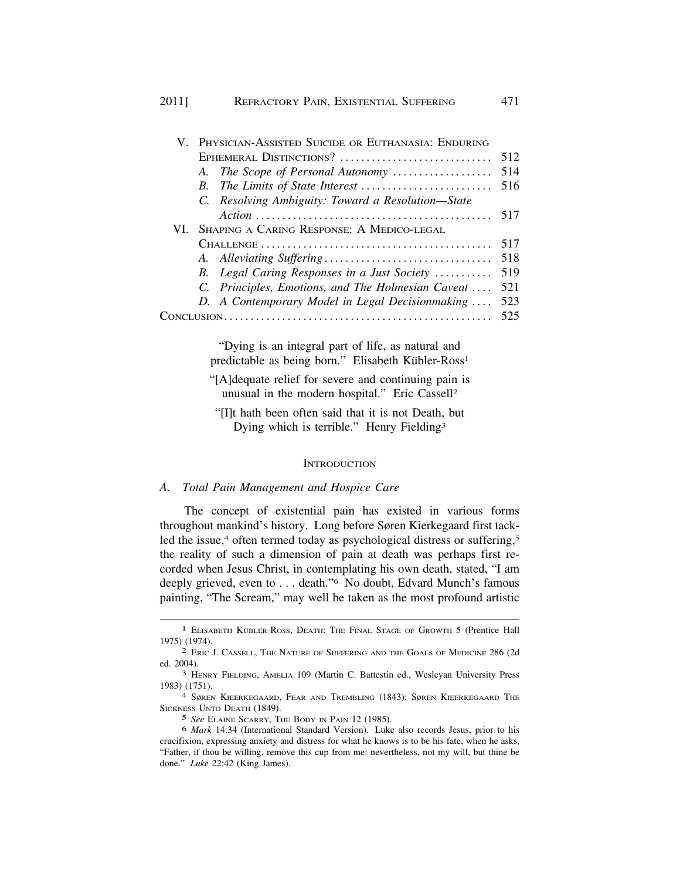| | | |
|---|---|---|
| V. | Physician-Assisted Suicide or Euthanasia: Enduring Ephemeral Distinctions? | 512 |
| | *A. The Scope of Personal Autonomy* | 514 |
| | *B. The Limits of State Interest* | 516 |
| | *C. Resolving Ambiguity: Toward a Resolution—State Action* | 517 |
| VI. | Shaping a Caring Response: A Medico-legal Challenge | 517 |
| | *A. Alleviating Suffering* | 518 |
| | *B. Legal Caring Responses in a Just Society* | 519 |
| | *C. Principles, Emotions, and The Holmesian Caveat* | 521 |
| | *D. A Contemporary Model in Legal Decisionmaking* | 523 |
| Conclusion | | 525 |

"Dying is an integral part of life, as natural and predictable as being born." Elisabeth Kübler-Ross[1]

"[A]dequate relief for severe and continuing pain is unusual in the modern hospital." Eric Cassell[2]

"[I]t hath been often said that it is not Death, but Dying which is terrible." Henry Fielding[3]

## Introduction

### *A. Total Pain Management and Hospice Care*

The concept of existential pain has existed in various forms throughout mankind's history. Long before Søren Kierkegaard first tackled the issue,[4] often termed today as psychological distress or suffering,[5] the reality of such a dimension of pain at death was perhaps first recorded when Jesus Christ, in contemplating his own death, stated, "I am deeply grieved, even to . . . death."[6] No doubt, Edvard Munch's famous painting, "The Scream," may well be taken as the most profound artistic

---

[1] Elisabeth Kübler-Ross, Death: The Final Stage of Growth 5 (Prentice Hall 1975) (1974).

[2] Eric J. Cassell, The Nature of Suffering and the Goals of Medicine 286 (2d ed. 2004).

[3] Henry Fielding, Amelia 109 (Martin C. Battestin ed., Wesleyan University Press 1983) (1751).

[4] Søren Kieerkegaard, Fear and Trembling (1843); Søren Kieerkegaard The Sickness Unto Death (1849).

[5] *See* Elaine Scarry, The Body in Pain 12 (1985).

[6] *Mark* 14:34 (International Standard Version). Luke also records Jesus, prior to his crucifixion, expressing anxiety and distress for what he knows is to be his fate, when he asks, "Father, if thou be willing, remove this cup from me: nevertheless, not my will, but thine be done." *Luke* 22:42 (King James).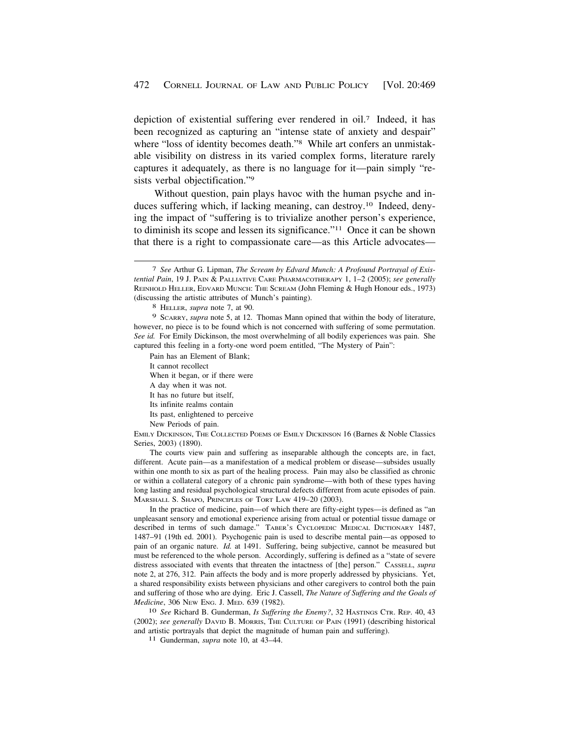depiction of existential suffering ever rendered in oil.[7] Indeed, it has been recognized as capturing an "intense state of anxiety and despair" where "loss of identity becomes death."[8] While art confers an unmistakable visibility on distress in its varied complex forms, literature rarely captures it adequately, as there is no language for it—pain simply "resists verbal objectification."[9]

Without question, pain plays havoc with the human psyche and induces suffering which, if lacking meaning, can destroy.[10] Indeed, denying the impact of "suffering is to trivialize another person's experience, to diminish its scope and lessen its significance."[11] Once it can be shown that there is a right to compassionate care—as this Article advocates—

---

[7] *See* Arthur G. Lipman, *The Scream by Edvard Munch: A Profound Portrayal of Existential Pain*, 19 J. PAIN & PALLIATIVE CARE PHARMACOTHERAPY 1, 1–2 (2005); *see generally* REINHOLD HELLER, EDVARD MUNCH: THE SCREAM (John Fleming & Hugh Honour eds., 1973) (discussing the artistic attributes of Munch's painting).

[8] HELLER, *supra* note 7, at 90.

[9] SCARRY, *supra* note 5, at 12. Thomas Mann opined that within the body of literature, however, no piece is to be found which is not concerned with suffering of some permutation. *See id.* For Emily Dickinson, the most overwhelming of all bodily experiences was pain. She captured this feeling in a forty-one word poem entitled, "The Mystery of Pain":

> Pain has an Element of Blank;
> It cannot recollect
> When it began, or if there were
> A day when it was not.
> It has no future but itself,
> Its infinite realms contain
> Its past, enlightened to perceive
> New Periods of pain.

EMILY DICKINSON, THE COLLECTED POEMS OF EMILY DICKINSON 16 (Barnes & Noble Classics Series, 2003) (1890).

The courts view pain and suffering as inseparable although the concepts are, in fact, different. Acute pain—as a manifestation of a medical problem or disease—subsides usually within one month to six as part of the healing process. Pain may also be classified as chronic or within a collateral category of a chronic pain syndrome—with both of these types having long lasting and residual psychological structural defects different from acute episodes of pain. MARSHALL S. SHAPO, PRINCIPLES OF TORT LAW 419–20 (2003).

In the practice of medicine, pain—of which there are fifty-eight types—is defined as "an unpleasant sensory and emotional experience arising from actual or potential tissue damage or described in terms of such damage." TABER'S CYCLOPEDIC MEDICAL DICTIONARY 1487, 1487–91 (19th ed. 2001). Psychogenic pain is used to describe mental pain—as opposed to pain of an organic nature. *Id.* at 1491. Suffering, being subjective, cannot be measured but must be referenced to the whole person. Accordingly, suffering is defined as a "state of severe distress associated with events that threaten the intactness of [the] person." CASSELL, *supra* note 2, at 276, 312. Pain affects the body and is more properly addressed by physicians. Yet, a shared responsibility exists between physicians and other caregivers to control both the pain and suffering of those who are dying. Eric J. Cassell, *The Nature of Suffering and the Goals of Medicine*, 306 NEW ENG. J. MED. 639 (1982).

[10] *See* Richard B. Gunderman, *Is Suffering the Enemy?*, 32 HASTINGS CTR. REP. 40, 43 (2002); *see generally* DAVID B. MORRIS, THE CULTURE OF PAIN (1991) (describing historical and artistic portrayals that depict the magnitude of human pain and suffering).

[11] Gunderman, *supra* note 10, at 43–44.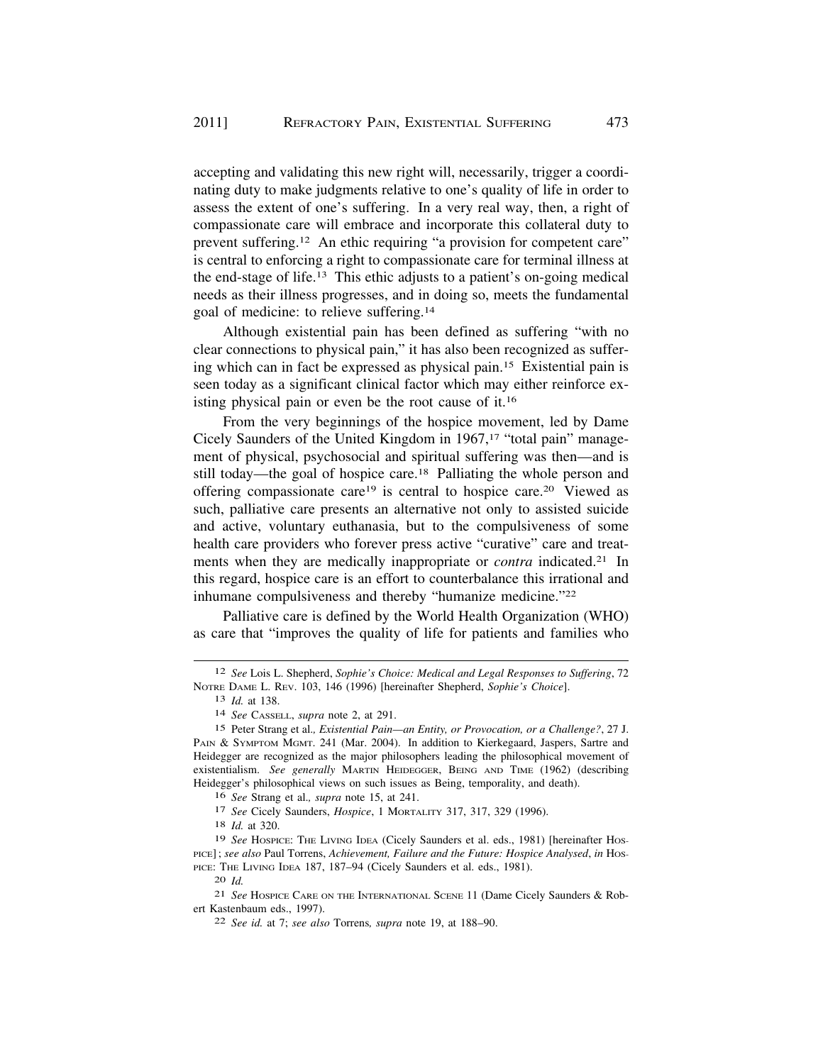accepting and validating this new right will, necessarily, trigger a coordinating duty to make judgments relative to one's quality of life in order to assess the extent of one's suffering. In a very real way, then, a right of compassionate care will embrace and incorporate this collateral duty to prevent suffering.[12] An ethic requiring "a provision for competent care" is central to enforcing a right to compassionate care for terminal illness at the end-stage of life.[13] This ethic adjusts to a patient's on-going medical needs as their illness progresses, and in doing so, meets the fundamental goal of medicine: to relieve suffering.[14]

Although existential pain has been defined as suffering "with no clear connections to physical pain," it has also been recognized as suffering which can in fact be expressed as physical pain.[15] Existential pain is seen today as a significant clinical factor which may either reinforce existing physical pain or even be the root cause of it.[16]

From the very beginnings of the hospice movement, led by Dame Cicely Saunders of the United Kingdom in 1967,[17] "total pain" management of physical, psychosocial and spiritual suffering was then—and is still today—the goal of hospice care.[18] Palliating the whole person and offering compassionate care[19] is central to hospice care.[20] Viewed as such, palliative care presents an alternative not only to assisted suicide and active, voluntary euthanasia, but to the compulsiveness of some health care providers who forever press active "curative" care and treatments when they are medically inappropriate or *contra* indicated.[21] In this regard, hospice care is an effort to counterbalance this irrational and inhumane compulsiveness and thereby "humanize medicine."[22]

Palliative care is defined by the World Health Organization (WHO) as care that "improves the quality of life for patients and families who

---

12 *See* Lois L. Shepherd, *Sophie's Choice: Medical and Legal Responses to Suffering*, 72 NOTRE DAME L. REV. 103, 146 (1996) [hereinafter Shepherd, *Sophie's Choice*].

13 *Id.* at 138.

14 *See* CASSELL, *supra* note 2, at 291.

15 Peter Strang et al*., Existential Pain—an Entity, or Provocation, or a Challenge?*, 27 J. PAIN & SYMPTOM MGMT. 241 (Mar. 2004). In addition to Kierkegaard, Jaspers, Sartre and Heidegger are recognized as the major philosophers leading the philosophical movement of existentialism. *See generally* MARTIN HEIDEGGER, BEING AND TIME (1962) (describing Heidegger's philosophical views on such issues as Being, temporality, and death).

16 *See* Strang et al*., supra* note 15, at 241.

17 *See* Cicely Saunders, *Hospice*, 1 MORTALITY 317, 317, 329 (1996).

18 *Id.* at 320.

19 *See* HOSPICE: THE LIVING IDEA (Cicely Saunders et al. eds., 1981) [hereinafter HOSPICE]; *see also* Paul Torrens, *Achievement, Failure and the Future: Hospice Analysed*, *in* HOSPICE: THE LIVING IDEA 187, 187–94 (Cicely Saunders et al. eds., 1981).

20 *Id.*

21 *See* HOSPICE CARE ON THE INTERNATIONAL SCENE 11 (Dame Cicely Saunders & Robert Kastenbaum eds., 1997).

22 *See id.* at 7; *see also* Torrens*, supra* note 19, at 188–90.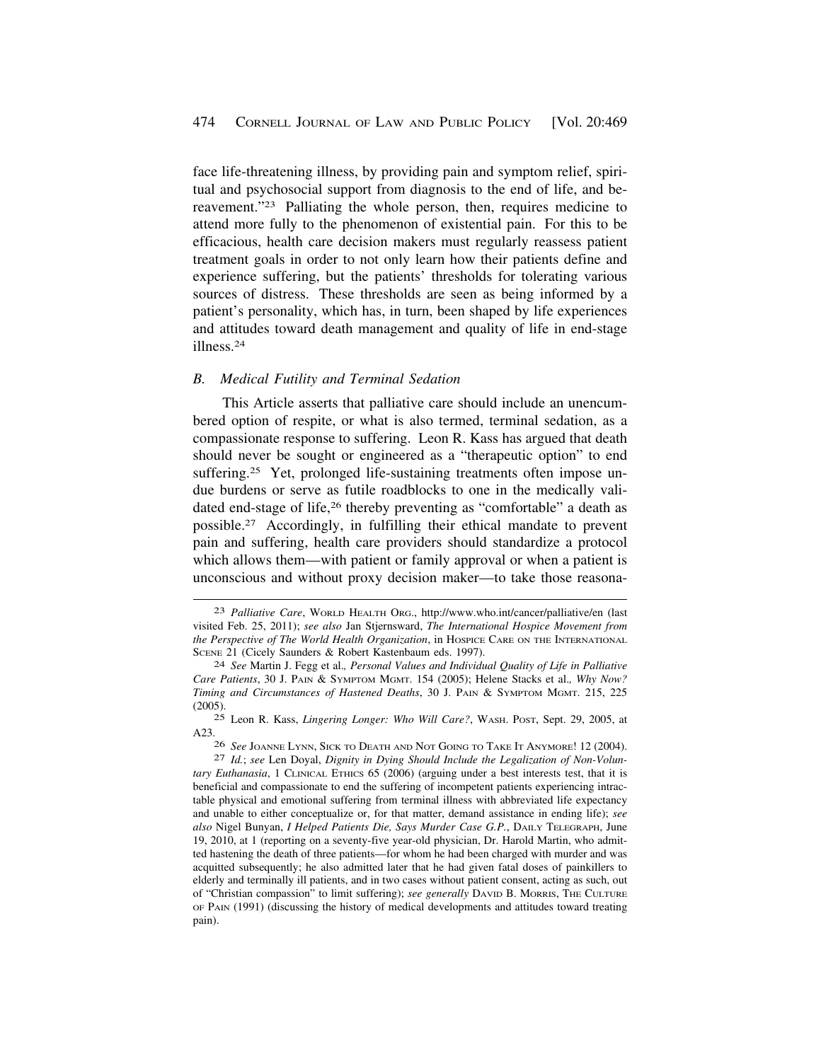face life-threatening illness, by providing pain and symptom relief, spiritual and psychosocial support from diagnosis to the end of life, and bereavement."[23] Palliating the whole person, then, requires medicine to attend more fully to the phenomenon of existential pain. For this to be efficacious, health care decision makers must regularly reassess patient treatment goals in order to not only learn how their patients define and experience suffering, but the patients' thresholds for tolerating various sources of distress. These thresholds are seen as being informed by a patient's personality, which has, in turn, been shaped by life experiences and attitudes toward death management and quality of life in end-stage illness.[24]

### *B. Medical Futility and Terminal Sedation*

This Article asserts that palliative care should include an unencumbered option of respite, or what is also termed, terminal sedation, as a compassionate response to suffering. Leon R. Kass has argued that death should never be sought or engineered as a "therapeutic option" to end suffering.[25] Yet, prolonged life-sustaining treatments often impose undue burdens or serve as futile roadblocks to one in the medically validated end-stage of life,[26] thereby preventing as "comfortable" a death as possible.[27] Accordingly, in fulfilling their ethical mandate to prevent pain and suffering, health care providers should standardize a protocol which allows them—with patient or family approval or when a patient is unconscious and without proxy decision maker—to take those reasona-

---

[23] *Palliative Care*, WORLD HEALTH ORG., http://www.who.int/cancer/palliative/en (last visited Feb. 25, 2011); *see also* Jan Stjernsward, *The International Hospice Movement from the Perspective of The World Health Organization*, in HOSPICE CARE ON THE INTERNATIONAL SCENE 21 (Cicely Saunders & Robert Kastenbaum eds. 1997).

[24] *See* Martin J. Fegg et al., *Personal Values and Individual Quality of Life in Palliative Care Patients*, 30 J. PAIN & SYMPTOM MGMT. 154 (2005); Helene Stacks et al., *Why Now? Timing and Circumstances of Hastened Deaths*, 30 J. PAIN & SYMPTOM MGMT. 215, 225 (2005).

[25] Leon R. Kass, *Lingering Longer: Who Will Care?*, WASH. POST, Sept. 29, 2005, at A23.

[26] *See* JOANNE LYNN, SICK TO DEATH AND NOT GOING TO TAKE IT ANYMORE! 12 (2004).

[27] *Id.*; *see* Len Doyal, *Dignity in Dying Should Include the Legalization of Non-Voluntary Euthanasia*, 1 CLINICAL ETHICS 65 (2006) (arguing under a best interests test, that it is beneficial and compassionate to end the suffering of incompetent patients experiencing intractable physical and emotional suffering from terminal illness with abbreviated life expectancy and unable to either conceptualize or, for that matter, demand assistance in ending life); *see also* Nigel Bunyan, *I Helped Patients Die, Says Murder Case G.P.*, DAILY TELEGRAPH, June 19, 2010, at 1 (reporting on a seventy-five year-old physician, Dr. Harold Martin, who admitted hastening the death of three patients—for whom he had been charged with murder and was acquitted subsequently; he also admitted later that he had given fatal doses of painkillers to elderly and terminally ill patients, and in two cases without patient consent, acting as such, out of "Christian compassion" to limit suffering); *see generally* DAVID B. MORRIS, THE CULTURE OF PAIN (1991) (discussing the history of medical developments and attitudes toward treating pain).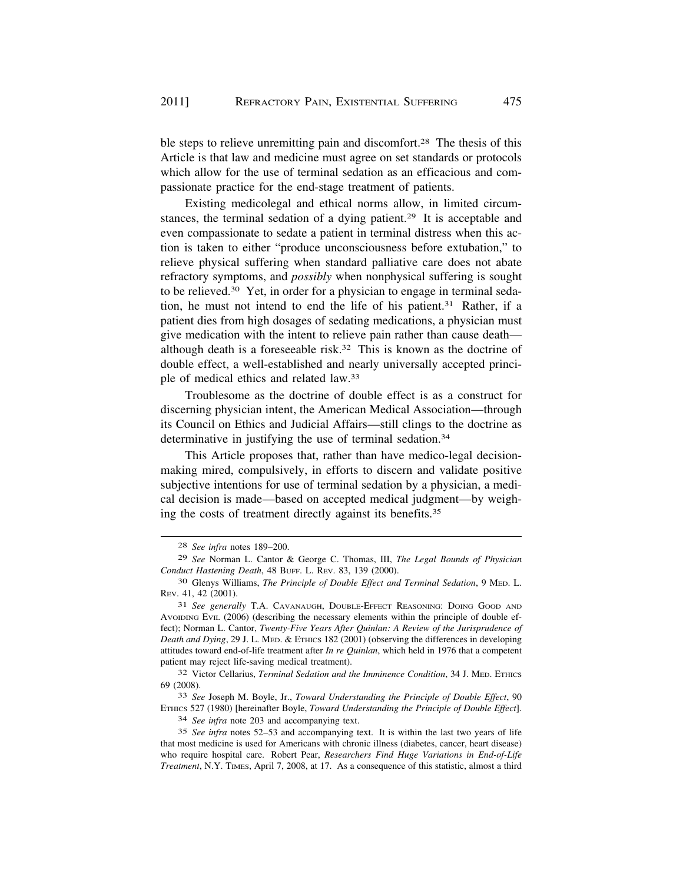ble steps to relieve unremitting pain and discomfort.[28] The thesis of this Article is that law and medicine must agree on set standards or protocols which allow for the use of terminal sedation as an efficacious and compassionate practice for the end-stage treatment of patients.

Existing medicolegal and ethical norms allow, in limited circumstances, the terminal sedation of a dying patient.[29] It is acceptable and even compassionate to sedate a patient in terminal distress when this action is taken to either "produce unconsciousness before extubation," to relieve physical suffering when standard palliative care does not abate refractory symptoms, and *possibly* when nonphysical suffering is sought to be relieved.[30] Yet, in order for a physician to engage in terminal sedation, he must not intend to end the life of his patient.[31] Rather, if a patient dies from high dosages of sedating medications, a physician must give medication with the intent to relieve pain rather than cause death—although death is a foreseeable risk.[32] This is known as the doctrine of double effect, a well-established and nearly universally accepted principle of medical ethics and related law.[33]

Troublesome as the doctrine of double effect is as a construct for discerning physician intent, the American Medical Association—through its Council on Ethics and Judicial Affairs—still clings to the doctrine as determinative in justifying the use of terminal sedation.[34]

This Article proposes that, rather than have medico-legal decision-making mired, compulsively, in efforts to discern and validate positive subjective intentions for use of terminal sedation by a physician, a medical decision is made—based on accepted medical judgment—by weighing the costs of treatment directly against its benefits.[35]

---

[28] *See infra* notes 189–200.

[29] *See* Norman L. Cantor & George C. Thomas, III, *The Legal Bounds of Physician Conduct Hastening Death*, 48 BUFF. L. REV. 83, 139 (2000).

[30] Glenys Williams, *The Principle of Double Effect and Terminal Sedation*, 9 MED. L. REV. 41, 42 (2001).

[31] *See generally* T.A. CAVANAUGH, DOUBLE-EFFECT REASONING: DOING GOOD AND AVOIDING EVIL (2006) (describing the necessary elements within the principle of double effect); Norman L. Cantor, *Twenty-Five Years After Quinlan: A Review of the Jurisprudence of Death and Dying*, 29 J. L. MED. & ETHICS 182 (2001) (observing the differences in developing attitudes toward end-of-life treatment after *In re Quinlan*, which held in 1976 that a competent patient may reject life-saving medical treatment).

[32] Victor Cellarius, *Terminal Sedation and the Imminence Condition*, 34 J. MED. ETHICS 69 (2008).

[33] *See* Joseph M. Boyle, Jr., *Toward Understanding the Principle of Double Effect*, 90 ETHICS 527 (1980) [hereinafter Boyle, *Toward Understanding the Principle of Double Effect*].

[34] *See infra* note 203 and accompanying text.

[35] *See infra* notes 52–53 and accompanying text. It is within the last two years of life that most medicine is used for Americans with chronic illness (diabetes, cancer, heart disease) who require hospital care. Robert Pear, *Researchers Find Huge Variations in End-of-Life Treatment*, N.Y. TIMES, April 7, 2008, at 17. As a consequence of this statistic, almost a third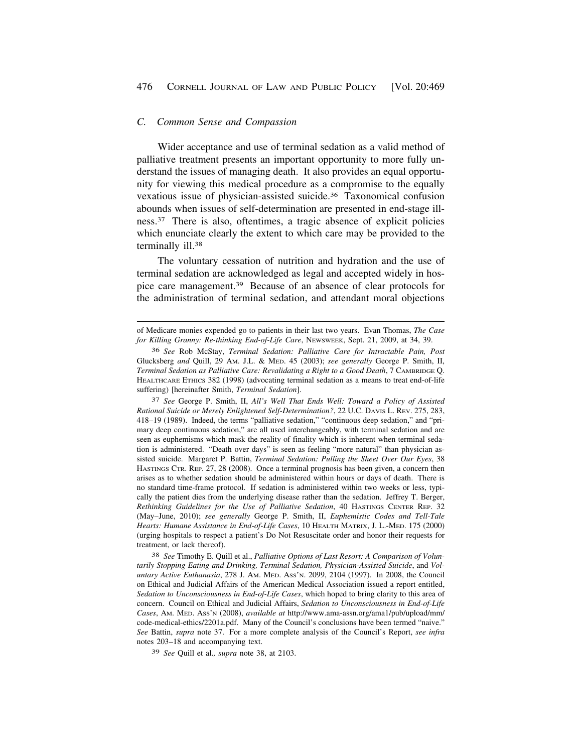### C. *Common Sense and Compassion*

Wider acceptance and use of terminal sedation as a valid method of palliative treatment presents an important opportunity to more fully understand the issues of managing death. It also provides an equal opportunity for viewing this medical procedure as a compromise to the equally vexatious issue of physician-assisted suicide.[36] Taxonomical confusion abounds when issues of self-determination are presented in end-stage illness.[37] There is also, oftentimes, a tragic absence of explicit policies which enunciate clearly the extent to which care may be provided to the terminally ill.[38]

The voluntary cessation of nutrition and hydration and the use of terminal sedation are acknowledged as legal and accepted widely in hospice care management.[39] Because of an absence of clear protocols for the administration of terminal sedation, and attendant moral objections

---

of Medicare monies expended go to patients in their last two years. Evan Thomas, *The Case for Killing Granny: Re-thinking End-of-Life Care*, NEWSWEEK, Sept. 21, 2009, at 34, 39.

[36] *See* Rob McStay, *Terminal Sedation: Palliative Care for Intractable Pain, Post* Glucksberg *and* Quill, 29 AM. J.L. & MED. 45 (2003); *see generally* George P. Smith, II, *Terminal Sedation as Palliative Care: Revalidating a Right to a Good Death*, 7 CAMBRIDGE Q. HEALTHCARE ETHICS 382 (1998) (advocating terminal sedation as a means to treat end-of-life suffering) [hereinafter Smith, *Terminal Sedation*].

[37] *See* George P. Smith, II, *All's Well That Ends Well: Toward a Policy of Assisted Rational Suicide or Merely Enlightened Self-Determination?*, 22 U.C. DAVIS L. REV. 275, 283, 418–19 (1989). Indeed, the terms "palliative sedation," "continuous deep sedation," and "primary deep continuous sedation," are all used interchangeably, with terminal sedation and are seen as euphemisms which mask the reality of finality which is inherent when terminal sedation is administered. "Death over days" is seen as feeling "more natural" than physician assisted suicide. Margaret P. Battin, *Terminal Sedation: Pulling the Sheet Over Our Eyes*, 38 HASTINGS CTR. REP. 27, 28 (2008). Once a terminal prognosis has been given, a concern then arises as to whether sedation should be administered within hours or days of death. There is no standard time-frame protocol. If sedation is administered within two weeks or less, typically the patient dies from the underlying disease rather than the sedation. Jeffrey T. Berger, *Rethinking Guidelines for the Use of Palliative Sedation*, 40 HASTINGS CENTER REP. 32 (May–June, 2010); *see generally* George P. Smith, II, *Euphemistic Codes and Tell-Tale Hearts: Humane Assistance in End-of-Life Cases*, 10 HEALTH MATRIX, J. L.-MED. 175 (2000) (urging hospitals to respect a patient's Do Not Resuscitate order and honor their requests for treatment, or lack thereof).

[38] *See* Timothy E. Quill et al., *Palliative Options of Last Resort: A Comparison of Voluntarily Stopping Eating and Drinking, Terminal Sedation, Physician-Assisted Suicide*, and *Voluntary Active Euthanasia*, 278 J. AM. MED. ASS'N. 2099, 2104 (1997). In 2008, the Council on Ethical and Judicial Affairs of the American Medical Association issued a report entitled, *Sedation to Unconsciousness in End-of-Life Cases*, which hoped to bring clarity to this area of concern. Council on Ethical and Judicial Affairs, *Sedation to Unconsciousness in End-of-Life Cases*, AM. MED. ASS'N (2008), *available at* http://www.ama-assn.org/ama1/pub/upload/mm/code-medical-ethics/2201a.pdf. Many of the Council's conclusions have been termed "naive." *See* Battin, *supra* note 37. For a more complete analysis of the Council's Report, *see infra* notes 203–18 and accompanying text.

[39] *See* Quill et al*., supra* note 38, at 2103.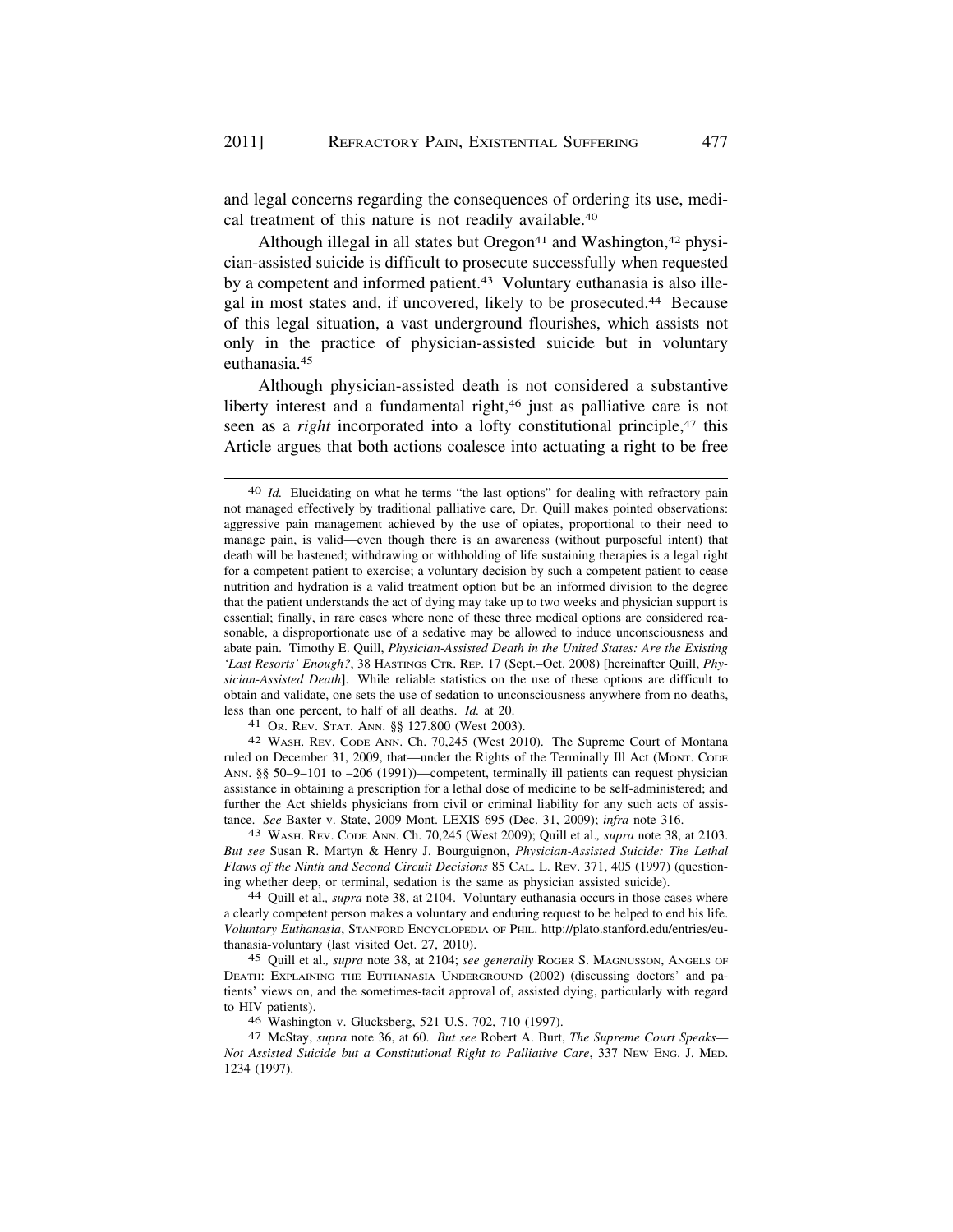and legal concerns regarding the consequences of ordering its use, medical treatment of this nature is not readily available.[40]

Although illegal in all states but Oregon[41] and Washington,[42] physician-assisted suicide is difficult to prosecute successfully when requested by a competent and informed patient.[43] Voluntary euthanasia is also illegal in most states and, if uncovered, likely to be prosecuted.[44] Because of this legal situation, a vast underground flourishes, which assists not only in the practice of physician-assisted suicide but in voluntary euthanasia.[45]

Although physician-assisted death is not considered a substantive liberty interest and a fundamental right,[46] just as palliative care is not seen as a *right* incorporated into a lofty constitutional principle,[47] this Article argues that both actions coalesce into actuating a right to be free

---

[40] *Id.* Elucidating on what he terms "the last options" for dealing with refractory pain not managed effectively by traditional palliative care, Dr. Quill makes pointed observations: aggressive pain management achieved by the use of opiates, proportional to their need to manage pain, is valid—even though there is an awareness (without purposeful intent) that death will be hastened; withdrawing or withholding of life sustaining therapies is a legal right for a competent patient to exercise; a voluntary decision by such a competent patient to cease nutrition and hydration is a valid treatment option but be an informed division to the degree that the patient understands the act of dying may take up to two weeks and physician support is essential; finally, in rare cases where none of these three medical options are considered reasonable, a disproportionate use of a sedative may be allowed to induce unconsciousness and abate pain. Timothy E. Quill, *Physician-Assisted Death in the United States: Are the Existing 'Last Resorts' Enough?*, 38 HASTINGS CTR. REP. 17 (Sept.–Oct. 2008) [hereinafter Quill, *Physician-Assisted Death*]. While reliable statistics on the use of these options are difficult to obtain and validate, one sets the use of sedation to unconsciousness anywhere from no deaths, less than one percent, to half of all deaths. *Id.* at 20.

[41] OR. REV. STAT. ANN. §§ 127.800 (West 2003).

[42] WASH. REV. CODE ANN. Ch. 70,245 (West 2010). The Supreme Court of Montana ruled on December 31, 2009, that—under the Rights of the Terminally Ill Act (MONT. CODE ANN. §§ 50–9–101 to –206 (1991))—competent, terminally ill patients can request physician assistance in obtaining a prescription for a lethal dose of medicine to be self-administered; and further the Act shields physicians from civil or criminal liability for any such acts of assistance. *See* Baxter v. State, 2009 Mont. LEXIS 695 (Dec. 31, 2009); *infra* note 316.

[43] WASH. REV. CODE ANN. Ch. 70,245 (West 2009); Quill et al.*, supra* note 38, at 2103. *But see* Susan R. Martyn & Henry J. Bourguignon, *Physician-Assisted Suicide: The Lethal Flaws of the Ninth and Second Circuit Decisions* 85 CAL. L. REV. 371, 405 (1997) (questioning whether deep, or terminal, sedation is the same as physician assisted suicide).

[44] Quill et al.*, supra* note 38, at 2104. Voluntary euthanasia occurs in those cases where a clearly competent person makes a voluntary and enduring request to be helped to end his life. *Voluntary Euthanasia*, STANFORD ENCYCLOPEDIA OF PHIL. http://plato.stanford.edu/entries/euthanasia-voluntary (last visited Oct. 27, 2010).

[45] Quill et al.*, supra* note 38, at 2104; *see generally* ROGER S. MAGNUSSON, ANGELS OF DEATH: EXPLAINING THE EUTHANASIA UNDERGROUND (2002) (discussing doctors' and patients' views on, and the sometimes-tacit approval of, assisted dying, particularly with regard to HIV patients).

[46] Washington v. Glucksberg, 521 U.S. 702, 710 (1997).

[47] McStay, *supra* note 36, at 60. *But see* Robert A. Burt, *The Supreme Court Speaks—Not Assisted Suicide but a Constitutional Right to Palliative Care*, 337 NEW ENG. J. MED. 1234 (1997).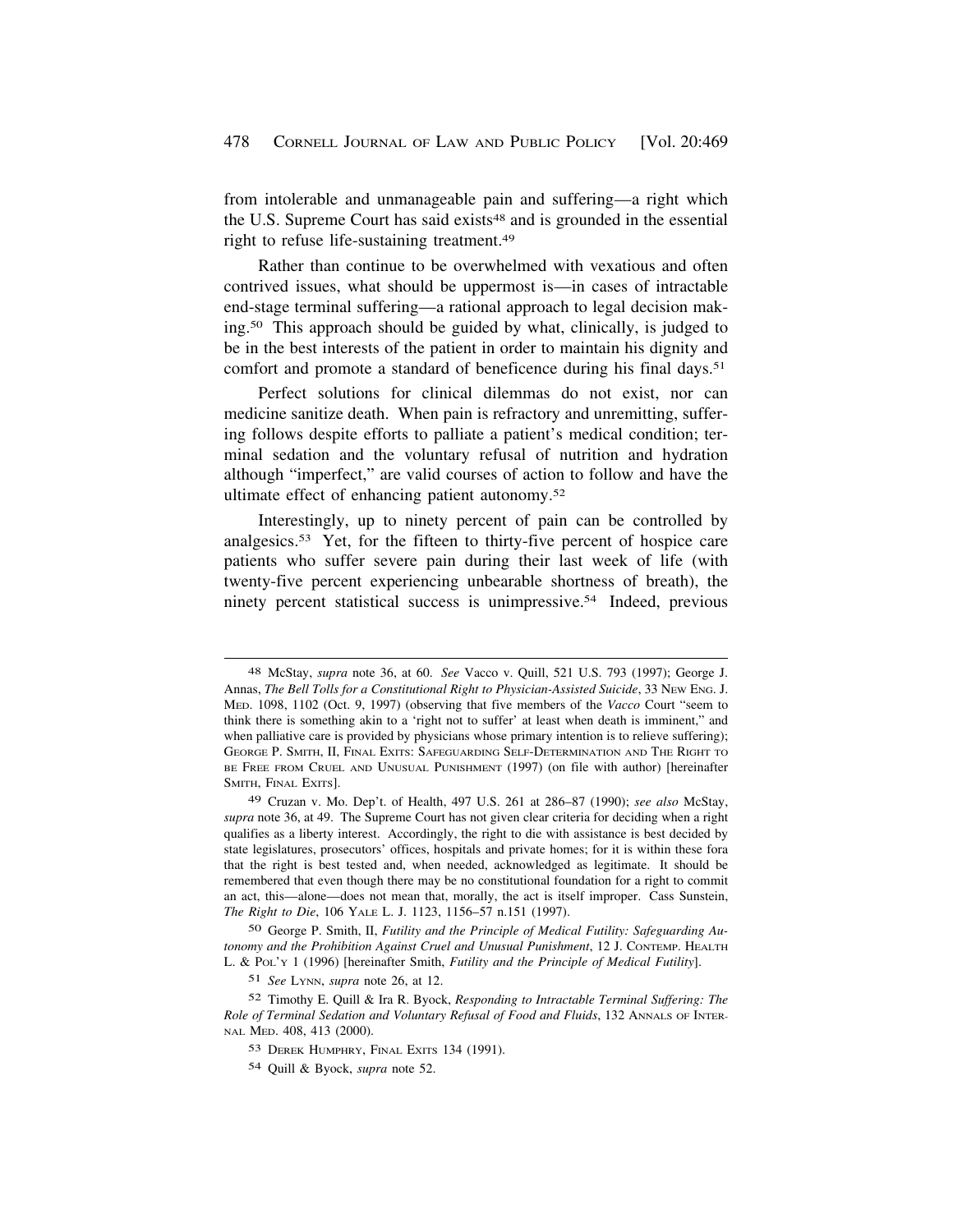from intolerable and unmanageable pain and suffering—a right which the U.S. Supreme Court has said exists[48] and is grounded in the essential right to refuse life-sustaining treatment.[49]

Rather than continue to be overwhelmed with vexatious and often contrived issues, what should be uppermost is—in cases of intractable end-stage terminal suffering—a rational approach to legal decision making.[50] This approach should be guided by what, clinically, is judged to be in the best interests of the patient in order to maintain his dignity and comfort and promote a standard of beneficence during his final days.[51]

Perfect solutions for clinical dilemmas do not exist, nor can medicine sanitize death. When pain is refractory and unremitting, suffering follows despite efforts to palliate a patient's medical condition; terminal sedation and the voluntary refusal of nutrition and hydration although "imperfect," are valid courses of action to follow and have the ultimate effect of enhancing patient autonomy.[52]

Interestingly, up to ninety percent of pain can be controlled by analgesics.[53] Yet, for the fifteen to thirty-five percent of hospice care patients who suffer severe pain during their last week of life (with twenty-five percent experiencing unbearable shortness of breath), the ninety percent statistical success is unimpressive.[54] Indeed, previous

---

48 McStay, *supra* note 36, at 60. *See* Vacco v. Quill, 521 U.S. 793 (1997); George J. Annas, *The Bell Tolls for a Constitutional Right to Physician-Assisted Suicide*, 33 NEW ENG. J. MED. 1098, 1102 (Oct. 9, 1997) (observing that five members of the *Vacco* Court "seem to think there is something akin to a 'right not to suffer' at least when death is imminent," and when palliative care is provided by physicians whose primary intention is to relieve suffering); GEORGE P. SMITH, II, FINAL EXITS: SAFEGUARDING SELF-DETERMINATION AND THE RIGHT TO BE FREE FROM CRUEL AND UNUSUAL PUNISHMENT (1997) (on file with author) [hereinafter SMITH, FINAL EXITS].

49 Cruzan v. Mo. Dep't. of Health, 497 U.S. 261 at 286–87 (1990); *see also* McStay, *supra* note 36, at 49. The Supreme Court has not given clear criteria for deciding when a right qualifies as a liberty interest. Accordingly, the right to die with assistance is best decided by state legislatures, prosecutors' offices, hospitals and private homes; for it is within these fora that the right is best tested and, when needed, acknowledged as legitimate. It should be remembered that even though there may be no constitutional foundation for a right to commit an act, this—alone—does not mean that, morally, the act is itself improper. Cass Sunstein, *The Right to Die*, 106 YALE L. J. 1123, 1156–57 n.151 (1997).

50 George P. Smith, II, *Futility and the Principle of Medical Futility: Safeguarding Autonomy and the Prohibition Against Cruel and Unusual Punishment*, 12 J. CONTEMP. HEALTH L. & POL'Y 1 (1996) [hereinafter Smith, *Futility and the Principle of Medical Futility*].

51 *See* LYNN, *supra* note 26, at 12.

52 Timothy E. Quill & Ira R. Byock, *Responding to Intractable Terminal Suffering: The Role of Terminal Sedation and Voluntary Refusal of Food and Fluids*, 132 ANNALS OF INTERNAL MED. 408, 413 (2000).

53 DEREK HUMPHRY, FINAL EXITS 134 (1991).

54 Quill & Byock, *supra* note 52.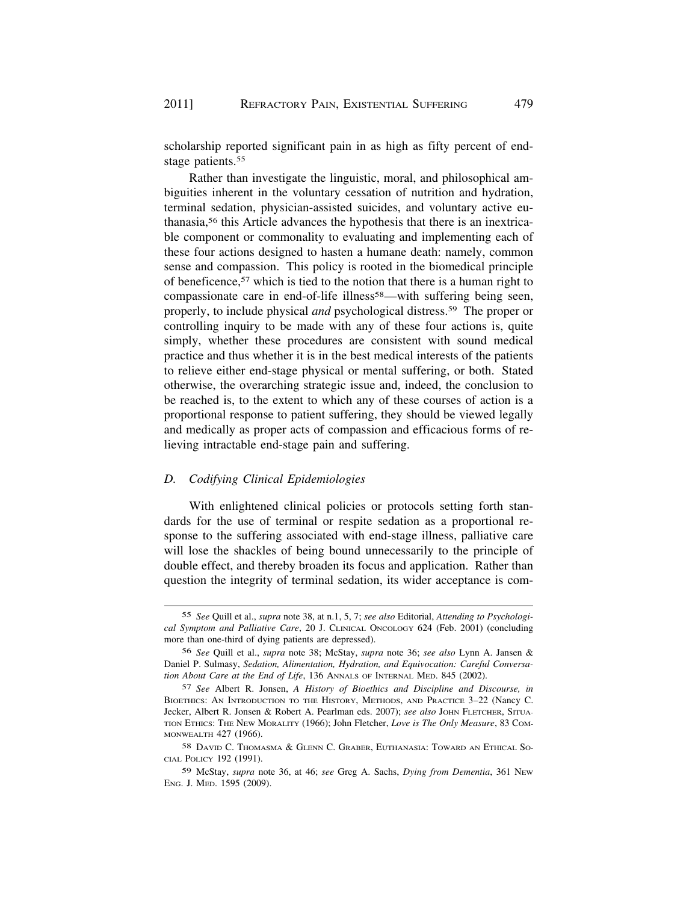scholarship reported significant pain in as high as fifty percent of end-stage patients.[55]

Rather than investigate the linguistic, moral, and philosophical ambiguities inherent in the voluntary cessation of nutrition and hydration, terminal sedation, physician-assisted suicides, and voluntary active euthanasia,[56] this Article advances the hypothesis that there is an inextricable component or commonality to evaluating and implementing each of these four actions designed to hasten a humane death: namely, common sense and compassion. This policy is rooted in the biomedical principle of beneficence,[57] which is tied to the notion that there is a human right to compassionate care in end-of-life illness[58]—with suffering being seen, properly, to include physical *and* psychological distress.[59] The proper or controlling inquiry to be made with any of these four actions is, quite simply, whether these procedures are consistent with sound medical practice and thus whether it is in the best medical interests of the patients to relieve either end-stage physical or mental suffering, or both. Stated otherwise, the overarching strategic issue and, indeed, the conclusion to be reached is, to the extent to which any of these courses of action is a proportional response to patient suffering, they should be viewed legally and medically as proper acts of compassion and efficacious forms of relieving intractable end-stage pain and suffering.

### D. *Codifying Clinical Epidemiologies*

With enlightened clinical policies or protocols setting forth standards for the use of terminal or respite sedation as a proportional response to the suffering associated with end-stage illness, palliative care will lose the shackles of being bound unnecessarily to the principle of double effect, and thereby broaden its focus and application. Rather than question the integrity of terminal sedation, its wider acceptance is com-

---

55 *See* Quill et al., *supra* note 38, at n.1, 5, 7; *see also* Editorial, *Attending to Psychological Symptom and Palliative Care*, 20 J. CLINICAL ONCOLOGY 624 (Feb. 2001) (concluding more than one-third of dying patients are depressed).

56 *See* Quill et al., *supra* note 38; McStay, *supra* note 36; *see also* Lynn A. Jansen & Daniel P. Sulmasy, *Sedation, Alimentation, Hydration, and Equivocation: Careful Conversation About Care at the End of Life*, 136 ANNALS OF INTERNAL MED. 845 (2002).

57 *See* Albert R. Jonsen, *A History of Bioethics and Discipline and Discourse, in* BIOETHICS: AN INTRODUCTION TO THE HISTORY, METHODS, AND PRACTICE 3–22 (Nancy C. Jecker, Albert R. Jonsen & Robert A. Pearlman eds. 2007); *see also* JOHN FLETCHER, SITUATION ETHICS: THE NEW MORALITY (1966); John Fletcher, *Love is The Only Measure*, 83 COMMONWEALTH 427 (1966).

58 DAVID C. THOMASMA & GLENN C. GRABER, EUTHANASIA: TOWARD AN ETHICAL SOCIAL POLICY 192 (1991).

59 McStay, *supra* note 36, at 46; *see* Greg A. Sachs, *Dying from Dementia*, 361 NEW ENG. J. MED. 1595 (2009).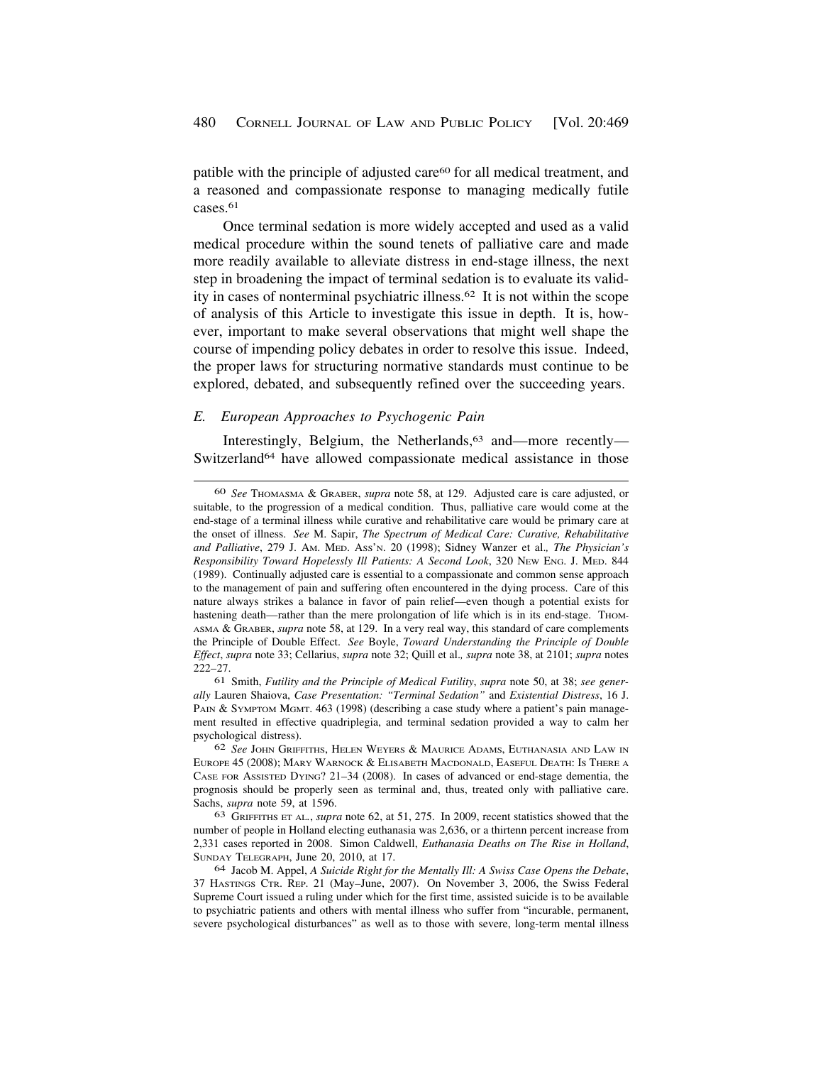patible with the principle of adjusted care[60] for all medical treatment, and a reasoned and compassionate response to managing medically futile cases.[61]

Once terminal sedation is more widely accepted and used as a valid medical procedure within the sound tenets of palliative care and made more readily available to alleviate distress in end-stage illness, the next step in broadening the impact of terminal sedation is to evaluate its validity in cases of nonterminal psychiatric illness.[62] It is not within the scope of analysis of this Article to investigate this issue in depth. It is, however, important to make several observations that might well shape the course of impending policy debates in order to resolve this issue. Indeed, the proper laws for structuring normative standards must continue to be explored, debated, and subsequently refined over the succeeding years.

### *E. European Approaches to Psychogenic Pain*

Interestingly, Belgium, the Netherlands,[63] and—more recently—Switzerland[64] have allowed compassionate medical assistance in those

---

[60] *See* THOMASMA & GRABER, *supra* note 58, at 129. Adjusted care is care adjusted, or suitable, to the progression of a medical condition. Thus, palliative care would come at the end-stage of a terminal illness while curative and rehabilitative care would be primary care at the onset of illness. *See* M. Sapir, *The Spectrum of Medical Care: Curative, Rehabilitative and Palliative*, 279 J. AM. MED. ASS'N. 20 (1998); Sidney Wanzer et al., *The Physician's Responsibility Toward Hopelessly Ill Patients: A Second Look*, 320 NEW ENG. J. MED. 844 (1989). Continually adjusted care is essential to a compassionate and common sense approach to the management of pain and suffering often encountered in the dying process. Care of this nature always strikes a balance in favor of pain relief—even though a potential exists for hastening death—rather than the mere prolongation of life which is in its end-stage. THOMASMA & GRABER, *supra* note 58, at 129. In a very real way, this standard of care complements the Principle of Double Effect. *See* Boyle, *Toward Understanding the Principle of Double Effect*, *supra* note 33; Cellarius, *supra* note 32; Quill et al., *supra* note 38, at 2101; *supra* notes 222–27.

[61] Smith, *Futility and the Principle of Medical Futility*, *supra* note 50, at 38; *see generally* Lauren Shaiova, *Case Presentation: "Terminal Sedation" and Existential Distress*, 16 J. PAIN & SYMPTOM MGMT. 463 (1998) (describing a case study where a patient's pain management resulted in effective quadriplegia, and terminal sedation provided a way to calm her psychological distress).

[62] *See* JOHN GRIFFITHS, HELEN WEYERS & MAURICE ADAMS, EUTHANASIA AND LAW IN EUROPE 45 (2008); MARY WARNOCK & ELISABETH MACDONALD, EASEFUL DEATH: IS THERE A CASE FOR ASSISTED DYING? 21–34 (2008). In cases of advanced or end-stage dementia, the prognosis should be properly seen as terminal and, thus, treated only with palliative care. Sachs, *supra* note 59, at 1596.

[63] GRIFFITHS ET AL., *supra* note 62, at 51, 275. In 2009, recent statistics showed that the number of people in Holland electing euthanasia was 2,636, or a thirtenn percent increase from 2,331 cases reported in 2008. Simon Caldwell, *Euthanasia Deaths on The Rise in Holland*, SUNDAY TELEGRAPH, June 20, 2010, at 17.

[64] Jacob M. Appel, *A Suicide Right for the Mentally Ill: A Swiss Case Opens the Debate*, 37 HASTINGS CTR. REP. 21 (May–June, 2007). On November 3, 2006, the Swiss Federal Supreme Court issued a ruling under which for the first time, assisted suicide is to be available to psychiatric patients and others with mental illness who suffer from "incurable, permanent, severe psychological disturbances" as well as to those with severe, long-term mental illness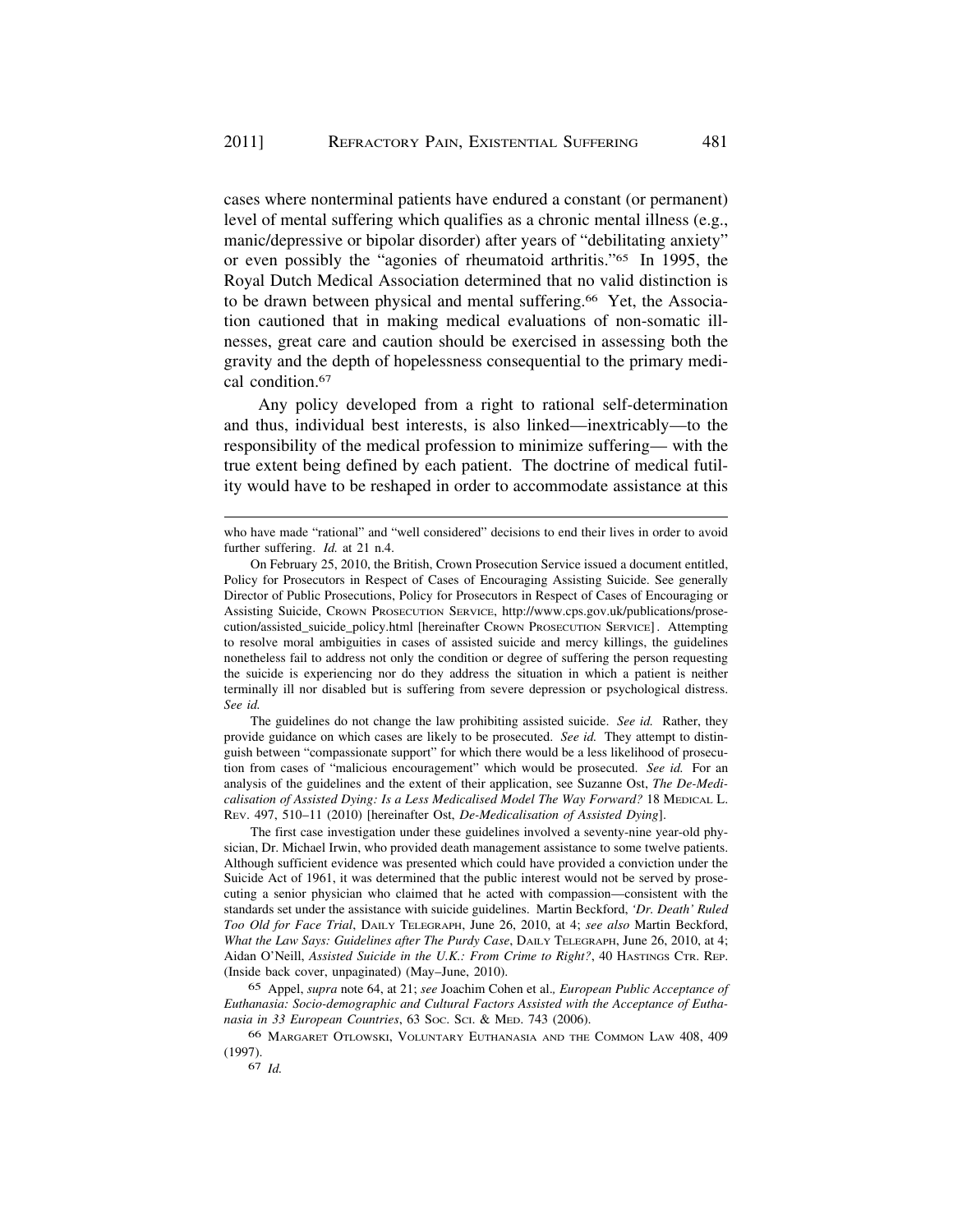cases where nonterminal patients have endured a constant (or permanent) level of mental suffering which qualifies as a chronic mental illness (e.g., manic/depressive or bipolar disorder) after years of "debilitating anxiety" or even possibly the "agonies of rheumatoid arthritis."[65] In 1995, the Royal Dutch Medical Association determined that no valid distinction is to be drawn between physical and mental suffering.[66] Yet, the Association cautioned that in making medical evaluations of non-somatic illnesses, great care and caution should be exercised in assessing both the gravity and the depth of hopelessness consequential to the primary medical condition.[67]

Any policy developed from a right to rational self-determination and thus, individual best interests, is also linked—inextricably—to the responsibility of the medical profession to minimize suffering— with the true extent being defined by each patient. The doctrine of medical futility would have to be reshaped in order to accommodate assistance at this

---

who have made "rational" and "well considered" decisions to end their lives in order to avoid further suffering. *Id.* at 21 n.4.

On February 25, 2010, the British, Crown Prosecution Service issued a document entitled, Policy for Prosecutors in Respect of Cases of Encouraging Assisting Suicide. See generally Director of Public Prosecutions, Policy for Prosecutors in Respect of Cases of Encouraging or Assisting Suicide, CROWN PROSECUTION SERVICE, http://www.cps.gov.uk/publications/prosecution/assisted_suicide_policy.html [hereinafter CROWN PROSECUTION SERVICE]. Attempting to resolve moral ambiguities in cases of assisted suicide and mercy killings, the guidelines nonetheless fail to address not only the condition or degree of suffering the person requesting the suicide is experiencing nor do they address the situation in which a patient is neither terminally ill nor disabled but is suffering from severe depression or psychological distress. *See id.*

The guidelines do not change the law prohibiting assisted suicide. *See id.* Rather, they provide guidance on which cases are likely to be prosecuted. *See id.* They attempt to distinguish between "compassionate support" for which there would be a less likelihood of prosecution from cases of "malicious encouragement" which would be prosecuted. *See id.* For an analysis of the guidelines and the extent of their application, see Suzanne Ost, *The De-Medicalisation of Assisted Dying: Is a Less Medicalised Model The Way Forward?* 18 MEDICAL L. REV. 497, 510–11 (2010) [hereinafter Ost, *De-Medicalisation of Assisted Dying*].

The first case investigation under these guidelines involved a seventy-nine year-old physician, Dr. Michael Irwin, who provided death management assistance to some twelve patients. Although sufficient evidence was presented which could have provided a conviction under the Suicide Act of 1961, it was determined that the public interest would not be served by prosecuting a senior physician who claimed that he acted with compassion—consistent with the standards set under the assistance with suicide guidelines. Martin Beckford, *'Dr. Death' Ruled Too Old for Face Trial*, DAILY TELEGRAPH, June 26, 2010, at 4; *see also* Martin Beckford, *What the Law Says: Guidelines after The Purdy Case*, DAILY TELEGRAPH, June 26, 2010, at 4; Aidan O'Neill, *Assisted Suicide in the U.K.: From Crime to Right?*, 40 HASTINGS CTR. REP. (Inside back cover, unpaginated) (May–June, 2010).

[65] Appel, *supra* note 64, at 21; *see* Joachim Cohen et al*., European Public Acceptance of Euthanasia: Socio-demographic and Cultural Factors Assisted with the Acceptance of Euthanasia in 33 European Countries*, 63 SOC. SCI. & MED. 743 (2006).

[66] MARGARET OTLOWSKI, VOLUNTARY EUTHANASIA AND THE COMMON LAW 408, 409 (1997).

[67] *Id.*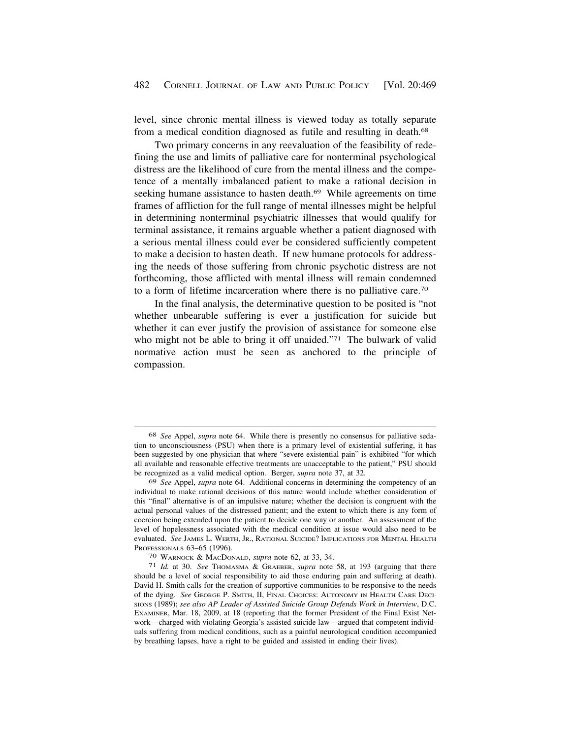level, since chronic mental illness is viewed today as totally separate from a medical condition diagnosed as futile and resulting in death.[68]

Two primary concerns in any reevaluation of the feasibility of redefining the use and limits of palliative care for nonterminal psychological distress are the likelihood of cure from the mental illness and the competence of a mentally imbalanced patient to make a rational decision in seeking humane assistance to hasten death.[69] While agreements on time frames of affliction for the full range of mental illnesses might be helpful in determining nonterminal psychiatric illnesses that would qualify for terminal assistance, it remains arguable whether a patient diagnosed with a serious mental illness could ever be considered sufficiently competent to make a decision to hasten death. If new humane protocols for addressing the needs of those suffering from chronic psychotic distress are not forthcoming, those afflicted with mental illness will remain condemned to a form of lifetime incarceration where there is no palliative care.[70]

In the final analysis, the determinative question to be posited is "not whether unbearable suffering is ever a justification for suicide but whether it can ever justify the provision of assistance for someone else who might not be able to bring it off unaided."[71] The bulwark of valid normative action must be seen as anchored to the principle of compassion.

---

[68] *See* Appel, *supra* note 64. While there is presently no consensus for palliative sedation to unconsciousness (PSU) when there is a primary level of existential suffering, it has been suggested by one physician that where "severe existential pain" is exhibited "for which all available and reasonable effective treatments are unacceptable to the patient," PSU should be recognized as a valid medical option. Berger, *supra* note 37, at 32.

[69] *See* Appel, *supra* note 64. Additional concerns in determining the competency of an individual to make rational decisions of this nature would include whether consideration of this "final" alternative is of an impulsive nature; whether the decision is congruent with the actual personal values of the distressed patient; and the extent to which there is any form of coercion being extended upon the patient to decide one way or another. An assessment of the level of hopelessness associated with the medical condition at issue would also need to be evaluated. *See* JAMES L. WERTH, JR., RATIONAL SUICIDE? IMPLICATIONS FOR MENTAL HEALTH PROFESSIONALS 63–65 (1996).

[70] WARNOCK & MACDONALD, *supra* note 62, at 33, 34.

[71] *Id.* at 30. *See* THOMASMA & GRAEBER, *supra* note 58, at 193 (arguing that there should be a level of social responsibility to aid those enduring pain and suffering at death). David H. Smith calls for the creation of supportive communities to be responsive to the needs of the dying. *See* GEORGE P. SMITH, II, FINAL CHOICES: AUTONOMY IN HEALTH CARE DECISIONS (1989); *see also AP Leader of Assisted Suicide Group Defends Work in Interview*, D.C. EXAMINER, Mar. 18, 2009, at 18 (reporting that the former President of the Final Exist Network—charged with violating Georgia's assisted suicide law—argued that competent individuals suffering from medical conditions, such as a painful neurological condition accompanied by breathing lapses, have a right to be guided and assisted in ending their lives).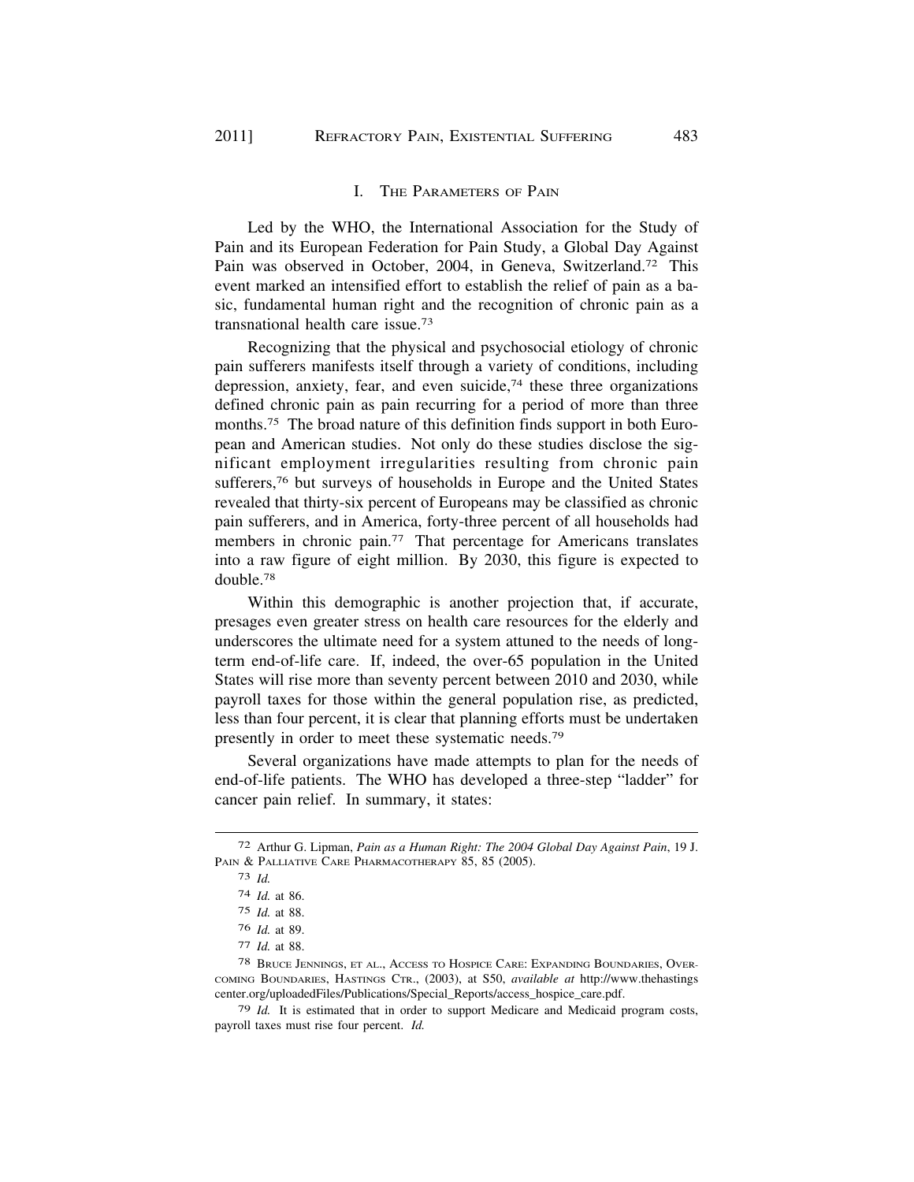## I. The Parameters of Pain

Led by the WHO, the International Association for the Study of Pain and its European Federation for Pain Study, a Global Day Against Pain was observed in October, 2004, in Geneva, Switzerland.[72] This event marked an intensified effort to establish the relief of pain as a basic, fundamental human right and the recognition of chronic pain as a transnational health care issue.[73]

Recognizing that the physical and psychosocial etiology of chronic pain sufferers manifests itself through a variety of conditions, including depression, anxiety, fear, and even suicide,[74] these three organizations defined chronic pain as pain recurring for a period of more than three months.[75] The broad nature of this definition finds support in both European and American studies. Not only do these studies disclose the significant employment irregularities resulting from chronic pain sufferers,[76] but surveys of households in Europe and the United States revealed that thirty-six percent of Europeans may be classified as chronic pain sufferers, and in America, forty-three percent of all households had members in chronic pain.[77] That percentage for Americans translates into a raw figure of eight million. By 2030, this figure is expected to double.[78]

Within this demographic is another projection that, if accurate, presages even greater stress on health care resources for the elderly and underscores the ultimate need for a system attuned to the needs of long-term end-of-life care. If, indeed, the over-65 population in the United States will rise more than seventy percent between 2010 and 2030, while payroll taxes for those within the general population rise, as predicted, less than four percent, it is clear that planning efforts must be undertaken presently in order to meet these systematic needs.[79]

Several organizations have made attempts to plan for the needs of end-of-life patients. The WHO has developed a three-step "ladder" for cancer pain relief. In summary, it states:

---

72 Arthur G. Lipman, *Pain as a Human Right: The 2004 Global Day Against Pain*, 19 J. Pain & Palliative Care Pharmacotherapy 85, 85 (2005).

73 *Id.*

74 *Id.* at 86.

75 *Id.* at 88.

76 *Id.* at 89.

77 *Id.* at 88.

78 Bruce Jennings, et al., Access to Hospice Care: Expanding Boundaries, Overcoming Boundaries, Hastings Ctr., (2003), at S50, *available at* http://www.thehastingscenter.org/uploadedFiles/Publications/Special_Reports/access_hospice_care.pdf.

79 *Id.* It is estimated that in order to support Medicare and Medicaid program costs, payroll taxes must rise four percent. *Id.*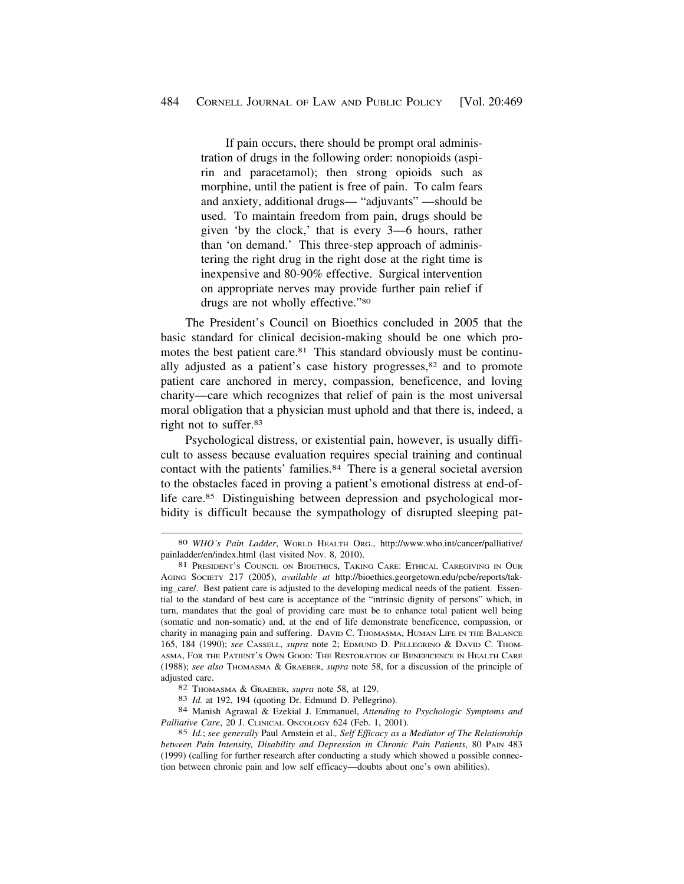If pain occurs, there should be prompt oral administration of drugs in the following order: nonopioids (aspirin and paracetamol); then strong opioids such as morphine, until the patient is free of pain. To calm fears and anxiety, additional drugs— "adjuvants" —should be used. To maintain freedom from pain, drugs should be given 'by the clock,' that is every 3—6 hours, rather than 'on demand.' This three-step approach of administering the right drug in the right dose at the right time is inexpensive and 80-90% effective. Surgical intervention on appropriate nerves may provide further pain relief if drugs are not wholly effective."[80]

The President's Council on Bioethics concluded in 2005 that the basic standard for clinical decision-making should be one which promotes the best patient care.[81] This standard obviously must be continually adjusted as a patient's case history progresses,[82] and to promote patient care anchored in mercy, compassion, beneficence, and loving charity—care which recognizes that relief of pain is the most universal moral obligation that a physician must uphold and that there is, indeed, a right not to suffer.[83]

Psychological distress, or existential pain, however, is usually difficult to assess because evaluation requires special training and continual contact with the patients' families.[84] There is a general societal aversion to the obstacles faced in proving a patient's emotional distress at end-of-life care.[85] Distinguishing between depression and psychological morbidity is difficult because the sympathology of disrupted sleeping pat-

---

[80] *WHO's Pain Ladder*, WORLD HEALTH ORG., http://www.who.int/cancer/palliative/painladder/en/index.html (last visited Nov. 8, 2010).

[81] PRESIDENT'S COUNCIL ON BIOETHICS, TAKING CARE: ETHICAL CAREGIVING IN OUR AGING SOCIETY 217 (2005), *available at* http://bioethics.georgetown.edu/pcbe/reports/taking_care/. Best patient care is adjusted to the developing medical needs of the patient. Essential to the standard of best care is acceptance of the "intrinsic dignity of persons" which, in turn, mandates that the goal of providing care must be to enhance total patient well being (somatic and non-somatic) and, at the end of life demonstrate beneficence, compassion, or charity in managing pain and suffering. DAVID C. THOMASMA, HUMAN LIFE IN THE BALANCE 165, 184 (1990); *see* CASSELL, *supra* note 2; EDMUND D. PELLEGRINO & DAVID C. THOMASMA, FOR THE PATIENT'S OWN GOOD: THE RESTORATION OF BENEFICENCE IN HEALTH CARE (1988); *see also* THOMASMA & GRAEBER, *supra* note 58, for a discussion of the principle of adjusted care.

[82] THOMASMA & GRAEBER, *supra* note 58, at 129.

[83] *Id.* at 192, 194 (quoting Dr. Edmund D. Pellegrino).

[84] Manish Agrawal & Ezekial J. Emmanuel, *Attending to Psychologic Symptoms and Palliative Care*, 20 J. CLINICAL ONCOLOGY 624 (Feb. 1, 2001).

[85] *Id.*; *see generally* Paul Arnstein et al., *Self Efficacy as a Mediator of The Relationship between Pain Intensity, Disability and Depression in Chronic Pain Patients*, 80 PAIN 483 (1999) (calling for further research after conducting a study which showed a possible connection between chronic pain and low self efficacy—doubts about one's own abilities).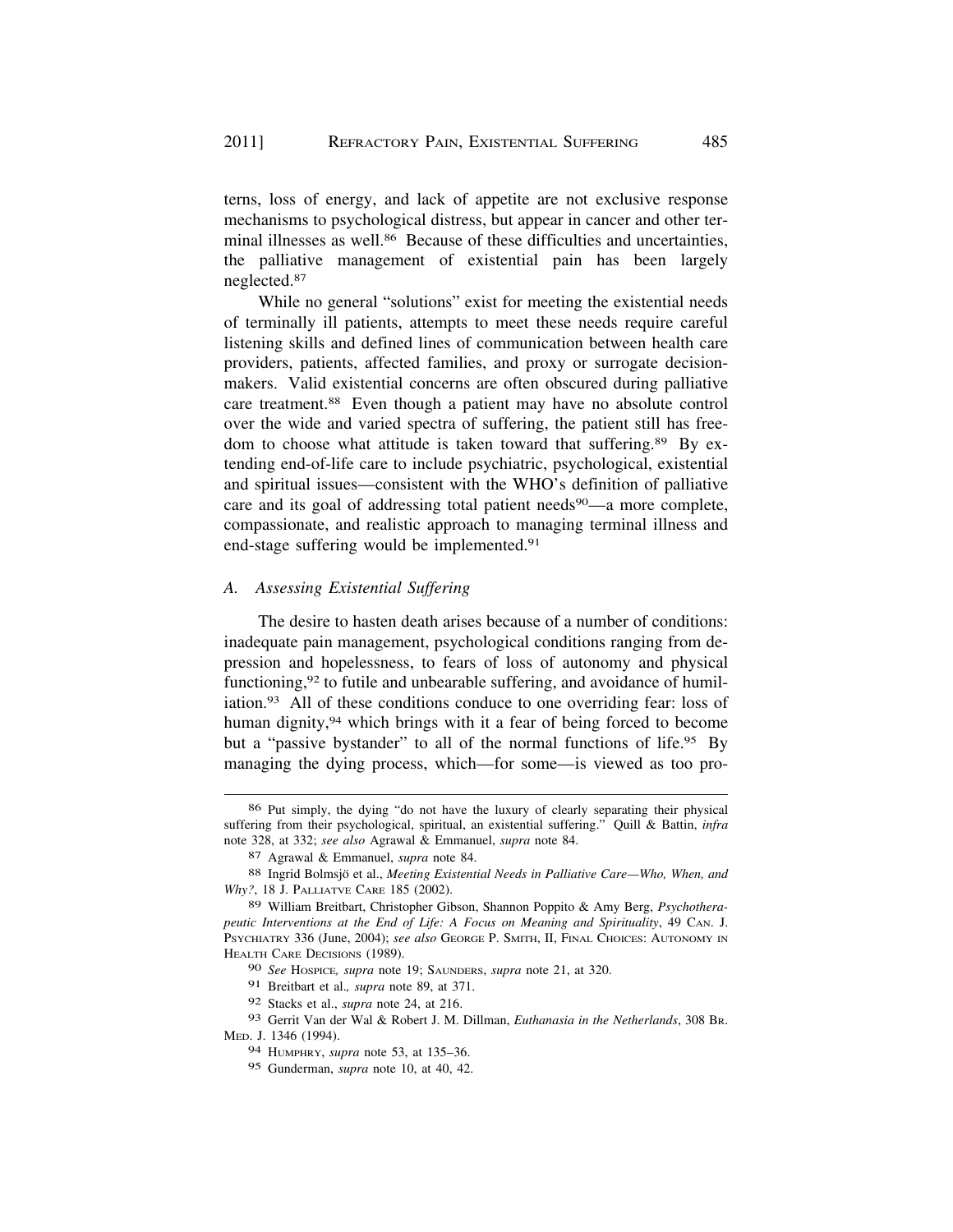terns, loss of energy, and lack of appetite are not exclusive response mechanisms to psychological distress, but appear in cancer and other terminal illnesses as well.[86] Because of these difficulties and uncertainties, the palliative management of existential pain has been largely neglected.[87]

While no general "solutions" exist for meeting the existential needs of terminally ill patients, attempts to meet these needs require careful listening skills and defined lines of communication between health care providers, patients, affected families, and proxy or surrogate decision-makers. Valid existential concerns are often obscured during palliative care treatment.[88] Even though a patient may have no absolute control over the wide and varied spectra of suffering, the patient still has freedom to choose what attitude is taken toward that suffering.[89] By extending end-of-life care to include psychiatric, psychological, existential and spiritual issues—consistent with the WHO's definition of palliative care and its goal of addressing total patient needs[90]—a more complete, compassionate, and realistic approach to managing terminal illness and end-stage suffering would be implemented.[91]

### *A. Assessing Existential Suffering*

The desire to hasten death arises because of a number of conditions: inadequate pain management, psychological conditions ranging from depression and hopelessness, to fears of loss of autonomy and physical functioning,[92] to futile and unbearable suffering, and avoidance of humiliation.[93] All of these conditions conduce to one overriding fear: loss of human dignity,[94] which brings with it a fear of being forced to become but a "passive bystander" to all of the normal functions of life.[95] By managing the dying process, which—for some—is viewed as too pro-

---

[86] Put simply, the dying "do not have the luxury of clearly separating their physical suffering from their psychological, spiritual, an existential suffering." Quill & Battin, *infra* note 328, at 332; *see also* Agrawal & Emmanuel, *supra* note 84.

[87] Agrawal & Emmanuel, *supra* note 84.

[88] Ingrid Bolmsjö et al., *Meeting Existential Needs in Palliative Care—Who, When, and Why?*, 18 J. PALLIATVE CARE 185 (2002).

[89] William Breitbart, Christopher Gibson, Shannon Poppito & Amy Berg, *Psychotherapeutic Interventions at the End of Life: A Focus on Meaning and Spirituality*, 49 CAN. J. PSYCHIATRY 336 (June, 2004); *see also* GEORGE P. SMITH, II, FINAL CHOICES: AUTONOMY IN HEALTH CARE DECISIONS (1989).

[90] *See* HOSPICE, *supra* note 19; SAUNDERS, *supra* note 21, at 320.

[91] Breitbart et al., *supra* note 89, at 371.

[92] Stacks et al., *supra* note 24, at 216.

[93] Gerrit Van der Wal & Robert J. M. Dillman, *Euthanasia in the Netherlands*, 308 BR. MED. J. 1346 (1994).

[94] HUMPHRY, *supra* note 53, at 135–36.

[95] Gunderman, *supra* note 10, at 40, 42.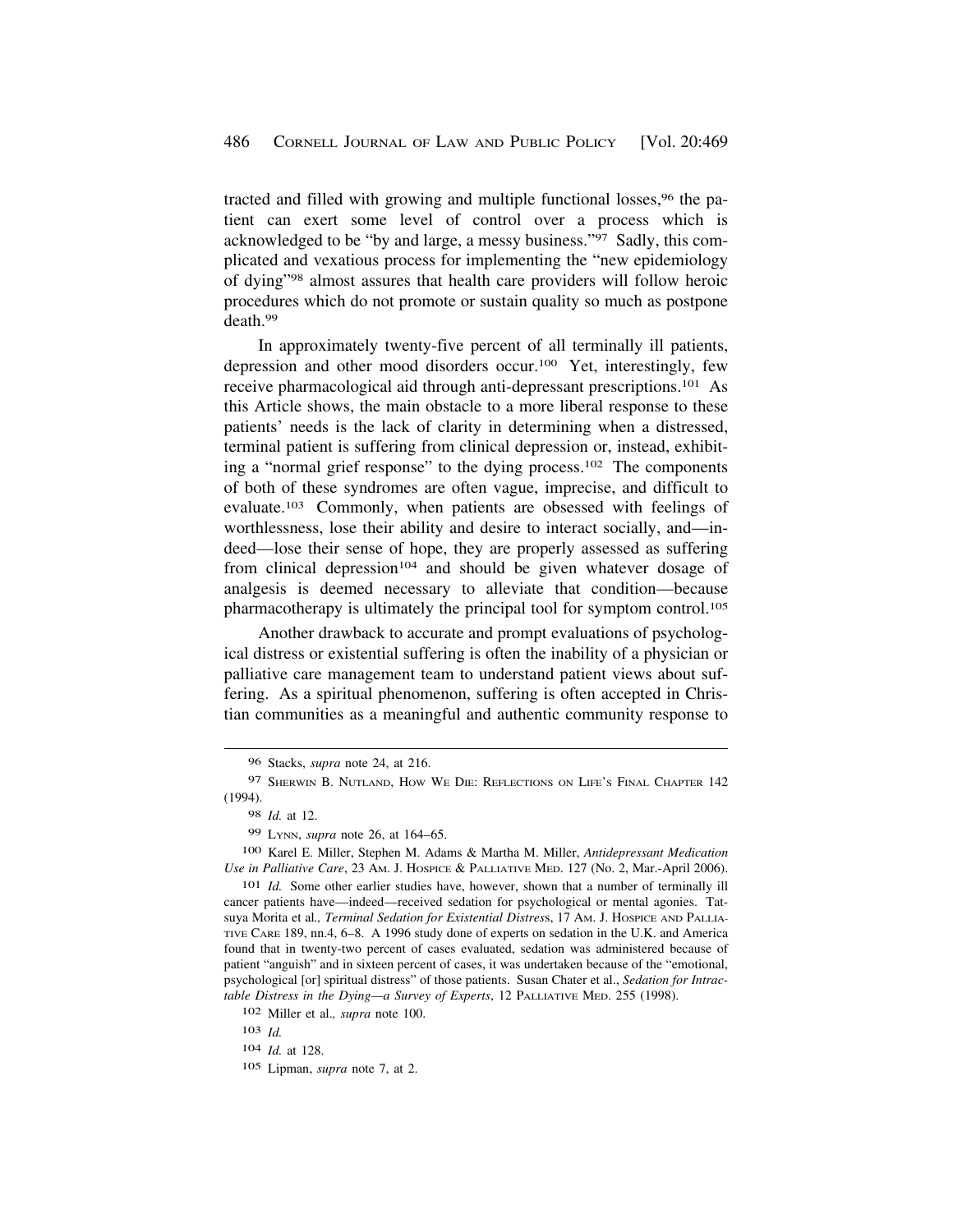tracted and filled with growing and multiple functional losses,[96] the patient can exert some level of control over a process which is acknowledged to be "by and large, a messy business."[97] Sadly, this complicated and vexatious process for implementing the "new epidemiology of dying"[98] almost assures that health care providers will follow heroic procedures which do not promote or sustain quality so much as postpone death.[99]

In approximately twenty-five percent of all terminally ill patients, depression and other mood disorders occur.[100] Yet, interestingly, few receive pharmacological aid through anti-depressant prescriptions.[101] As this Article shows, the main obstacle to a more liberal response to these patients' needs is the lack of clarity in determining when a distressed, terminal patient is suffering from clinical depression or, instead, exhibiting a "normal grief response" to the dying process.[102] The components of both of these syndromes are often vague, imprecise, and difficult to evaluate.[103] Commonly, when patients are obsessed with feelings of worthlessness, lose their ability and desire to interact socially, and—indeed—lose their sense of hope, they are properly assessed as suffering from clinical depression[104] and should be given whatever dosage of analgesis is deemed necessary to alleviate that condition—because pharmacotherapy is ultimately the principal tool for symptom control.[105]

Another drawback to accurate and prompt evaluations of psychological distress or existential suffering is often the inability of a physician or palliative care management team to understand patient views about suffering. As a spiritual phenomenon, suffering is often accepted in Christian communities as a meaningful and authentic community response to

---

[96] Stacks, *supra* note 24, at 216.

[97] Sherwin B. Nutland, How We Die: Reflections on Life's Final Chapter 142 (1994).

[98] *Id.* at 12.

[99] Lynn, *supra* note 26, at 164–65.

[100] Karel E. Miller, Stephen M. Adams & Martha M. Miller, *Antidepressant Medication Use in Palliative Care*, 23 Am. J. Hospice & Palliative Med. 127 (No. 2, Mar.-April 2006).

[101] *Id.* Some other earlier studies have, however, shown that a number of terminally ill cancer patients have—indeed—received sedation for psychological or mental agonies. Tatsuya Morita et al., *Terminal Sedation for Existential Distress*, 17 Am. J. Hospice and Palliative Care 189, nn.4, 6–8. A 1996 study done of experts on sedation in the U.K. and America found that in twenty-two percent of cases evaluated, sedation was administered because of patient "anguish" and in sixteen percent of cases, it was undertaken because of the "emotional, psychological [or] spiritual distress" of those patients. Susan Chater et al., *Sedation for Intractable Distress in the Dying—a Survey of Experts*, 12 Palliative Med. 255 (1998).

[102] Miller et al., *supra* note 100.

[103] *Id.*

[104] *Id.* at 128.

[105] Lipman, *supra* note 7, at 2.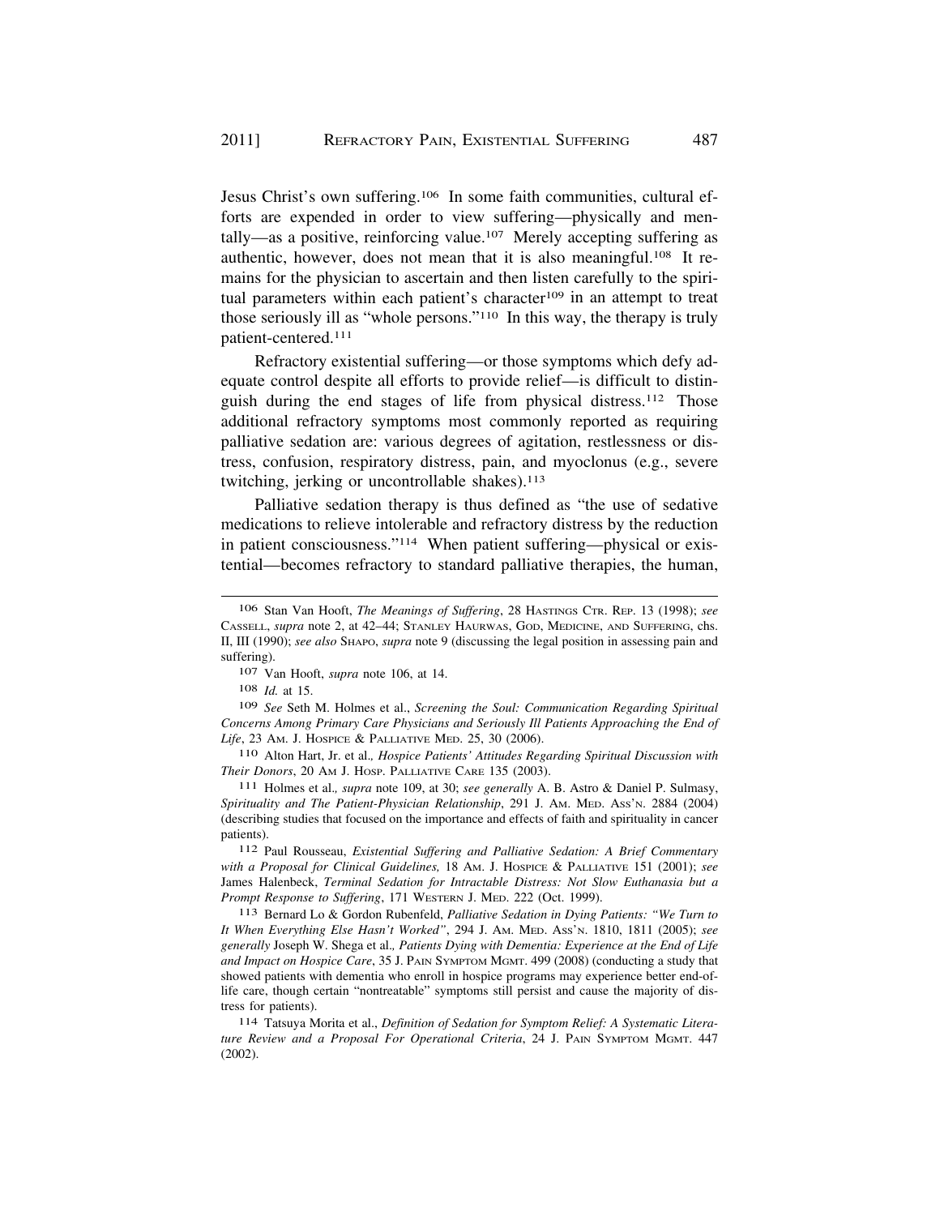Jesus Christ's own suffering.[106] In some faith communities, cultural efforts are expended in order to view suffering—physically and mentally—as a positive, reinforcing value.[107] Merely accepting suffering as authentic, however, does not mean that it is also meaningful.[108] It remains for the physician to ascertain and then listen carefully to the spiritual parameters within each patient's character[109] in an attempt to treat those seriously ill as "whole persons."[110] In this way, the therapy is truly patient-centered.[111]

Refractory existential suffering—or those symptoms which defy adequate control despite all efforts to provide relief—is difficult to distinguish during the end stages of life from physical distress.[112] Those additional refractory symptoms most commonly reported as requiring palliative sedation are: various degrees of agitation, restlessness or distress, confusion, respiratory distress, pain, and myoclonus (e.g., severe twitching, jerking or uncontrollable shakes).[113]

Palliative sedation therapy is thus defined as "the use of sedative medications to relieve intolerable and refractory distress by the reduction in patient consciousness."[114] When patient suffering—physical or existential—becomes refractory to standard palliative therapies, the human,

---

106 Stan Van Hooft, *The Meanings of Suffering*, 28 HASTINGS CTR. REP. 13 (1998); *see* CASSELL, *supra* note 2, at 42–44; STANLEY HAURWAS, GOD, MEDICINE, AND SUFFERING, chs. II, III (1990); *see also* SHAPO, *supra* note 9 (discussing the legal position in assessing pain and suffering).

107 Van Hooft, *supra* note 106, at 14.

108 *Id.* at 15.

109 *See* Seth M. Holmes et al., *Screening the Soul: Communication Regarding Spiritual Concerns Among Primary Care Physicians and Seriously Ill Patients Approaching the End of Life*, 23 AM. J. HOSPICE & PALLIATIVE MED. 25, 30 (2006).

110 Alton Hart, Jr. et al., *Hospice Patients' Attitudes Regarding Spiritual Discussion with Their Donors*, 20 AM J. HOSP. PALLIATIVE CARE 135 (2003).

111 Holmes et al., *supra* note 109, at 30; *see generally* A. B. Astro & Daniel P. Sulmasy, *Spirituality and The Patient-Physician Relationship*, 291 J. AM. MED. ASS'N. 2884 (2004) (describing studies that focused on the importance and effects of faith and spirituality in cancer patients).

112 Paul Rousseau, *Existential Suffering and Palliative Sedation: A Brief Commentary with a Proposal for Clinical Guidelines,* 18 AM. J. HOSPICE & PALLIATIVE 151 (2001); *see* James Halenbeck, *Terminal Sedation for Intractable Distress: Not Slow Euthanasia but a Prompt Response to Suffering*, 171 WESTERN J. MED. 222 (Oct. 1999).

113 Bernard Lo & Gordon Rubenfeld, *Palliative Sedation in Dying Patients: "We Turn to It When Everything Else Hasn't Worked"*, 294 J. AM. MED. ASS'N. 1810, 1811 (2005); *see generally* Joseph W. Shega et al*., Patients Dying with Dementia: Experience at the End of Life and Impact on Hospice Care*, 35 J. PAIN SYMPTOM MGMT. 499 (2008) (conducting a study that showed patients with dementia who enroll in hospice programs may experience better end-of-life care, though certain "nontreatable" symptoms still persist and cause the majority of distress for patients).

114 Tatsuya Morita et al., *Definition of Sedation for Symptom Relief: A Systematic Literature Review and a Proposal For Operational Criteria*, 24 J. PAIN SYMPTOM MGMT. 447 (2002).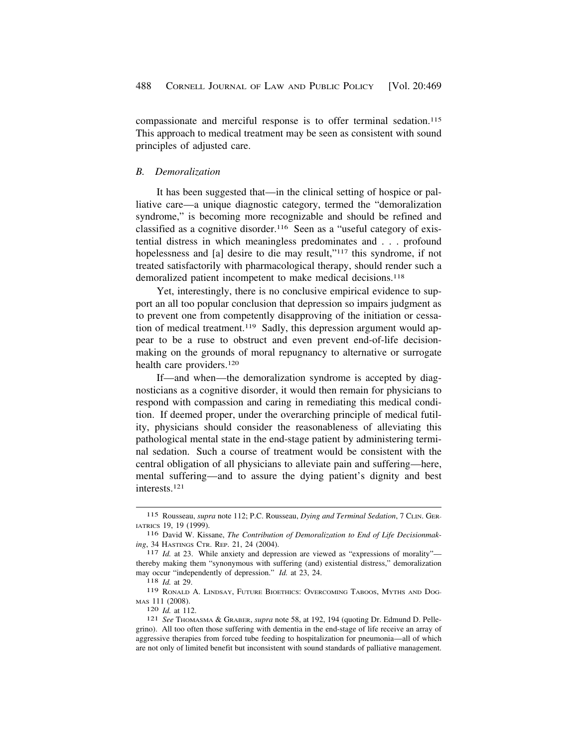compassionate and merciful response is to offer terminal sedation.[115] This approach to medical treatment may be seen as consistent with sound principles of adjusted care.

### *B. Demoralization*

It has been suggested that—in the clinical setting of hospice or palliative care—a unique diagnostic category, termed the "demoralization syndrome," is becoming more recognizable and should be refined and classified as a cognitive disorder.[116] Seen as a "useful category of existential distress in which meaningless predominates and . . . profound hopelessness and [a] desire to die may result,"[117] this syndrome, if not treated satisfactorily with pharmacological therapy, should render such a demoralized patient incompetent to make medical decisions.[118]

Yet, interestingly, there is no conclusive empirical evidence to support an all too popular conclusion that depression so impairs judgment as to prevent one from competently disapproving of the initiation or cessation of medical treatment.[119] Sadly, this depression argument would appear to be a ruse to obstruct and even prevent end-of-life decision-making on the grounds of moral repugnancy to alternative or surrogate health care providers.[120]

If—and when—the demoralization syndrome is accepted by diagnosticians as a cognitive disorder, it would then remain for physicians to respond with compassion and caring in remediating this medical condition. If deemed proper, under the overarching principle of medical futility, physicians should consider the reasonableness of alleviating this pathological mental state in the end-stage patient by administering terminal sedation. Such a course of treatment would be consistent with the central obligation of all physicians to alleviate pain and suffering—here, mental suffering—and to assure the dying patient's dignity and best interests.[121]

---

[115] Rousseau, *supra* note 112; P.C. Rousseau, *Dying and Terminal Sedation*, 7 CLIN. GERIATRICS 19, 19 (1999).

[116] David W. Kissane, *The Contribution of Demoralization to End of Life Decisionmaking*, 34 HASTINGS CTR. REP. 21, 24 (2004).

[117] *Id.* at 23. While anxiety and depression are viewed as "expressions of morality"—thereby making them "synonymous with suffering (and) existential distress," demoralization may occur "independently of depression." *Id.* at 23, 24.

[118] *Id.* at 29.

[119] RONALD A. LINDSAY, FUTURE BIOETHICS: OVERCOMING TABOOS, MYTHS AND DOGMAS 111 (2008).

[120] *Id.* at 112.

[121] *See* THOMASMA & GRABER, *supra* note 58, at 192, 194 (quoting Dr. Edmund D. Pellegrino). All too often those suffering with dementia in the end-stage of life receive an array of aggressive therapies from forced tube feeding to hospitalization for pneumonia—all of which are not only of limited benefit but inconsistent with sound standards of palliative management.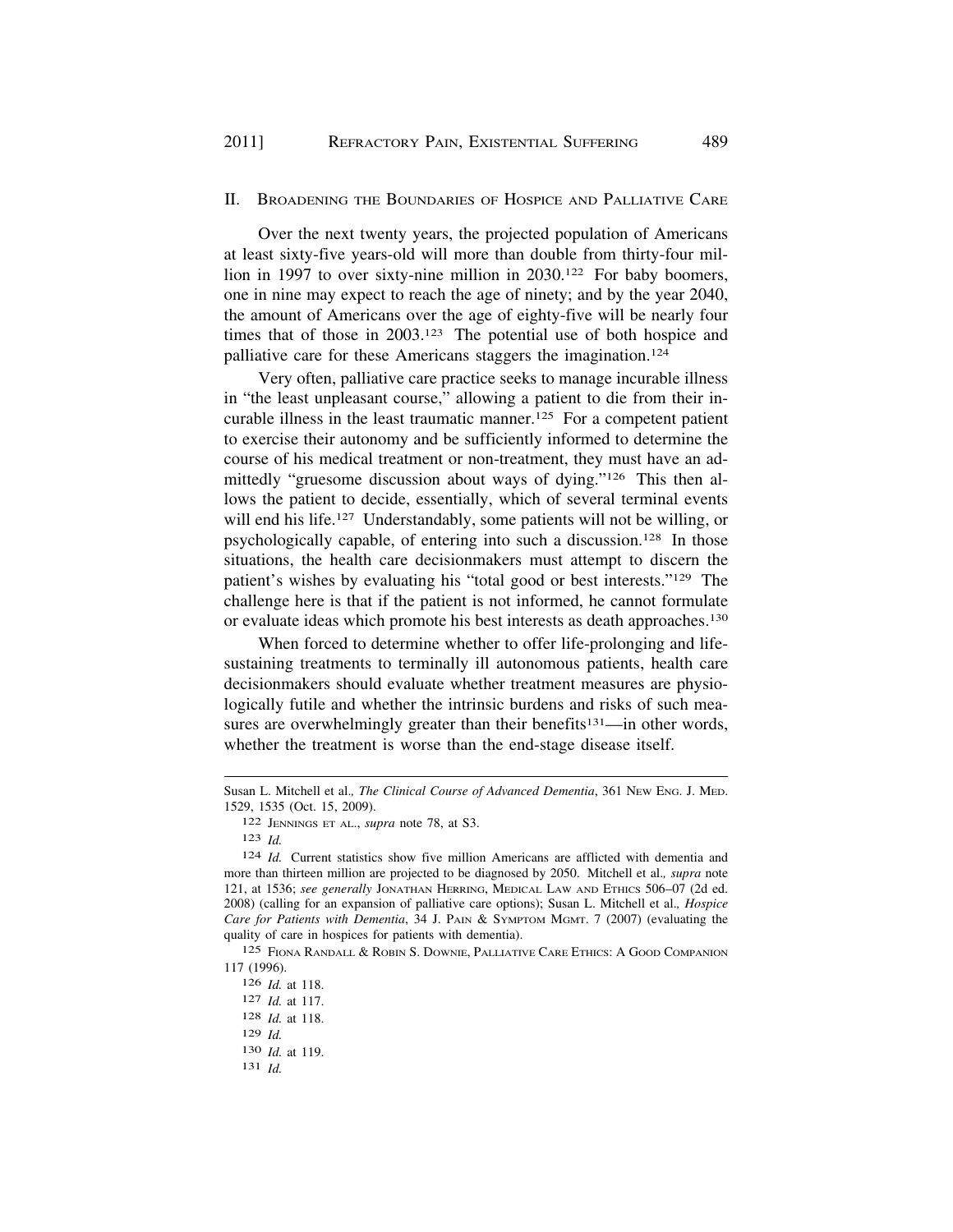## II. Broadening the Boundaries of Hospice and Palliative Care

Over the next twenty years, the projected population of Americans at least sixty-five years-old will more than double from thirty-four million in 1997 to over sixty-nine million in 2030.[122] For baby boomers, one in nine may expect to reach the age of ninety; and by the year 2040, the amount of Americans over the age of eighty-five will be nearly four times that of those in 2003.[123] The potential use of both hospice and palliative care for these Americans staggers the imagination.[124]

Very often, palliative care practice seeks to manage incurable illness in "the least unpleasant course," allowing a patient to die from their incurable illness in the least traumatic manner.[125] For a competent patient to exercise their autonomy and be sufficiently informed to determine the course of his medical treatment or non-treatment, they must have an admittedly "gruesome discussion about ways of dying."[126] This then allows the patient to decide, essentially, which of several terminal events will end his life.[127] Understandably, some patients will not be willing, or psychologically capable, of entering into such a discussion.[128] In those situations, the health care decisionmakers must attempt to discern the patient's wishes by evaluating his "total good or best interests."[129] The challenge here is that if the patient is not informed, he cannot formulate or evaluate ideas which promote his best interests as death approaches.[130]

When forced to determine whether to offer life-prolonging and life-sustaining treatments to terminally ill autonomous patients, health care decisionmakers should evaluate whether treatment measures are physiologically futile and whether the intrinsic burdens and risks of such measures are overwhelmingly greater than their benefits[131]—in other words, whether the treatment is worse than the end-stage disease itself.

---

Susan L. Mitchell et al., *The Clinical Course of Advanced Dementia*, 361 New Eng. J. Med. 1529, 1535 (Oct. 15, 2009).

122 Jennings et al., *supra* note 78, at S3.

123 *Id.*

124 *Id.* Current statistics show five million Americans are afflicted with dementia and more than thirteen million are projected to be diagnosed by 2050. Mitchell et al., *supra* note 121, at 1536; *see generally* Jonathan Herring, Medical Law and Ethics 506–07 (2d ed. 2008) (calling for an expansion of palliative care options); Susan L. Mitchell et al., *Hospice Care for Patients with Dementia*, 34 J. Pain & Symptom Mgmt. 7 (2007) (evaluating the quality of care in hospices for patients with dementia).

125 Fiona Randall & Robin S. Downie, Palliative Care Ethics: A Good Companion 117 (1996).

126 *Id.* at 118.

127 *Id.* at 117.

128 *Id.* at 118.

129 *Id.*

130 *Id.* at 119.

131 *Id.*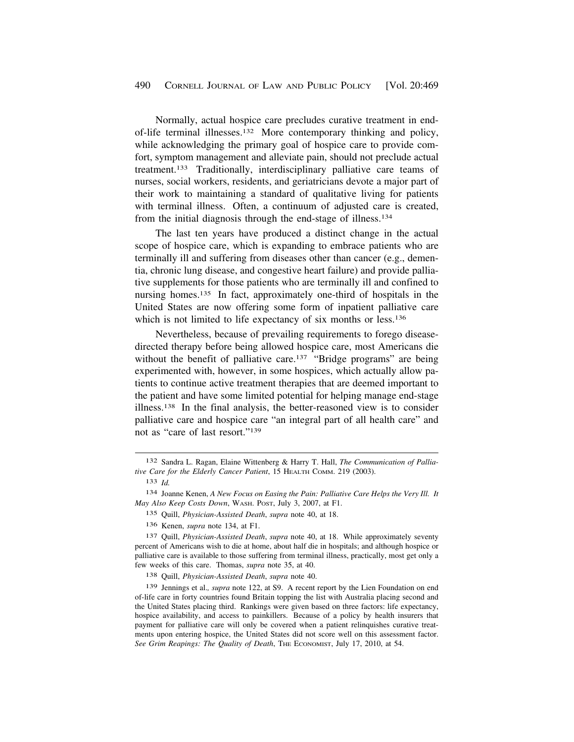Normally, actual hospice care precludes curative treatment in end-of-life terminal illnesses.[132] More contemporary thinking and policy, while acknowledging the primary goal of hospice care to provide comfort, symptom management and alleviate pain, should not preclude actual treatment.[133] Traditionally, interdisciplinary palliative care teams of nurses, social workers, residents, and geriatricians devote a major part of their work to maintaining a standard of qualitative living for patients with terminal illness. Often, a continuum of adjusted care is created, from the initial diagnosis through the end-stage of illness.[134]

The last ten years have produced a distinct change in the actual scope of hospice care, which is expanding to embrace patients who are terminally ill and suffering from diseases other than cancer (e.g., dementia, chronic lung disease, and congestive heart failure) and provide palliative supplements for those patients who are terminally ill and confined to nursing homes.[135] In fact, approximately one-third of hospitals in the United States are now offering some form of inpatient palliative care which is not limited to life expectancy of six months or less.[136]

Nevertheless, because of prevailing requirements to forego disease-directed therapy before being allowed hospice care, most Americans die without the benefit of palliative care.[137] "Bridge programs" are being experimented with, however, in some hospices, which actually allow patients to continue active treatment therapies that are deemed important to the patient and have some limited potential for helping manage end-stage illness.[138] In the final analysis, the better-reasoned view is to consider palliative care and hospice care "an integral part of all health care" and not as "care of last resort."[139]

---

132 Sandra L. Ragan, Elaine Wittenberg & Harry T. Hall, *The Communication of Palliative Care for the Elderly Cancer Patient*, 15 HEALTH COMM. 219 (2003).

133 *Id.*

134 Joanne Kenen, *A New Focus on Easing the Pain: Palliative Care Helps the Very Ill. It May Also Keep Costs Down*, WASH. POST, July 3, 2007, at F1.

135 Quill, *Physician-Assisted Death*, *supra* note 40, at 18.

136 Kenen, *supra* note 134, at F1.

137 Quill, *Physician-Assisted Death*, *supra* note 40, at 18. While approximately seventy percent of Americans wish to die at home, about half die in hospitals; and although hospice or palliative care is available to those suffering from terminal illness, practically, most get only a few weeks of this care. Thomas, *supra* note 35, at 40.

138 Quill, *Physician-Assisted Death*, *supra* note 40.

139 Jennings et al.*, supra* note 122, at S9. A recent report by the Lien Foundation on end of-life care in forty countries found Britain topping the list with Australia placing second and the United States placing third. Rankings were given based on three factors: life expectancy, hospice availability, and access to painkillers. Because of a policy by health insurers that payment for palliative care will only be covered when a patient relinquishes curative treatments upon entering hospice, the United States did not score well on this assessment factor. *See Grim Reapings: The Quality of Death*, THE ECONOMIST, July 17, 2010, at 54.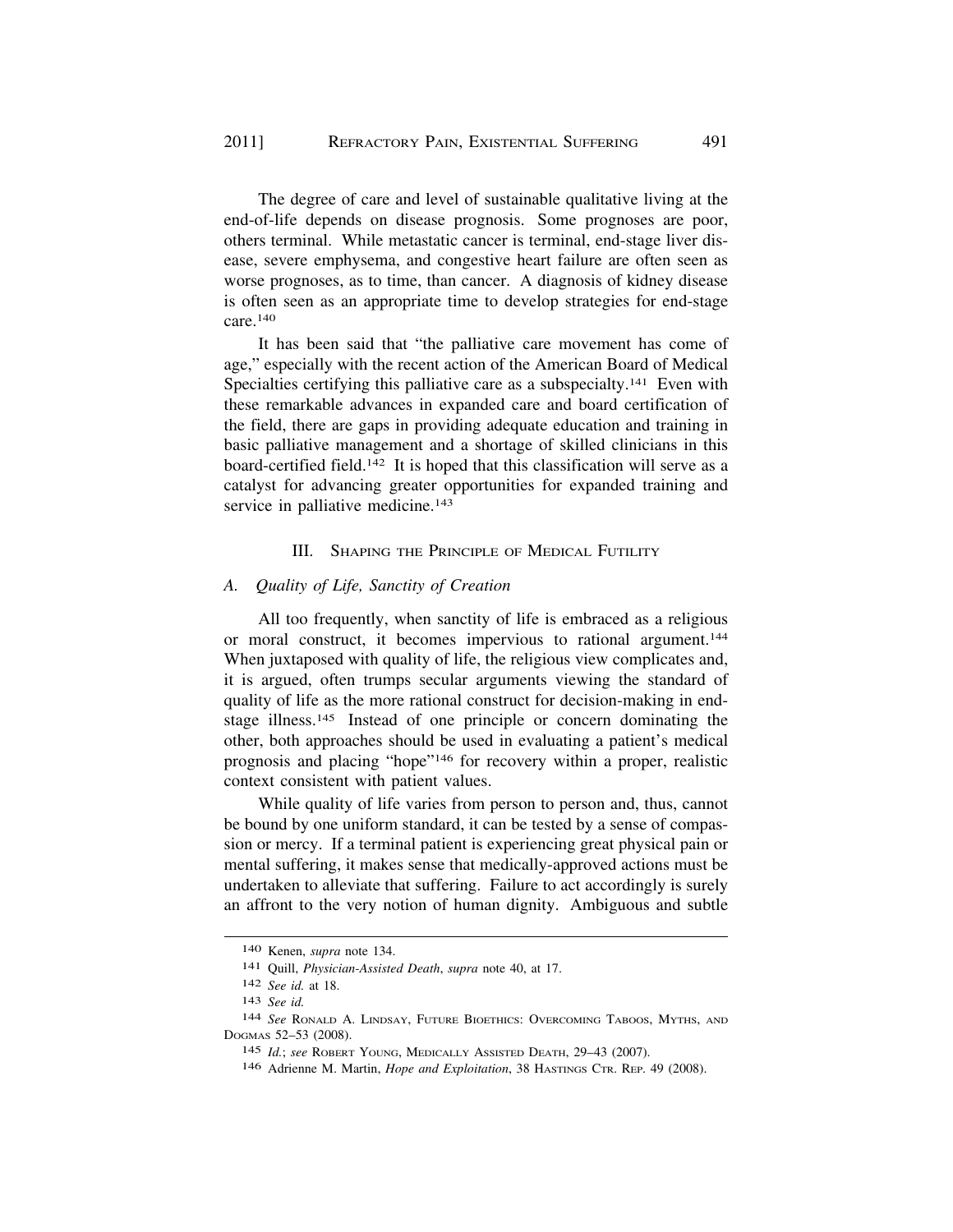The degree of care and level of sustainable qualitative living at the end-of-life depends on disease prognosis. Some prognoses are poor, others terminal. While metastatic cancer is terminal, end-stage liver disease, severe emphysema, and congestive heart failure are often seen as worse prognoses, as to time, than cancer. A diagnosis of kidney disease is often seen as an appropriate time to develop strategies for end-stage care.[140]

It has been said that "the palliative care movement has come of age," especially with the recent action of the American Board of Medical Specialties certifying this palliative care as a subspecialty.[141] Even with these remarkable advances in expanded care and board certification of the field, there are gaps in providing adequate education and training in basic palliative management and a shortage of skilled clinicians in this board-certified field.[142] It is hoped that this classification will serve as a catalyst for advancing greater opportunities for expanded training and service in palliative medicine.[143]

## III. Shaping the Principle of Medical Futility

### A. *Quality of Life, Sanctity of Creation*

All too frequently, when sanctity of life is embraced as a religious or moral construct, it becomes impervious to rational argument.[144] When juxtaposed with quality of life, the religious view complicates and, it is argued, often trumps secular arguments viewing the standard of quality of life as the more rational construct for decision-making in end-stage illness.[145] Instead of one principle or concern dominating the other, both approaches should be used in evaluating a patient's medical prognosis and placing "hope"[146] for recovery within a proper, realistic context consistent with patient values.

While quality of life varies from person to person and, thus, cannot be bound by one uniform standard, it can be tested by a sense of compassion or mercy. If a terminal patient is experiencing great physical pain or mental suffering, it makes sense that medically-approved actions must be undertaken to alleviate that suffering. Failure to act accordingly is surely an affront to the very notion of human dignity. Ambiguous and subtle

---

140 Kenen, *supra* note 134.

141 Quill, *Physician-Assisted Death*, *supra* note 40, at 17.

142 *See id.* at 18.

143 *See id.*

144 *See* Ronald A. Lindsay, Future Bioethics: Overcoming Taboos, Myths, and Dogmas 52–53 (2008).

145 *Id.*; *see* Robert Young, Medically Assisted Death, 29–43 (2007).

146 Adrienne M. Martin, *Hope and Exploitation*, 38 Hastings Ctr. Rep. 49 (2008).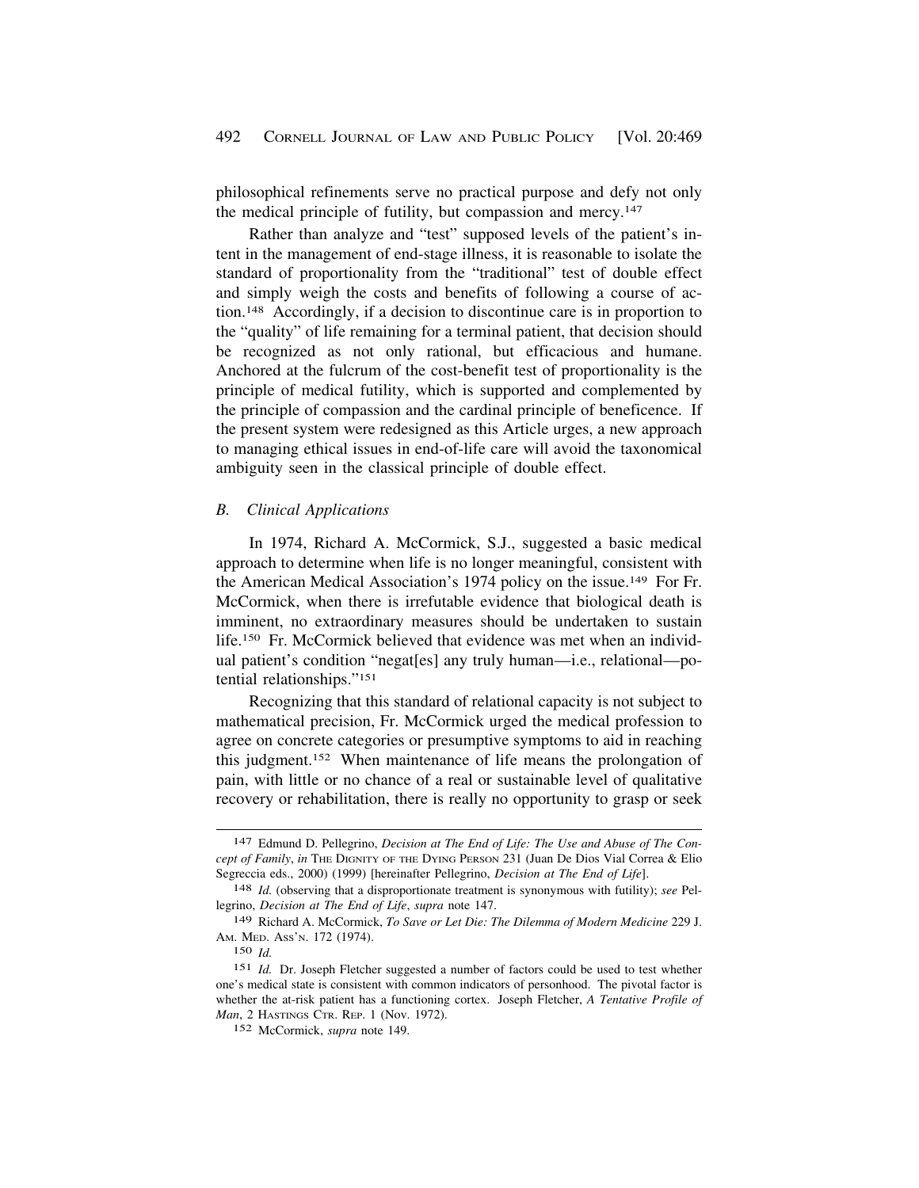philosophical refinements serve no practical purpose and defy not only the medical principle of futility, but compassion and mercy.[147]

Rather than analyze and "test" supposed levels of the patient's intent in the management of end-stage illness, it is reasonable to isolate the standard of proportionality from the "traditional" test of double effect and simply weigh the costs and benefits of following a course of action.[148] Accordingly, if a decision to discontinue care is in proportion to the "quality" of life remaining for a terminal patient, that decision should be recognized as not only rational, but efficacious and humane. Anchored at the fulcrum of the cost-benefit test of proportionality is the principle of medical futility, which is supported and complemented by the principle of compassion and the cardinal principle of beneficence. If the present system were redesigned as this Article urges, a new approach to managing ethical issues in end-of-life care will avoid the taxonomical ambiguity seen in the classical principle of double effect.

### *B. Clinical Applications*

In 1974, Richard A. McCormick, S.J., suggested a basic medical approach to determine when life is no longer meaningful, consistent with the American Medical Association's 1974 policy on the issue.[149] For Fr. McCormick, when there is irrefutable evidence that biological death is imminent, no extraordinary measures should be undertaken to sustain life.[150] Fr. McCormick believed that evidence was met when an individual patient's condition "negat[es] any truly human—i.e., relational—potential relationships."[151]

Recognizing that this standard of relational capacity is not subject to mathematical precision, Fr. McCormick urged the medical profession to agree on concrete categories or presumptive symptoms to aid in reaching this judgment.[152] When maintenance of life means the prolongation of pain, with little or no chance of a real or sustainable level of qualitative recovery or rehabilitation, there is really no opportunity to grasp or seek

---

147 Edmund D. Pellegrino, *Decision at The End of Life: The Use and Abuse of The Concept of Family*, *in* THE DIGNITY OF THE DYING PERSON 231 (Juan De Dios Vial Correa & Elio Segreccia eds., 2000) (1999) [hereinafter Pellegrino, *Decision at The End of Life*].

148 *Id.* (observing that a disproportionate treatment is synonymous with futility); *see* Pellegrino, *Decision at The End of Life*, *supra* note 147.

149 Richard A. McCormick, *To Save or Let Die: The Dilemma of Modern Medicine* 229 J. AM. MED. ASS'N. 172 (1974).

150 *Id.*

151 *Id.* Dr. Joseph Fletcher suggested a number of factors could be used to test whether one's medical state is consistent with common indicators of personhood. The pivotal factor is whether the at-risk patient has a functioning cortex. Joseph Fletcher, *A Tentative Profile of Man*, 2 HASTINGS CTR. REP. 1 (Nov. 1972).

152 McCormick, *supra* note 149.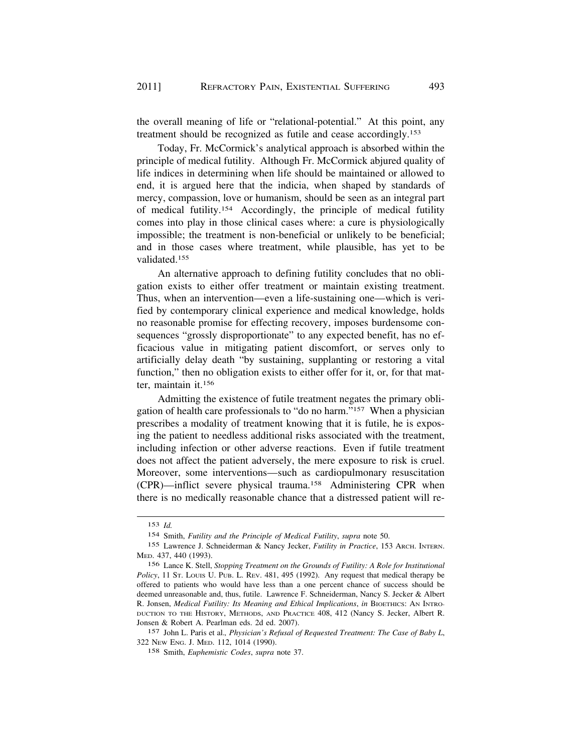the overall meaning of life or "relational-potential." At this point, any treatment should be recognized as futile and cease accordingly.[153]

Today, Fr. McCormick's analytical approach is absorbed within the principle of medical futility. Although Fr. McCormick abjured quality of life indices in determining when life should be maintained or allowed to end, it is argued here that the indicia, when shaped by standards of mercy, compassion, love or humanism, should be seen as an integral part of medical futility.[154] Accordingly, the principle of medical futility comes into play in those clinical cases where: a cure is physiologically impossible; the treatment is non-beneficial or unlikely to be beneficial; and in those cases where treatment, while plausible, has yet to be validated.[155]

An alternative approach to defining futility concludes that no obligation exists to either offer treatment or maintain existing treatment. Thus, when an intervention—even a life-sustaining one—which is verified by contemporary clinical experience and medical knowledge, holds no reasonable promise for effecting recovery, imposes burdensome consequences "grossly disproportionate" to any expected benefit, has no efficacious value in mitigating patient discomfort, or serves only to artificially delay death "by sustaining, supplanting or restoring a vital function," then no obligation exists to either offer for it, or, for that matter, maintain it.[156]

Admitting the existence of futile treatment negates the primary obligation of health care professionals to "do no harm."[157] When a physician prescribes a modality of treatment knowing that it is futile, he is exposing the patient to needless additional risks associated with the treatment, including infection or other adverse reactions. Even if futile treatment does not affect the patient adversely, the mere exposure to risk is cruel. Moreover, some interventions—such as cardiopulmonary resuscitation (CPR)—inflict severe physical trauma.[158] Administering CPR when there is no medically reasonable chance that a distressed patient will re-

---

153 *Id.*

154 Smith, *Futility and the Principle of Medical Futility*, *supra* note 50.

155 Lawrence J. Schneiderman & Nancy Jecker, *Futility in Practice*, 153 ARCH. INTERN. MED. 437, 440 (1993).

156 Lance K. Stell, *Stopping Treatment on the Grounds of Futility: A Role for Institutional Policy*, 11 ST. LOUIS U. PUB. L. REV. 481, 495 (1992). Any request that medical therapy be offered to patients who would have less than a one percent chance of success should be deemed unreasonable and, thus, futile. Lawrence F. Schneiderman, Nancy S. Jecker & Albert R. Jonsen, *Medical Futility: Its Meaning and Ethical Implications*, *in* BIOETHICS: AN INTRODUCTION TO THE HISTORY, METHODS, AND PRACTICE 408, 412 (Nancy S. Jecker, Albert R. Jonsen & Robert A. Pearlman eds. 2d ed. 2007).

157 John L. Paris et al.*, Physician's Refusal of Requested Treatment: The Case of Baby L*, 322 NEW ENG. J. MED. 112, 1014 (1990).

158 Smith, *Euphemistic Codes*, *supra* note 37.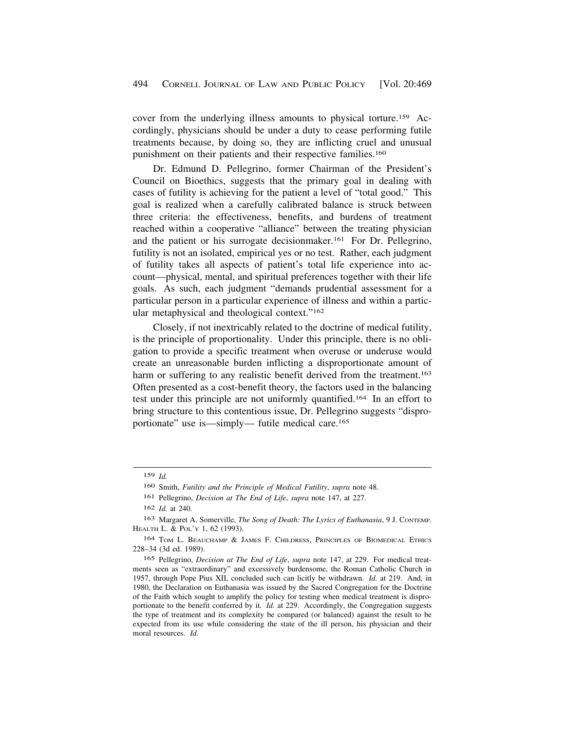cover from the underlying illness amounts to physical torture.[159] Accordingly, physicians should be under a duty to cease performing futile treatments because, by doing so, they are inflicting cruel and unusual punishment on their patients and their respective families.[160]

Dr. Edmund D. Pellegrino, former Chairman of the President's Council on Bioethics, suggests that the primary goal in dealing with cases of futility is achieving for the patient a level of "total good." This goal is realized when a carefully calibrated balance is struck between three criteria: the effectiveness, benefits, and burdens of treatment reached within a cooperative "alliance" between the treating physician and the patient or his surrogate decisionmaker.[161] For Dr. Pellegrino, futility is not an isolated, empirical yes or no test. Rather, each judgment of futility takes all aspects of patient's total life experience into account—physical, mental, and spiritual preferences together with their life goals. As such, each judgment "demands prudential assessment for a particular person in a particular experience of illness and within a particular metaphysical and theological context."[162]

Closely, if not inextricably related to the doctrine of medical futility, is the principle of proportionality. Under this principle, there is no obligation to provide a specific treatment when overuse or underuse would create an unreasonable burden inflicting a disproportionate amount of harm or suffering to any realistic benefit derived from the treatment.[163] Often presented as a cost-benefit theory, the factors used in the balancing test under this principle are not uniformly quantified.[164] In an effort to bring structure to this contentious issue, Dr. Pellegrino suggests "disproportionate" use is—simply— futile medical care.[165]

---

159 *Id.*

160 Smith, *Futility and the Principle of Medical Futility*, *supra* note 48.

161 Pellegrino, *Decision at The End of Life*, *supra* note 147, at 227.

162 *Id.* at 240.

163 Margaret A. Somerville, *The Song of Death: The Lyrics of Euthanasia*, 9 J. CONTEMP. HEALTH L. & POL'Y 1, 62 (1993).

164 TOM L. BEAUCHAMP & JAMES F. CHILDRESS, PRINCIPLES OF BIOMEDICAL ETHICS 228–34 (3d ed. 1989).

165 Pellegrino, *Decision at The End of Life*, *supra* note 147, at 229. For medical treatments seen as "extraordinary" and excessively burdensome, the Roman Catholic Church in 1957, through Pope Pius XII, concluded such can licitly be withdrawn. *Id.* at 219. And, in 1980, the Declaration on Euthanasia was issued by the Sacred Congregation for the Doctrine of the Faith which sought to amplify the policy for testing when medical treatment is disproportionate to the benefit conferred by it. *Id.* at 229. Accordingly, the Congregation suggests the type of treatment and its complexity be compared (or balanced) against the result to be expected from its use while considering the state of the ill person, his physician and their moral resources. *Id.*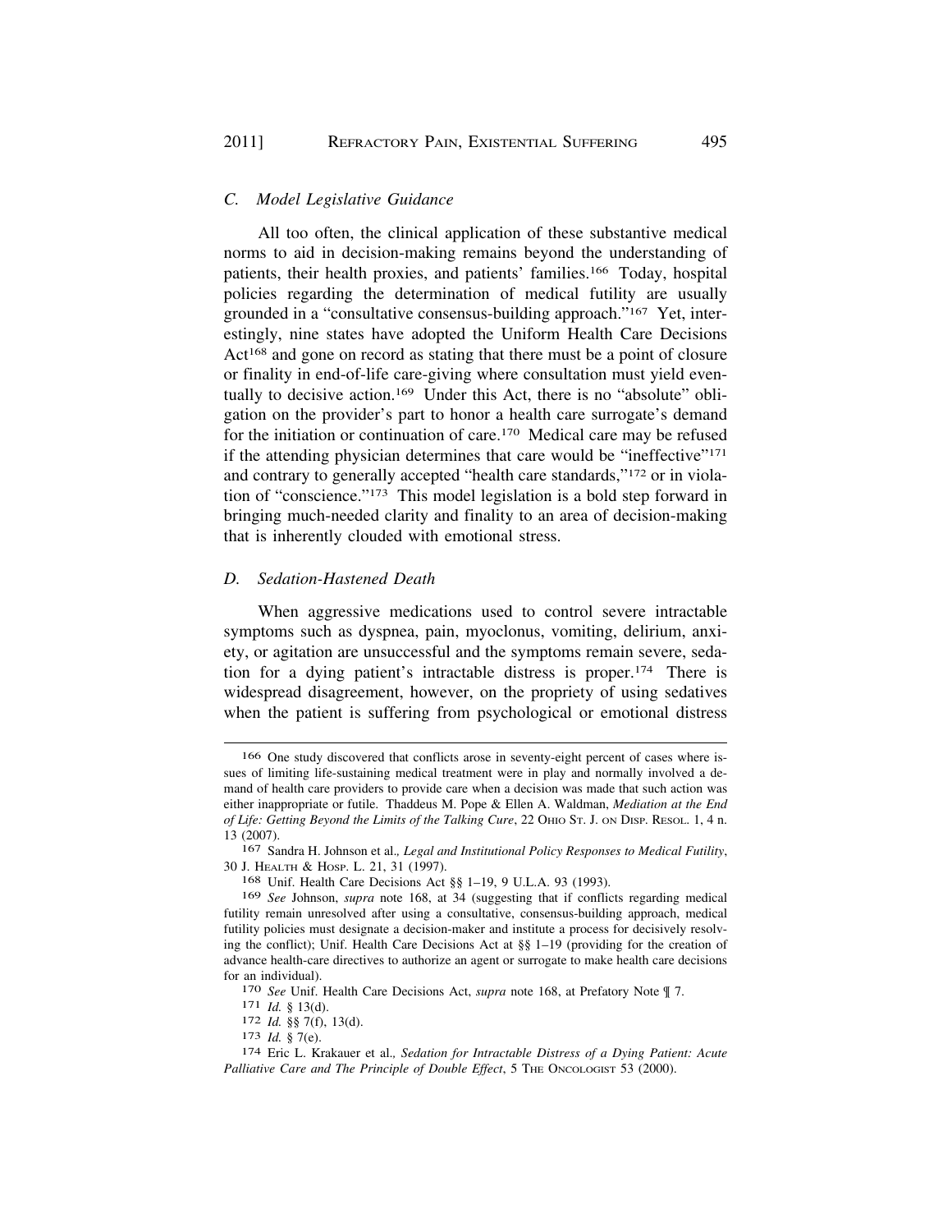### *C. Model Legislative Guidance*

All too often, the clinical application of these substantive medical norms to aid in decision-making remains beyond the understanding of patients, their health proxies, and patients' families.[166] Today, hospital policies regarding the determination of medical futility are usually grounded in a "consultative consensus-building approach."[167] Yet, interestingly, nine states have adopted the Uniform Health Care Decisions Act[168] and gone on record as stating that there must be a point of closure or finality in end-of-life care-giving where consultation must yield eventually to decisive action.[169] Under this Act, there is no "absolute" obligation on the provider's part to honor a health care surrogate's demand for the initiation or continuation of care.[170] Medical care may be refused if the attending physician determines that care would be "ineffective"[171] and contrary to generally accepted "health care standards,"[172] or in violation of "conscience."[173] This model legislation is a bold step forward in bringing much-needed clarity and finality to an area of decision-making that is inherently clouded with emotional stress.

### *D. Sedation-Hastened Death*

When aggressive medications used to control severe intractable symptoms such as dyspnea, pain, myoclonus, vomiting, delirium, anxiety, or agitation are unsuccessful and the symptoms remain severe, sedation for a dying patient's intractable distress is proper.[174] There is widespread disagreement, however, on the propriety of using sedatives when the patient is suffering from psychological or emotional distress

---

166 One study discovered that conflicts arose in seventy-eight percent of cases where issues of limiting life-sustaining medical treatment were in play and normally involved a demand of health care providers to provide care when a decision was made that such action was either inappropriate or futile. Thaddeus M. Pope & Ellen A. Waldman, *Mediation at the End of Life: Getting Beyond the Limits of the Talking Cure*, 22 OHIO ST. J. ON DISP. RESOL. 1, 4 n. 13 (2007).

167 Sandra H. Johnson et al., *Legal and Institutional Policy Responses to Medical Futility*, 30 J. HEALTH & HOSP. L. 21, 31 (1997).

168 Unif. Health Care Decisions Act §§ 1–19, 9 U.L.A. 93 (1993).

169 *See* Johnson, *supra* note 168, at 34 (suggesting that if conflicts regarding medical futility remain unresolved after using a consultative, consensus-building approach, medical futility policies must designate a decision-maker and institute a process for decisively resolving the conflict); Unif. Health Care Decisions Act at §§ 1–19 (providing for the creation of advance health-care directives to authorize an agent or surrogate to make health care decisions for an individual).

170 *See* Unif. Health Care Decisions Act, *supra* note 168, at Prefatory Note ¶ 7.

171 *Id.* § 13(d).

172 *Id.* §§ 7(f), 13(d).

173 *Id.* § 7(e).

174 Eric L. Krakauer et al., *Sedation for Intractable Distress of a Dying Patient: Acute Palliative Care and The Principle of Double Effect*, 5 THE ONCOLOGIST 53 (2000).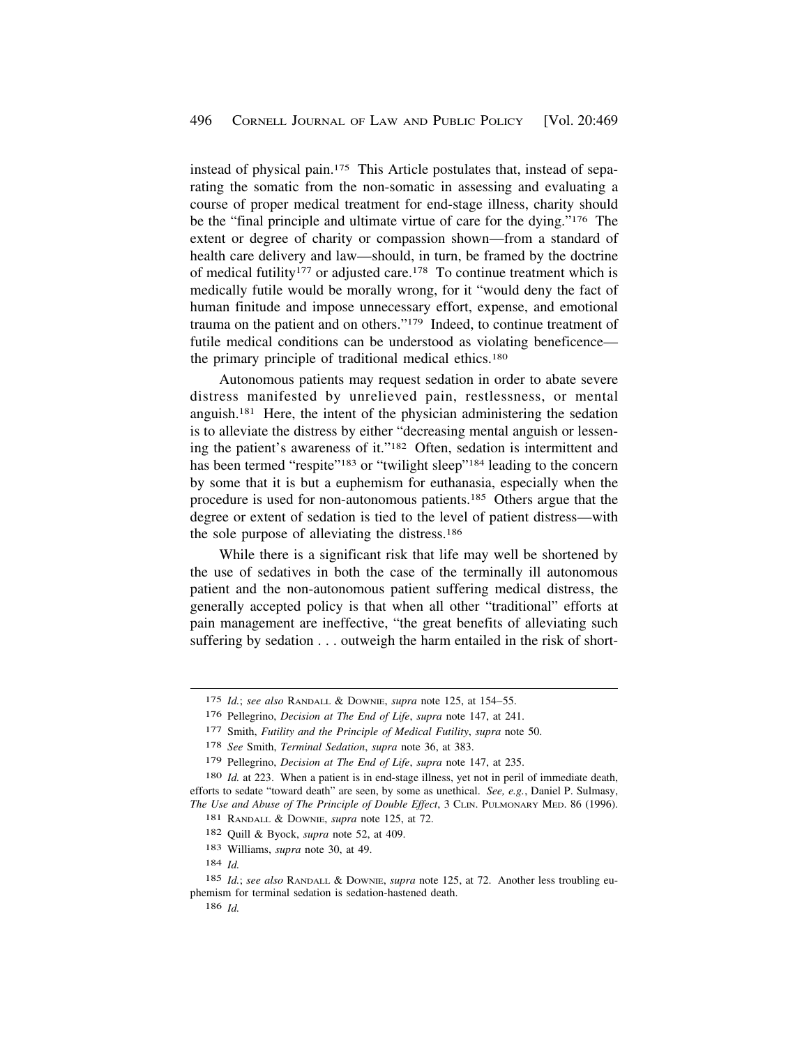instead of physical pain.[175] This Article postulates that, instead of separating the somatic from the non-somatic in assessing and evaluating a course of proper medical treatment for end-stage illness, charity should be the "final principle and ultimate virtue of care for the dying."[176] The extent or degree of charity or compassion shown—from a standard of health care delivery and law—should, in turn, be framed by the doctrine of medical futility[177] or adjusted care.[178] To continue treatment which is medically futile would be morally wrong, for it "would deny the fact of human finitude and impose unnecessary effort, expense, and emotional trauma on the patient and on others."[179] Indeed, to continue treatment of futile medical conditions can be understood as violating beneficence—the primary principle of traditional medical ethics.[180]

Autonomous patients may request sedation in order to abate severe distress manifested by unrelieved pain, restlessness, or mental anguish.[181] Here, the intent of the physician administering the sedation is to alleviate the distress by either "decreasing mental anguish or lessening the patient's awareness of it."[182] Often, sedation is intermittent and has been termed "respite"[183] or "twilight sleep"[184] leading to the concern by some that it is but a euphemism for euthanasia, especially when the procedure is used for non-autonomous patients.[185] Others argue that the degree or extent of sedation is tied to the level of patient distress—with the sole purpose of alleviating the distress.[186]

While there is a significant risk that life may well be shortened by the use of sedatives in both the case of the terminally ill autonomous patient and the non-autonomous patient suffering medical distress, the generally accepted policy is that when all other "traditional" efforts at pain management are ineffective, "the great benefits of alleviating such suffering by sedation . . . outweigh the harm entailed in the risk of short-

---

[175] *Id.*; *see also* RANDALL & DOWNIE, *supra* note 125, at 154–55.

[176] Pellegrino, *Decision at The End of Life*, *supra* note 147, at 241.

[177] Smith, *Futility and the Principle of Medical Futility*, *supra* note 50.

[178] *See* Smith, *Terminal Sedation*, *supra* note 36, at 383.

[179] Pellegrino, *Decision at The End of Life*, *supra* note 147, at 235.

[180] *Id.* at 223. When a patient is in end-stage illness, yet not in peril of immediate death, efforts to sedate "toward death" are seen, by some as unethical. *See, e.g.*, Daniel P. Sulmasy, *The Use and Abuse of The Principle of Double Effect*, 3 CLIN. PULMONARY MED. 86 (1996).

[181] RANDALL & DOWNIE, *supra* note 125, at 72.

[182] Quill & Byock, *supra* note 52, at 409.

[183] Williams, *supra* note 30, at 49.

[184] *Id.*

[185] *Id.*; *see also* RANDALL & DOWNIE, *supra* note 125, at 72. Another less troubling euphemism for terminal sedation is sedation-hastened death.

[186] *Id.*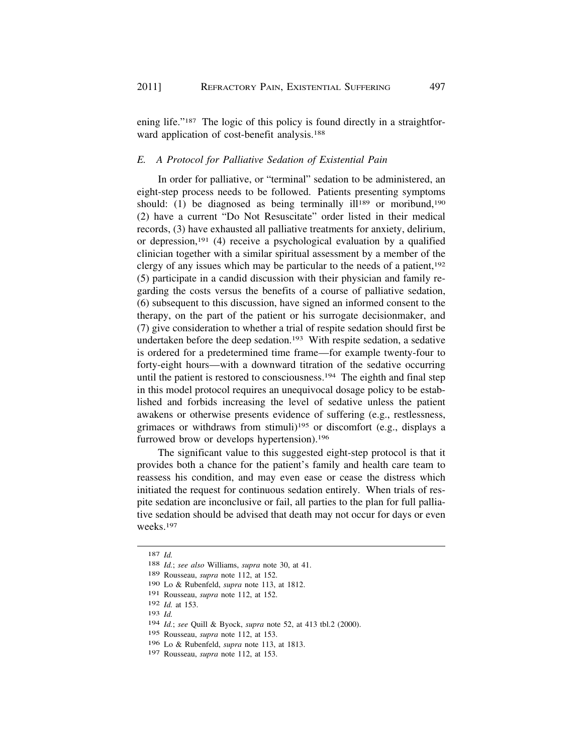ening life."[187] The logic of this policy is found directly in a straightforward application of cost-benefit analysis.[188]

### *E. A Protocol for Palliative Sedation of Existential Pain*

In order for palliative, or "terminal" sedation to be administered, an eight-step process needs to be followed. Patients presenting symptoms should: (1) be diagnosed as being terminally ill[189] or moribund,[190] (2) have a current "Do Not Resuscitate" order listed in their medical records, (3) have exhausted all palliative treatments for anxiety, delirium, or depression,[191] (4) receive a psychological evaluation by a qualified clinician together with a similar spiritual assessment by a member of the clergy of any issues which may be particular to the needs of a patient,[192] (5) participate in a candid discussion with their physician and family regarding the costs versus the benefits of a course of palliative sedation, (6) subsequent to this discussion, have signed an informed consent to the therapy, on the part of the patient or his surrogate decisionmaker, and (7) give consideration to whether a trial of respite sedation should first be undertaken before the deep sedation.[193] With respite sedation, a sedative is ordered for a predetermined time frame—for example twenty-four to forty-eight hours—with a downward titration of the sedative occurring until the patient is restored to consciousness.[194] The eighth and final step in this model protocol requires an unequivocal dosage policy to be established and forbids increasing the level of sedative unless the patient awakens or otherwise presents evidence of suffering (e.g., restlessness, grimaces or withdraws from stimuli)[195] or discomfort (e.g., displays a furrowed brow or develops hypertension).[196]

The significant value to this suggested eight-step protocol is that it provides both a chance for the patient's family and health care team to reassess his condition, and may even ease or cease the distress which initiated the request for continuous sedation entirely. When trials of respite sedation are inconclusive or fail, all parties to the plan for full palliative sedation should be advised that death may not occur for days or even weeks.[197]

---

187 *Id.*

188 *Id.*; *see also* Williams, *supra* note 30, at 41.

189 Rousseau, *supra* note 112, at 152.

190 Lo & Rubenfeld, *supra* note 113, at 1812.

191 Rousseau, *supra* note 112, at 152.

192 *Id.* at 153.

193 *Id.*

194 *Id.*; *see* Quill & Byock, *supra* note 52, at 413 tbl.2 (2000).

195 Rousseau, *supra* note 112, at 153.

196 Lo & Rubenfeld, *supra* note 113, at 1813.

197 Rousseau, *supra* note 112, at 153.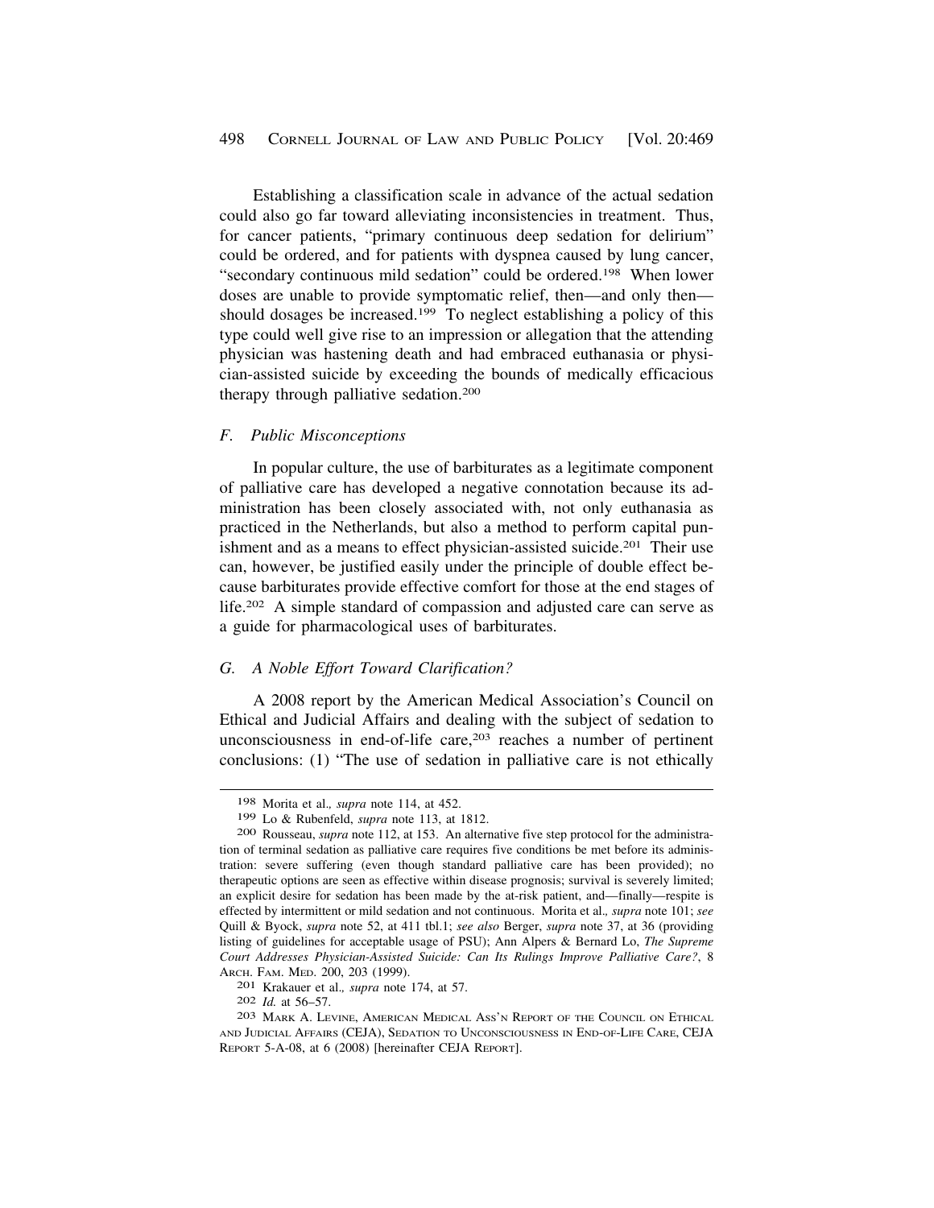Establishing a classification scale in advance of the actual sedation could also go far toward alleviating inconsistencies in treatment. Thus, for cancer patients, "primary continuous deep sedation for delirium" could be ordered, and for patients with dyspnea caused by lung cancer, "secondary continuous mild sedation" could be ordered.[198] When lower doses are unable to provide symptomatic relief, then—and only then—should dosages be increased.[199] To neglect establishing a policy of this type could well give rise to an impression or allegation that the attending physician was hastening death and had embraced euthanasia or physician-assisted suicide by exceeding the bounds of medically efficacious therapy through palliative sedation.[200]

### *F. Public Misconceptions*

In popular culture, the use of barbiturates as a legitimate component of palliative care has developed a negative connotation because its administration has been closely associated with, not only euthanasia as practiced in the Netherlands, but also a method to perform capital punishment and as a means to effect physician-assisted suicide.[201] Their use can, however, be justified easily under the principle of double effect because barbiturates provide effective comfort for those at the end stages of life.[202] A simple standard of compassion and adjusted care can serve as a guide for pharmacological uses of barbiturates.

### *G. A Noble Effort Toward Clarification?*

A 2008 report by the American Medical Association's Council on Ethical and Judicial Affairs and dealing with the subject of sedation to unconsciousness in end-of-life care,[203] reaches a number of pertinent conclusions: (1) "The use of sedation in palliative care is not ethically

---

[198] Morita et al.*, supra* note 114, at 452.

[199] Lo & Rubenfeld, *supra* note 113, at 1812.

[200] Rousseau, *supra* note 112, at 153. An alternative five step protocol for the administration of terminal sedation as palliative care requires five conditions be met before its administration: severe suffering (even though standard palliative care has been provided); no therapeutic options are seen as effective within disease prognosis; survival is severely limited; an explicit desire for sedation has been made by the at-risk patient, and—finally—respite is effected by intermittent or mild sedation and not continuous. Morita et al.*, supra* note 101; *see* Quill & Byock, *supra* note 52, at 411 tbl.1; *see also* Berger, *supra* note 37, at 36 (providing listing of guidelines for acceptable usage of PSU); Ann Alpers & Bernard Lo, *The Supreme Court Addresses Physician-Assisted Suicide: Can Its Rulings Improve Palliative Care?*, 8 ARCH. FAM. MED. 200, 203 (1999).

[201] Krakauer et al.*, supra* note 174, at 57.

[202] *Id.* at 56–57.

[203] MARK A. LEVINE, AMERICAN MEDICAL ASS'N REPORT OF THE COUNCIL ON ETHICAL AND JUDICIAL AFFAIRS (CEJA), SEDATION TO UNCONSCIOUSNESS IN END-OF-LIFE CARE, CEJA REPORT 5-A-08, at 6 (2008) [hereinafter CEJA REPORT].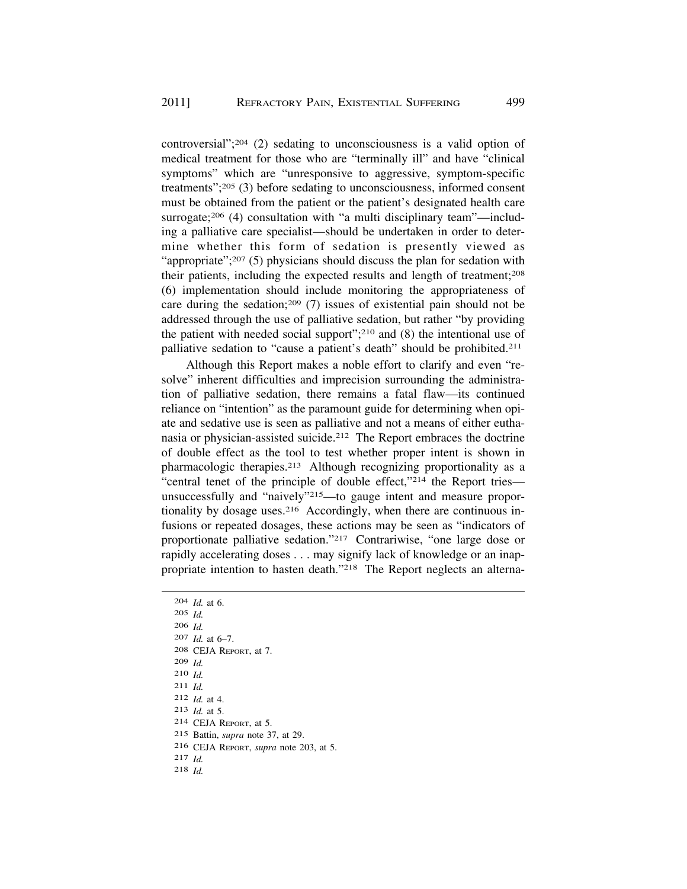controversial";[204] (2) sedating to unconsciousness is a valid option of medical treatment for those who are "terminally ill" and have "clinical symptoms" which are "unresponsive to aggressive, symptom-specific treatments";[205] (3) before sedating to unconsciousness, informed consent must be obtained from the patient or the patient's designated health care surrogate;[206] (4) consultation with "a multi disciplinary team"—including a palliative care specialist—should be undertaken in order to determine whether this form of sedation is presently viewed as "appropriate";[207] (5) physicians should discuss the plan for sedation with their patients, including the expected results and length of treatment;[208] (6) implementation should include monitoring the appropriateness of care during the sedation;[209] (7) issues of existential pain should not be addressed through the use of palliative sedation, but rather "by providing the patient with needed social support";[210] and (8) the intentional use of palliative sedation to "cause a patient's death" should be prohibited.[211]

Although this Report makes a noble effort to clarify and even "resolve" inherent difficulties and imprecision surrounding the administration of palliative sedation, there remains a fatal flaw—its continued reliance on "intention" as the paramount guide for determining when opiate and sedative use is seen as palliative and not a means of either euthanasia or physician-assisted suicide.[212] The Report embraces the doctrine of double effect as the tool to test whether proper intent is shown in pharmacologic therapies.[213] Although recognizing proportionality as a "central tenet of the principle of double effect,"[214] the Report tries—unsuccessfully and "naively"[215]—to gauge intent and measure proportionality by dosage uses.[216] Accordingly, when there are continuous infusions or repeated dosages, these actions may be seen as "indicators of proportionate palliative sedation."[217] Contrariwise, "one large dose or rapidly accelerating doses . . . may signify lack of knowledge or an inappropriate intention to hasten death."[218] The Report neglects an alterna-

---

[204] *Id.* at 6.
[205] *Id.*
[206] *Id.*
[207] *Id.* at 6–7.
[208] CEJA REPORT, at 7.
[209] *Id.*
[210] *Id.*
[211] *Id.*
[212] *Id.* at 4.
[213] *Id.* at 5.
[214] CEJA REPORT, at 5.
[215] Battin, *supra* note 37, at 29.
[216] CEJA REPORT, *supra* note 203, at 5.
[217] *Id.*
[218] *Id.*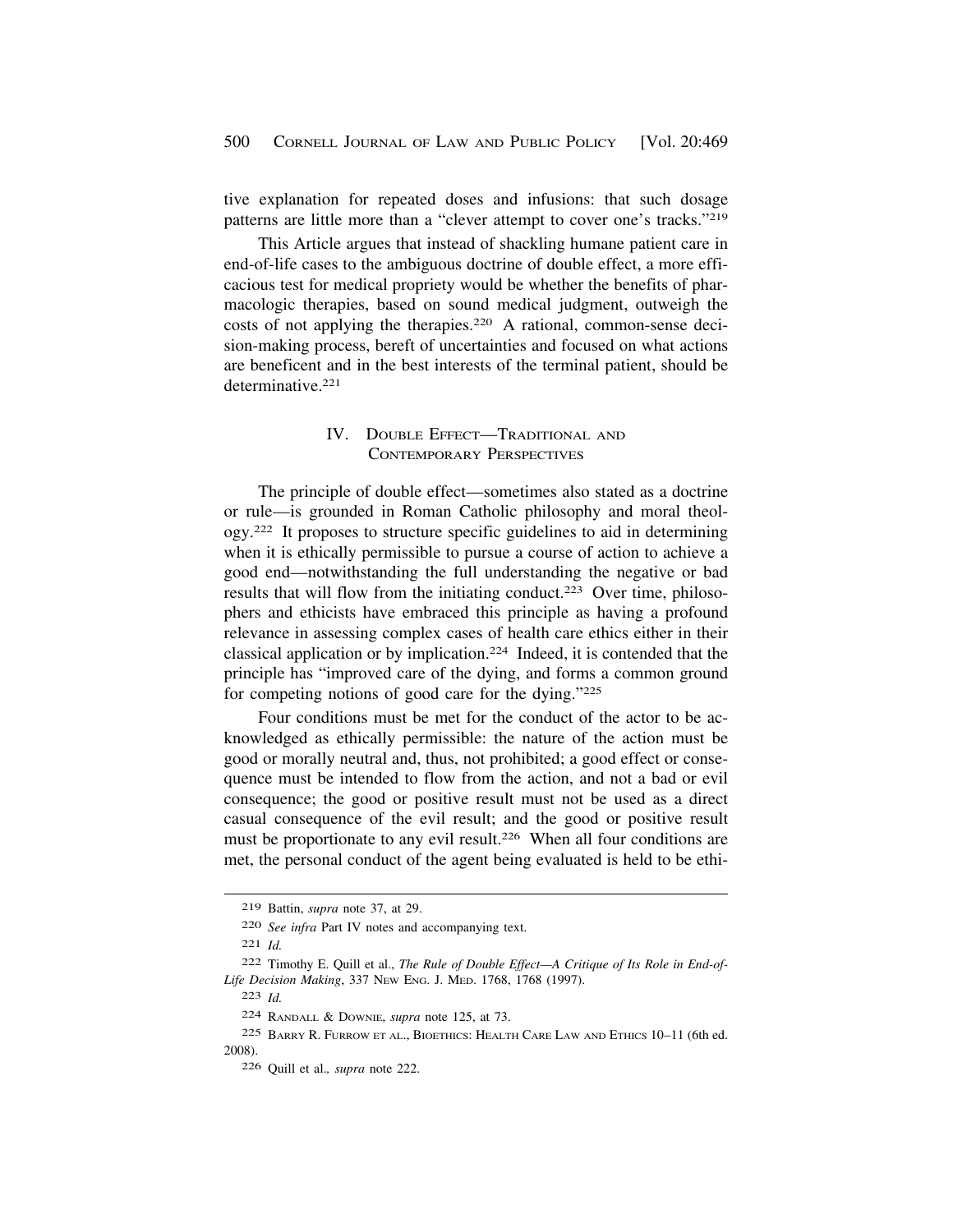tive explanation for repeated doses and infusions: that such dosage patterns are little more than a "clever attempt to cover one's tracks."[219]

This Article argues that instead of shackling humane patient care in end-of-life cases to the ambiguous doctrine of double effect, a more efficacious test for medical propriety would be whether the benefits of pharmacologic therapies, based on sound medical judgment, outweigh the costs of not applying the therapies.[220] A rational, common-sense decision-making process, bereft of uncertainties and focused on what actions are beneficent and in the best interests of the terminal patient, should be determinative.[221]

## IV. Double Effect—Traditional and Contemporary Perspectives

The principle of double effect—sometimes also stated as a doctrine or rule—is grounded in Roman Catholic philosophy and moral theology.[222] It proposes to structure specific guidelines to aid in determining when it is ethically permissible to pursue a course of action to achieve a good end—notwithstanding the full understanding the negative or bad results that will flow from the initiating conduct.[223] Over time, philosophers and ethicists have embraced this principle as having a profound relevance in assessing complex cases of health care ethics either in their classical application or by implication.[224] Indeed, it is contended that the principle has "improved care of the dying, and forms a common ground for competing notions of good care for the dying."[225]

Four conditions must be met for the conduct of the actor to be acknowledged as ethically permissible: the nature of the action must be good or morally neutral and, thus, not prohibited; a good effect or consequence must be intended to flow from the action, and not a bad or evil consequence; the good or positive result must not be used as a direct casual consequence of the evil result; and the good or positive result must be proportionate to any evil result.[226] When all four conditions are met, the personal conduct of the agent being evaluated is held to be ethi-

---

219 Battin, *supra* note 37, at 29.

220 *See infra* Part IV notes and accompanying text.

221 *Id.*

222 Timothy E. Quill et al., *The Rule of Double Effect—A Critique of Its Role in End-of-Life Decision Making*, 337 New Eng. J. Med. 1768, 1768 (1997).

223 *Id.*

224 Randall & Downie, *supra* note 125, at 73.

225 Barry R. Furrow et al., Bioethics: Health Care Law and Ethics 10–11 (6th ed. 2008).

226 Quill et al., *supra* note 222.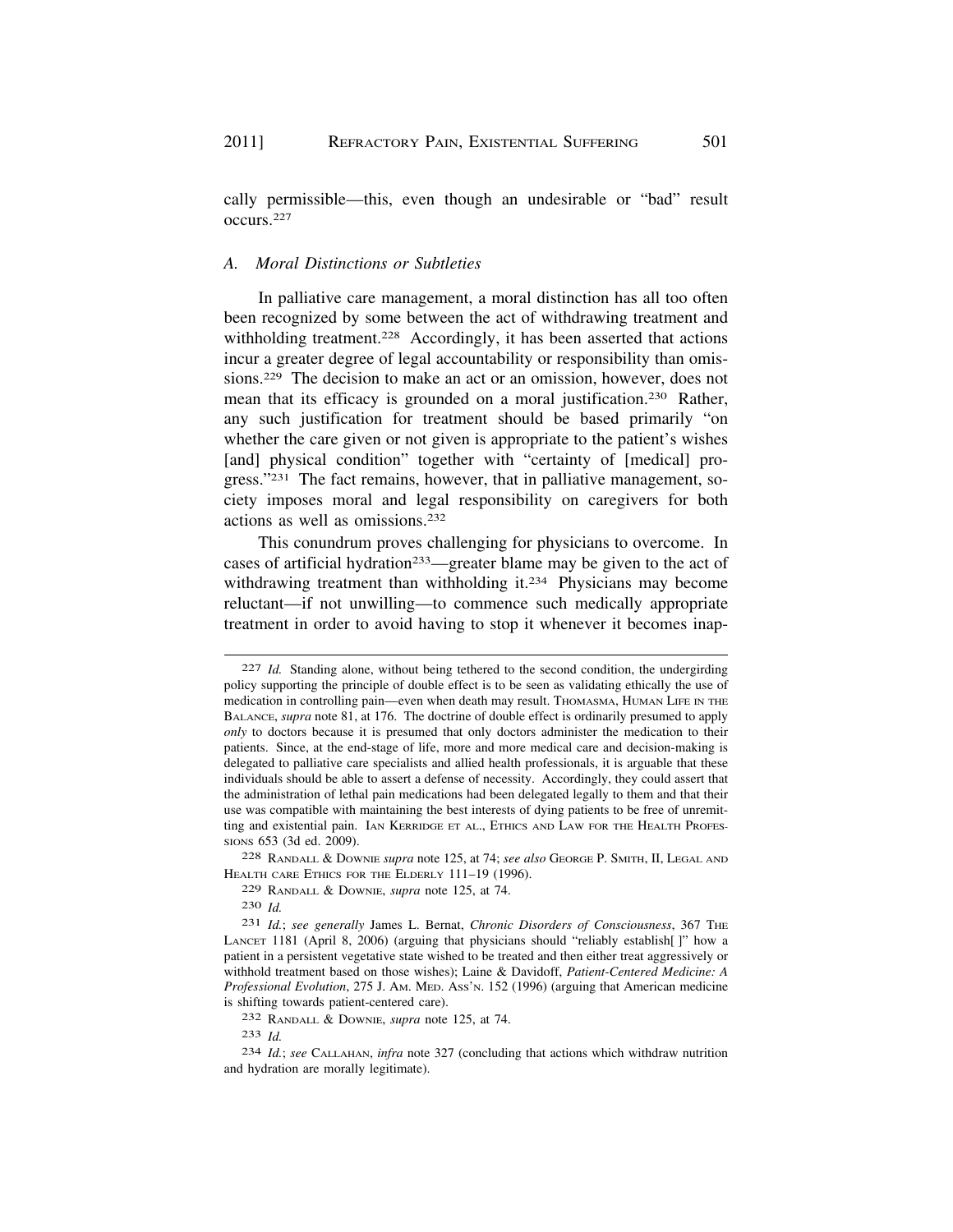cally permissible—this, even though an undesirable or "bad" result occurs.[227]

### *A. Moral Distinctions or Subtleties*

In palliative care management, a moral distinction has all too often been recognized by some between the act of withdrawing treatment and withholding treatment.[228] Accordingly, it has been asserted that actions incur a greater degree of legal accountability or responsibility than omissions.[229] The decision to make an act or an omission, however, does not mean that its efficacy is grounded on a moral justification.[230] Rather, any such justification for treatment should be based primarily "on whether the care given or not given is appropriate to the patient's wishes [and] physical condition" together with "certainty of [medical] progress."[231] The fact remains, however, that in palliative management, society imposes moral and legal responsibility on caregivers for both actions as well as omissions.[232]

This conundrum proves challenging for physicians to overcome. In cases of artificial hydration[233]—greater blame may be given to the act of withdrawing treatment than withholding it.[234] Physicians may become reluctant—if not unwilling—to commence such medically appropriate treatment in order to avoid having to stop it whenever it becomes inap-

---

227 *Id.* Standing alone, without being tethered to the second condition, the undergirding policy supporting the principle of double effect is to be seen as validating ethically the use of medication in controlling pain—even when death may result. THOMASMA, HUMAN LIFE IN THE BALANCE, *supra* note 81, at 176. The doctrine of double effect is ordinarily presumed to apply *only* to doctors because it is presumed that only doctors administer the medication to their patients. Since, at the end-stage of life, more and more medical care and decision-making is delegated to palliative care specialists and allied health professionals, it is arguable that these individuals should be able to assert a defense of necessity. Accordingly, they could assert that the administration of lethal pain medications had been delegated legally to them and that their use was compatible with maintaining the best interests of dying patients to be free of unremitting and existential pain. IAN KERRIDGE ET AL., ETHICS AND LAW FOR THE HEALTH PROFESSIONS 653 (3d ed. 2009).

228 RANDALL & DOWNIE *supra* note 125, at 74; *see also* GEORGE P. SMITH, II, LEGAL AND HEALTH CARE ETHICS FOR THE ELDERLY 111–19 (1996).

229 RANDALL & DOWNIE, *supra* note 125, at 74.

230 *Id.*

231 *Id.*; *see generally* James L. Bernat, *Chronic Disorders of Consciousness*, 367 THE LANCET 1181 (April 8, 2006) (arguing that physicians should "reliably establish[ ]" how a patient in a persistent vegetative state wished to be treated and then either treat aggressively or withhold treatment based on those wishes); Laine & Davidoff, *Patient-Centered Medicine: A Professional Evolution*, 275 J. AM. MED. ASS'N. 152 (1996) (arguing that American medicine is shifting towards patient-centered care).

232 RANDALL & DOWNIE, *supra* note 125, at 74.

233 *Id.*

234 *Id.*; *see* CALLAHAN, *infra* note 327 (concluding that actions which withdraw nutrition and hydration are morally legitimate).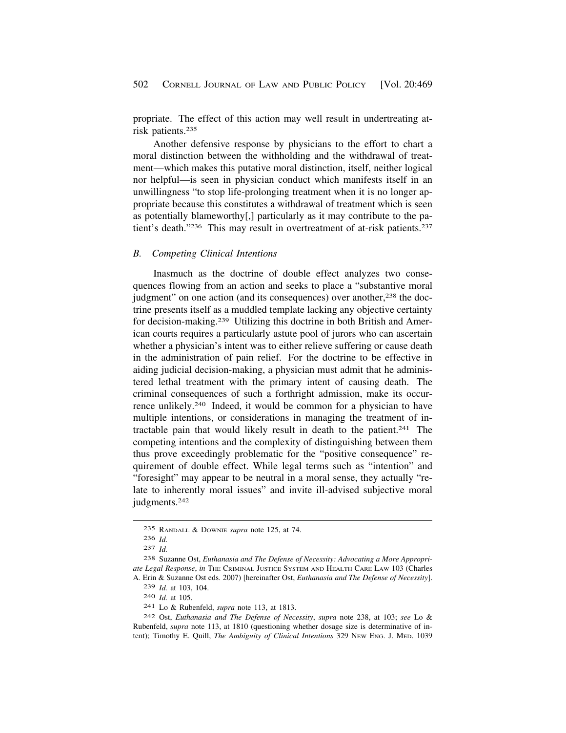propriate. The effect of this action may well result in undertreating at-risk patients.[235]

Another defensive response by physicians to the effort to chart a moral distinction between the withholding and the withdrawal of treatment—which makes this putative moral distinction, itself, neither logical nor helpful—is seen in physician conduct which manifests itself in an unwillingness "to stop life-prolonging treatment when it is no longer appropriate because this constitutes a withdrawal of treatment which is seen as potentially blameworthy[,] particularly as it may contribute to the patient's death."[236] This may result in overtreatment of at-risk patients.[237]

### *B. Competing Clinical Intentions*

Inasmuch as the doctrine of double effect analyzes two consequences flowing from an action and seeks to place a "substantive moral judgment" on one action (and its consequences) over another,[238] the doctrine presents itself as a muddled template lacking any objective certainty for decision-making.[239] Utilizing this doctrine in both British and American courts requires a particularly astute pool of jurors who can ascertain whether a physician's intent was to either relieve suffering or cause death in the administration of pain relief. For the doctrine to be effective in aiding judicial decision-making, a physician must admit that he administered lethal treatment with the primary intent of causing death. The criminal consequences of such a forthright admission, make its occurrence unlikely.[240] Indeed, it would be common for a physician to have multiple intentions, or considerations in managing the treatment of intractable pain that would likely result in death to the patient.[241] The competing intentions and the complexity of distinguishing between them thus prove exceedingly problematic for the "positive consequence" requirement of double effect. While legal terms such as "intention" and "foresight" may appear to be neutral in a moral sense, they actually "relate to inherently moral issues" and invite ill-advised subjective moral judgments.[242]

---

235 Randall & Downie *supra* note 125, at 74.

236 *Id.*

237 *Id.*

238 Suzanne Ost, *Euthanasia and The Defense of Necessity: Advocating a More Appropriate Legal Response*, *in* The Criminal Justice System and Health Care Law 103 (Charles A. Erin & Suzanne Ost eds. 2007) [hereinafter Ost, *Euthanasia and The Defense of Necessity*].

239 *Id.* at 103, 104.

240 *Id.* at 105.

241 Lo & Rubenfeld, *supra* note 113, at 1813.

242 Ost, *Euthanasia and The Defense of Necessity*, *supra* note 238, at 103; *see* Lo & Rubenfeld, *supra* note 113, at 1810 (questioning whether dosage size is determinative of intent); Timothy E. Quill, *The Ambiguity of Clinical Intentions* 329 New Eng. J. Med. 1039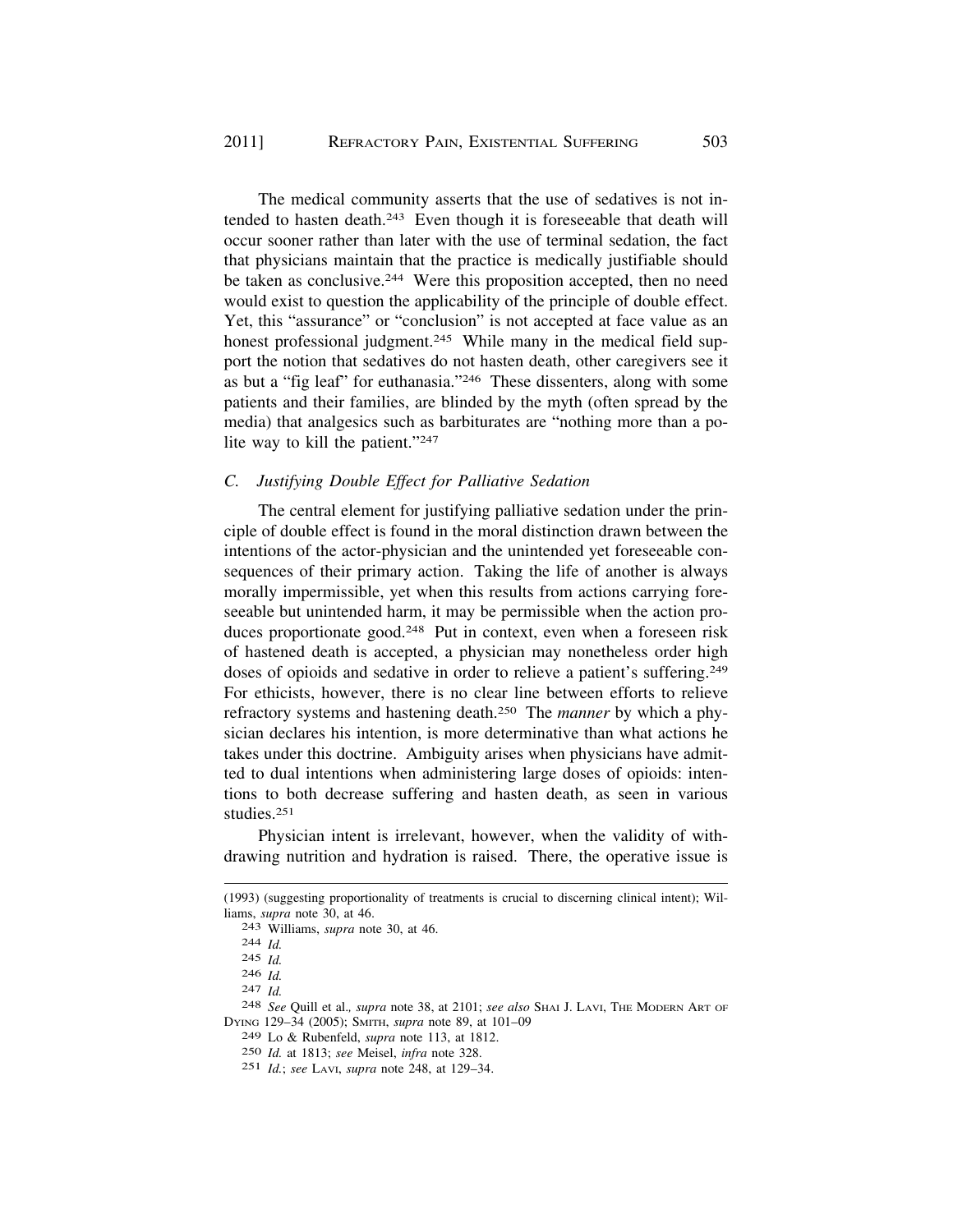The medical community asserts that the use of sedatives is not intended to hasten death.[243] Even though it is foreseeable that death will occur sooner rather than later with the use of terminal sedation, the fact that physicians maintain that the practice is medically justifiable should be taken as conclusive.[244] Were this proposition accepted, then no need would exist to question the applicability of the principle of double effect. Yet, this "assurance" or "conclusion" is not accepted at face value as an honest professional judgment.[245] While many in the medical field support the notion that sedatives do not hasten death, other caregivers see it as but a "fig leaf" for euthanasia."[246] These dissenters, along with some patients and their families, are blinded by the myth (often spread by the media) that analgesics such as barbiturates are "nothing more than a polite way to kill the patient."[247]

### *C. Justifying Double Effect for Palliative Sedation*

The central element for justifying palliative sedation under the principle of double effect is found in the moral distinction drawn between the intentions of the actor-physician and the unintended yet foreseeable consequences of their primary action. Taking the life of another is always morally impermissible, yet when this results from actions carrying foreseeable but unintended harm, it may be permissible when the action produces proportionate good.[248] Put in context, even when a foreseen risk of hastened death is accepted, a physician may nonetheless order high doses of opioids and sedative in order to relieve a patient's suffering.[249] For ethicists, however, there is no clear line between efforts to relieve refractory systems and hastening death.[250] The *manner* by which a physician declares his intention, is more determinative than what actions he takes under this doctrine. Ambiguity arises when physicians have admitted to dual intentions when administering large doses of opioids: intentions to both decrease suffering and hasten death, as seen in various studies.[251]

Physician intent is irrelevant, however, when the validity of withdrawing nutrition and hydration is raised. There, the operative issue is

---

(1993) (suggesting proportionality of treatments is crucial to discerning clinical intent); Williams, *supra* note 30, at 46.

[243] Williams, *supra* note 30, at 46.

[244] *Id.*

[245] *Id.*

[246] *Id.*

[247] *Id.*

[248] *See* Quill et al., *supra* note 38, at 2101; *see also* SHAI J. LAVI, THE MODERN ART OF DYING 129–34 (2005); SMITH, *supra* note 89, at 101–09

[249] Lo & Rubenfeld, *supra* note 113, at 1812.

[250] *Id.* at 1813; *see* Meisel, *infra* note 328.

[251] *Id.*; *see* LAVI, *supra* note 248, at 129–34.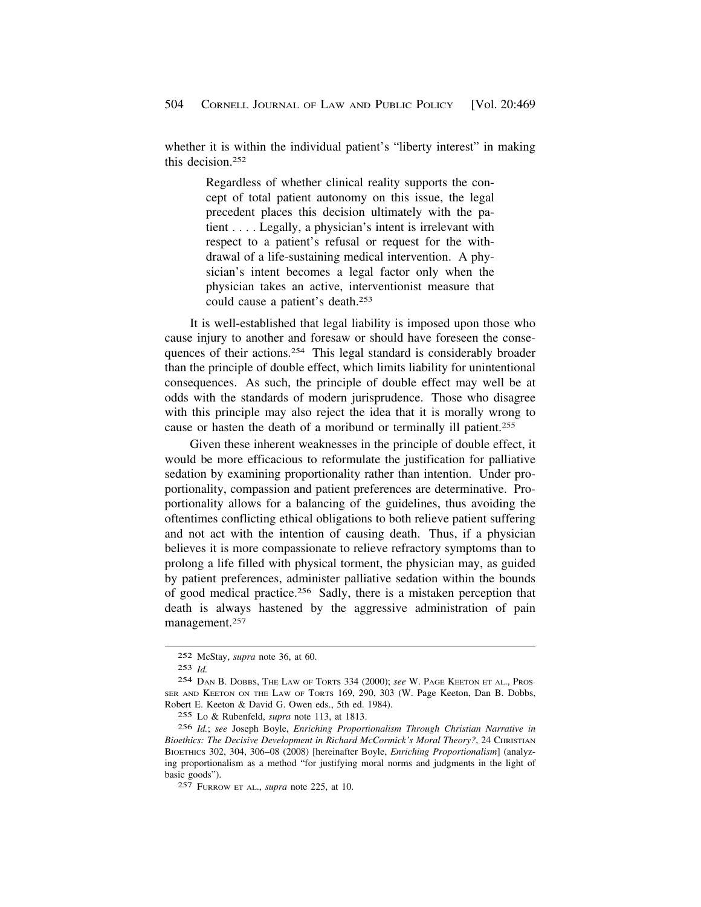whether it is within the individual patient's "liberty interest" in making this decision.[252]

> Regardless of whether clinical reality supports the concept of total patient autonomy on this issue, the legal precedent places this decision ultimately with the patient . . . . Legally, a physician's intent is irrelevant with respect to a patient's refusal or request for the withdrawal of a life-sustaining medical intervention. A physician's intent becomes a legal factor only when the physician takes an active, interventionist measure that could cause a patient's death.[253]

It is well-established that legal liability is imposed upon those who cause injury to another and foresaw or should have foreseen the consequences of their actions.[254] This legal standard is considerably broader than the principle of double effect, which limits liability for unintentional consequences. As such, the principle of double effect may well be at odds with the standards of modern jurisprudence. Those who disagree with this principle may also reject the idea that it is morally wrong to cause or hasten the death of a moribund or terminally ill patient.[255]

Given these inherent weaknesses in the principle of double effect, it would be more efficacious to reformulate the justification for palliative sedation by examining proportionality rather than intention. Under proportionality, compassion and patient preferences are determinative. Proportionality allows for a balancing of the guidelines, thus avoiding the oftentimes conflicting ethical obligations to both relieve patient suffering and not act with the intention of causing death. Thus, if a physician believes it is more compassionate to relieve refractory symptoms than to prolong a life filled with physical torment, the physician may, as guided by patient preferences, administer palliative sedation within the bounds of good medical practice.[256] Sadly, there is a mistaken perception that death is always hastened by the aggressive administration of pain management.[257]

---

252 McStay, *supra* note 36, at 60.

253 *Id.*

254 DAN B. DOBBS, THE LAW OF TORTS 334 (2000); *see* W. PAGE KEETON ET AL., PROSSER AND KEETON ON THE LAW OF TORTS 169, 290, 303 (W. Page Keeton, Dan B. Dobbs, Robert E. Keeton & David G. Owen eds., 5th ed. 1984).

255 Lo & Rubenfeld, *supra* note 113, at 1813.

256 *Id.*; *see* Joseph Boyle, *Enriching Proportionalism Through Christian Narrative in Bioethics: The Decisive Development in Richard McCormick's Moral Theory?*, 24 CHRISTIAN BIOETHICS 302, 304, 306–08 (2008) [hereinafter Boyle, *Enriching Proportionalism*] (analyzing proportionalism as a method "for justifying moral norms and judgments in the light of basic goods").

257 FURROW ET AL., *supra* note 225, at 10.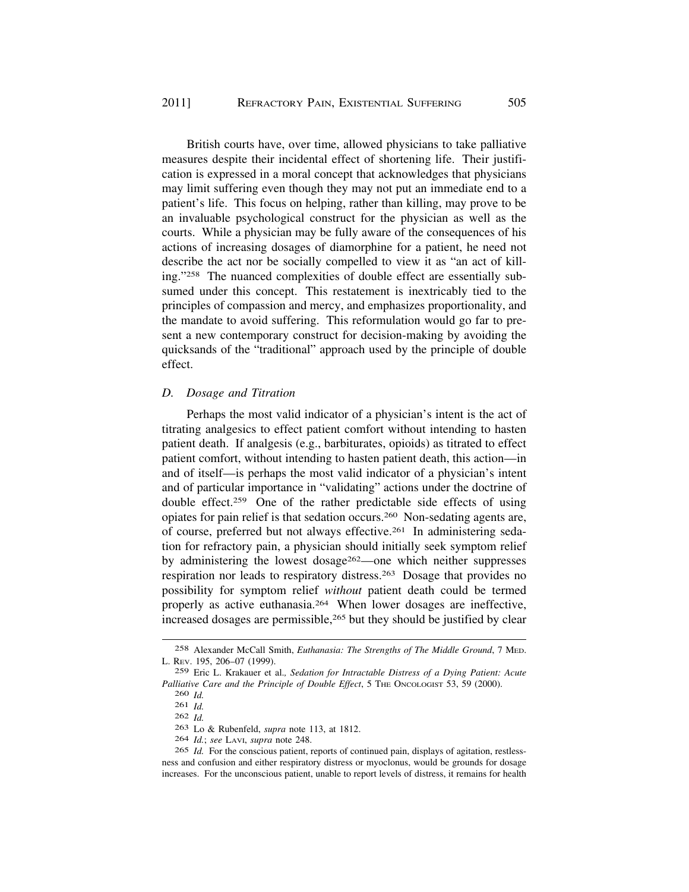British courts have, over time, allowed physicians to take palliative measures despite their incidental effect of shortening life. Their justification is expressed in a moral concept that acknowledges that physicians may limit suffering even though they may not put an immediate end to a patient's life. This focus on helping, rather than killing, may prove to be an invaluable psychological construct for the physician as well as the courts. While a physician may be fully aware of the consequences of his actions of increasing dosages of diamorphine for a patient, he need not describe the act nor be socially compelled to view it as "an act of killing."[258] The nuanced complexities of double effect are essentially subsumed under this concept. This restatement is inextricably tied to the principles of compassion and mercy, and emphasizes proportionality, and the mandate to avoid suffering. This reformulation would go far to present a new contemporary construct for decision-making by avoiding the quicksands of the "traditional" approach used by the principle of double effect.

### *D. Dosage and Titration*

Perhaps the most valid indicator of a physician's intent is the act of titrating analgesics to effect patient comfort without intending to hasten patient death. If analgesia (e.g., barbiturates, opioids) as titrated to effect patient comfort, without intending to hasten patient death, this action—in and of itself—is perhaps the most valid indicator of a physician's intent and of particular importance in "validating" actions under the doctrine of double effect.[259] One of the rather predictable side effects of using opiates for pain relief is that sedation occurs.[260] Non-sedating agents are, of course, preferred but not always effective.[261] In administering sedation for refractory pain, a physician should initially seek symptom relief by administering the lowest dosage[262]—one which neither suppresses respiration nor leads to respiratory distress.[263] Dosage that provides no possibility for symptom relief *without* patient death could be termed properly as active euthanasia.[264] When lower dosages are ineffective, increased dosages are permissible,[265] but they should be justified by clear

---

[258] Alexander McCall Smith, *Euthanasia: The Strengths of The Middle Ground*, 7 MED. L. REV. 195, 206–07 (1999).

[259] Eric L. Krakauer et al., *Sedation for Intractable Distress of a Dying Patient: Acute Palliative Care and the Principle of Double Effect*, 5 THE ONCOLOGIST 53, 59 (2000).

[260] *Id.*

[261] *Id.*

[262] *Id.*

[263] Lo & Rubenfeld, *supra* note 113, at 1812.

[264] *Id.*; *see* LAVI, *supra* note 248.

[265] *Id.* For the conscious patient, reports of continued pain, displays of agitation, restlessness and confusion and either respiratory distress or myoclonus, would be grounds for dosage increases. For the unconscious patient, unable to report levels of distress, it remains for health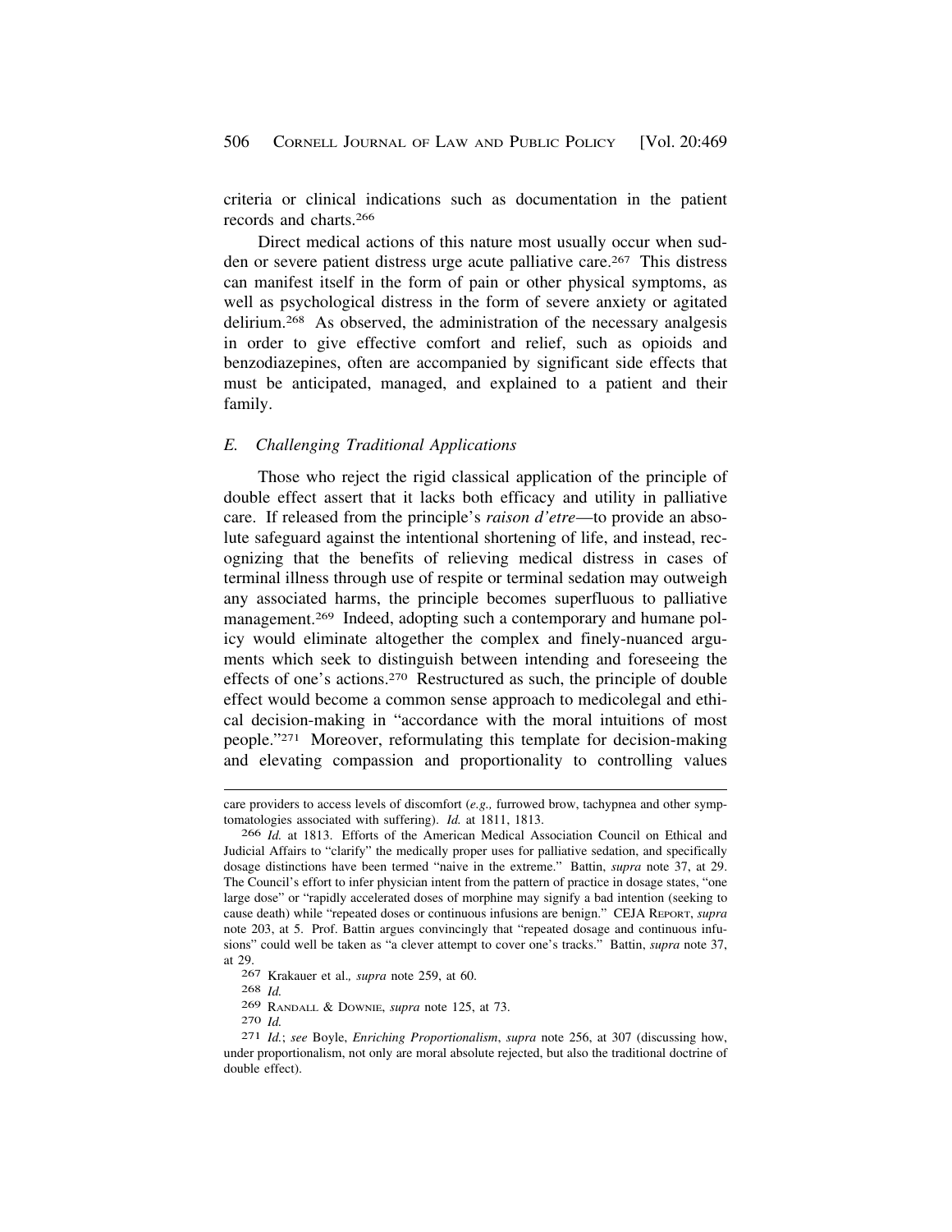criteria or clinical indications such as documentation in the patient records and charts.[266]

Direct medical actions of this nature most usually occur when sudden or severe patient distress urge acute palliative care.[267] This distress can manifest itself in the form of pain or other physical symptoms, as well as psychological distress in the form of severe anxiety or agitated delirium.[268] As observed, the administration of the necessary analgesis in order to give effective comfort and relief, such as opioids and benzodiazepines, often are accompanied by significant side effects that must be anticipated, managed, and explained to a patient and their family.

### *E. Challenging Traditional Applications*

Those who reject the rigid classical application of the principle of double effect assert that it lacks both efficacy and utility in palliative care. If released from the principle's *raison d'etre*—to provide an absolute safeguard against the intentional shortening of life, and instead, recognizing that the benefits of relieving medical distress in cases of terminal illness through use of respite or terminal sedation may outweigh any associated harms, the principle becomes superfluous to palliative management.[269] Indeed, adopting such a contemporary and humane policy would eliminate altogether the complex and finely-nuanced arguments which seek to distinguish between intending and foreseeing the effects of one's actions.[270] Restructured as such, the principle of double effect would become a common sense approach to medicolegal and ethical decision-making in "accordance with the moral intuitions of most people."[271] Moreover, reformulating this template for decision-making and elevating compassion and proportionality to controlling values

---

care providers to access levels of discomfort (*e.g.,* furrowed brow, tachypnea and other symptomatologies associated with suffering). *Id.* at 1811, 1813.

[266] *Id.* at 1813. Efforts of the American Medical Association Council on Ethical and Judicial Affairs to "clarify" the medically proper uses for palliative sedation, and specifically dosage distinctions have been termed "naive in the extreme." Battin, *supra* note 37, at 29. The Council's effort to infer physician intent from the pattern of practice in dosage states, "one large dose" or "rapidly accelerated doses of morphine may signify a bad intention (seeking to cause death) while "repeated doses or continuous infusions are benign." CEJA REPORT, *supra* note 203, at 5. Prof. Battin argues convincingly that "repeated dosage and continuous infusions" could well be taken as "a clever attempt to cover one's tracks." Battin, *supra* note 37, at 29.

[267] Krakauer et al.*, supra* note 259, at 60.

[268] *Id.*

[269] RANDALL & DOWNIE, *supra* note 125, at 73.

[270] *Id.*

[271] *Id.*; *see* Boyle, *Enriching Proportionalism*, *supra* note 256, at 307 (discussing how, under proportionalism, not only are moral absolute rejected, but also the traditional doctrine of double effect).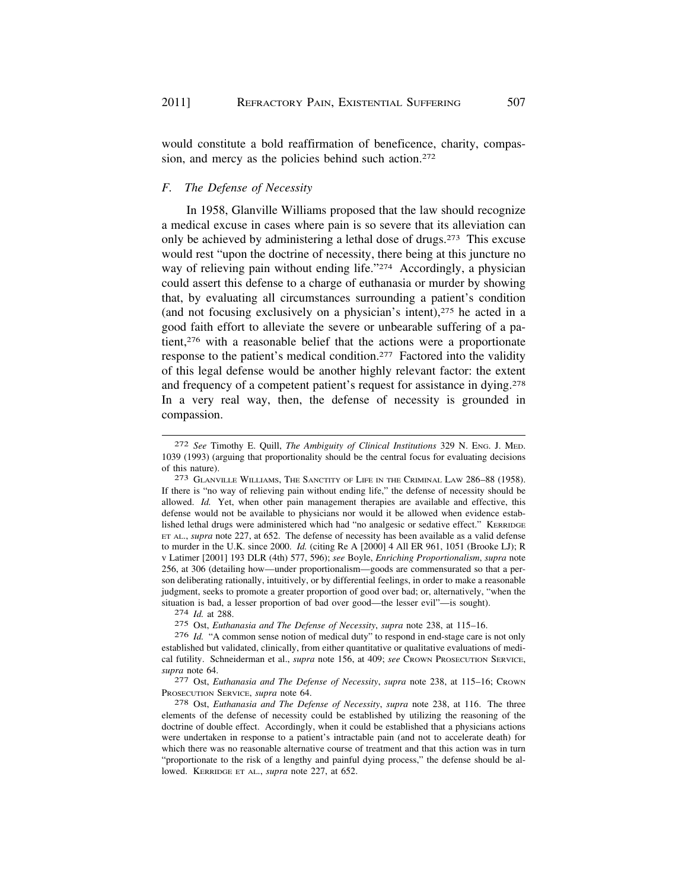would constitute a bold reaffirmation of beneficence, charity, compassion, and mercy as the policies behind such action.[272]

### *F. The Defense of Necessity*

In 1958, Glanville Williams proposed that the law should recognize a medical excuse in cases where pain is so severe that its alleviation can only be achieved by administering a lethal dose of drugs.[273] This excuse would rest "upon the doctrine of necessity, there being at this juncture no way of relieving pain without ending life."[274] Accordingly, a physician could assert this defense to a charge of euthanasia or murder by showing that, by evaluating all circumstances surrounding a patient's condition (and not focusing exclusively on a physician's intent),[275] he acted in a good faith effort to alleviate the severe or unbearable suffering of a patient,[276] with a reasonable belief that the actions were a proportionate response to the patient's medical condition.[277] Factored into the validity of this legal defense would be another highly relevant factor: the extent and frequency of a competent patient's request for assistance in dying.[278] In a very real way, then, the defense of necessity is grounded in compassion.

---

[272] *See* Timothy E. Quill, *The Ambiguity of Clinical Institutions* 329 N. ENG. J. MED. 1039 (1993) (arguing that proportionality should be the central focus for evaluating decisions of this nature).

[273] GLANVILLE WILLIAMS, THE SANCTITY OF LIFE IN THE CRIMINAL LAW 286–88 (1958). If there is "no way of relieving pain without ending life," the defense of necessity should be allowed. *Id.* Yet, when other pain management therapies are available and effective, this defense would not be available to physicians nor would it be allowed when evidence established lethal drugs were administered which had "no analgesic or sedative effect." KERRIDGE ET AL., *supra* note 227, at 652. The defense of necessity has been available as a valid defense to murder in the U.K. since 2000. *Id.* (citing Re A [2000] 4 All ER 961, 1051 (Brooke LJ); R v Latimer [2001] 193 DLR (4th) 577, 596); *see* Boyle, *Enriching Proportionalism*, *supra* note 256, at 306 (detailing how—under proportionalism—goods are commensurated so that a person deliberating rationally, intuitively, or by differential feelings, in order to make a reasonable judgment, seeks to promote a greater proportion of good over bad; or, alternatively, "when the situation is bad, a lesser proportion of bad over good—the lesser evil"—is sought).

[274] *Id.* at 288.

[275] Ost, *Euthanasia and The Defense of Necessity*, *supra* note 238, at 115–16.

[276] *Id.* "A common sense notion of medical duty" to respond in end-stage care is not only established but validated, clinically, from either quantitative or qualitative evaluations of medical futility. Schneiderman et al., *supra* note 156, at 409; *see* CROWN PROSECUTION SERVICE, *supra* note 64.

[277] Ost, *Euthanasia and The Defense of Necessity*, *supra* note 238, at 115–16; CROWN PROSECUTION SERVICE, *supra* note 64.

[278] Ost, *Euthanasia and The Defense of Necessity*, *supra* note 238, at 116. The three elements of the defense of necessity could be established by utilizing the reasoning of the doctrine of double effect. Accordingly, when it could be established that a physicians actions were undertaken in response to a patient's intractable pain (and not to accelerate death) for which there was no reasonable alternative course of treatment and that this action was in turn "proportionate to the risk of a lengthy and painful dying process," the defense should be allowed. KERRIDGE ET AL., *supra* note 227, at 652.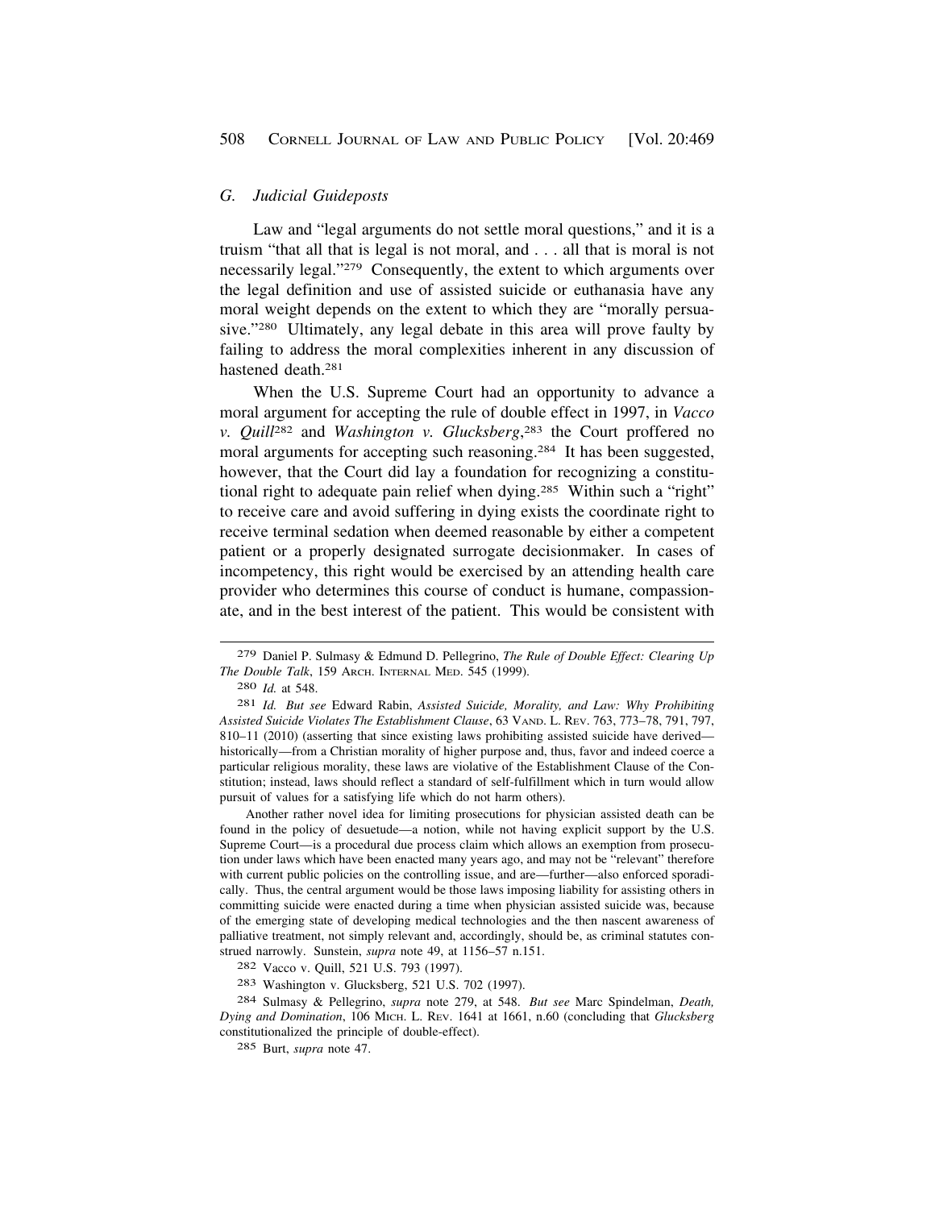### *G. Judicial Guideposts*

Law and "legal arguments do not settle moral questions," and it is a truism "that all that is legal is not moral, and . . . all that is moral is not necessarily legal."[279] Consequently, the extent to which arguments over the legal definition and use of assisted suicide or euthanasia have any moral weight depends on the extent to which they are "morally persuasive."[280] Ultimately, any legal debate in this area will prove faulty by failing to address the moral complexities inherent in any discussion of hastened death.[281]

When the U.S. Supreme Court had an opportunity to advance a moral argument for accepting the rule of double effect in 1997, in *Vacco v. Quill*[282] and *Washington v. Glucksberg*,[283] the Court proffered no moral arguments for accepting such reasoning.[284] It has been suggested, however, that the Court did lay a foundation for recognizing a constitutional right to adequate pain relief when dying.[285] Within such a "right" to receive care and avoid suffering in dying exists the coordinate right to receive terminal sedation when deemed reasonable by either a competent patient or a properly designated surrogate decisionmaker. In cases of incompetency, this right would be exercised by an attending health care provider who determines this course of conduct is humane, compassionate, and in the best interest of the patient. This would be consistent with

---

[279] Daniel P. Sulmasy & Edmund D. Pellegrino, *The Rule of Double Effect: Clearing Up The Double Talk*, 159 ARCH. INTERNAL MED. 545 (1999).

[280] *Id.* at 548.

[281] *Id. But see* Edward Rabin, *Assisted Suicide, Morality, and Law: Why Prohibiting Assisted Suicide Violates The Establishment Clause*, 63 VAND. L. REV. 763, 773–78, 791, 797, 810–11 (2010) (asserting that since existing laws prohibiting assisted suicide have derived—historically—from a Christian morality of higher purpose and, thus, favor and indeed coerce a particular religious morality, these laws are violative of the Establishment Clause of the Constitution; instead, laws should reflect a standard of self-fulfillment which in turn would allow pursuit of values for a satisfying life which do not harm others).

Another rather novel idea for limiting prosecutions for physician assisted death can be found in the policy of desuetude—a notion, while not having explicit support by the U.S. Supreme Court—is a procedural due process claim which allows an exemption from prosecution under laws which have been enacted many years ago, and may not be "relevant" therefore with current public policies on the controlling issue, and are—further—also enforced sporadically. Thus, the central argument would be those laws imposing liability for assisting others in committing suicide were enacted during a time when physician assisted suicide was, because of the emerging state of developing medical technologies and the then nascent awareness of palliative treatment, not simply relevant and, accordingly, should be, as criminal statutes construed narrowly. Sunstein, *supra* note 49, at 1156–57 n.151.

[282] Vacco v. Quill, 521 U.S. 793 (1997).

[283] Washington v. Glucksberg, 521 U.S. 702 (1997).

[284] Sulmasy & Pellegrino, *supra* note 279, at 548. *But see* Marc Spindelman, *Death, Dying and Domination*, 106 MICH. L. REV. 1641 at 1661, n.60 (concluding that *Glucksberg* constitutionalized the principle of double-effect).

[285] Burt, *supra* note 47.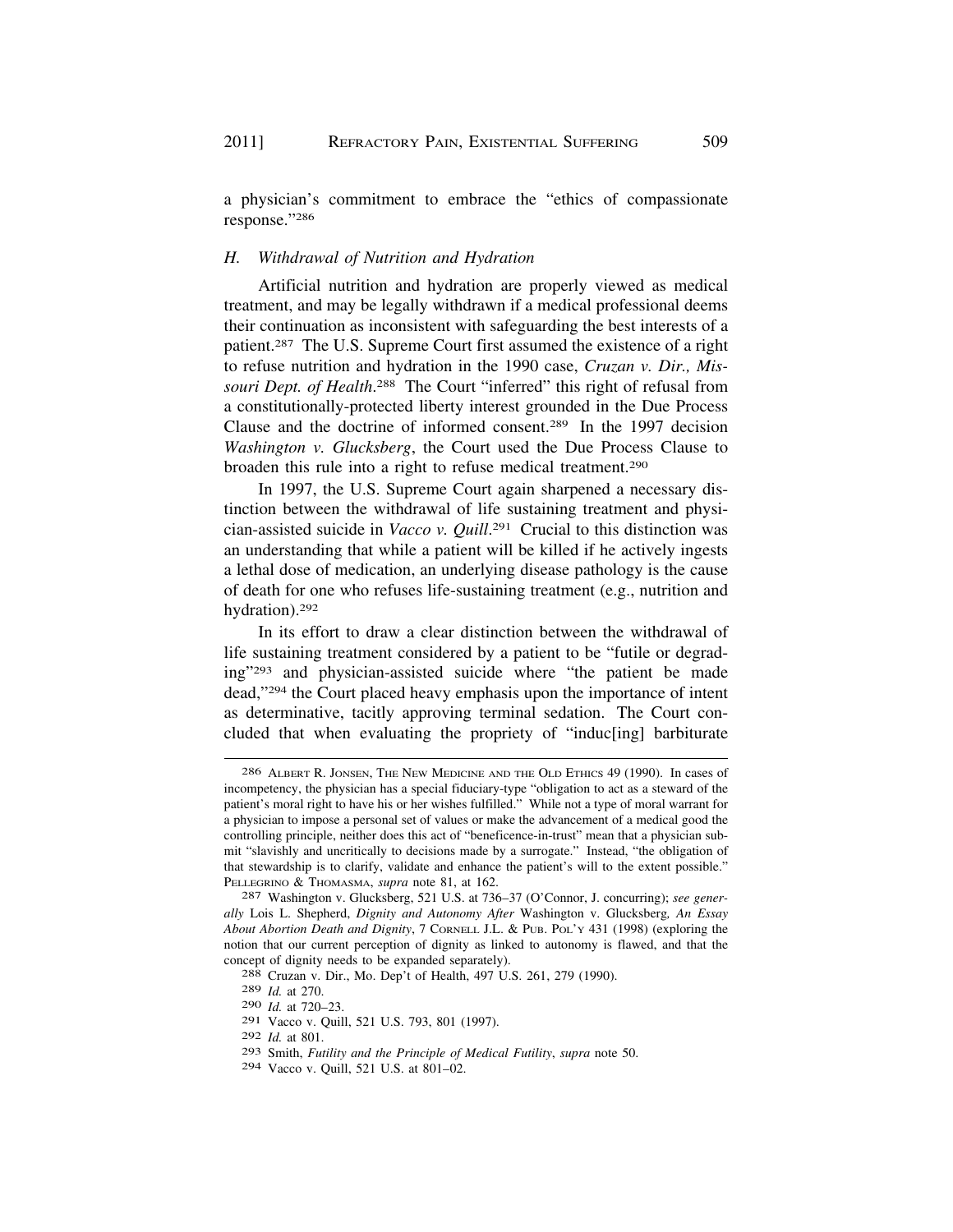a physician's commitment to embrace the "ethics of compassionate response."[286]

### *H. Withdrawal of Nutrition and Hydration*

Artificial nutrition and hydration are properly viewed as medical treatment, and may be legally withdrawn if a medical professional deems their continuation as inconsistent with safeguarding the best interests of a patient.[287] The U.S. Supreme Court first assumed the existence of a right to refuse nutrition and hydration in the 1990 case, *Cruzan v. Dir., Missouri Dept. of Health*.[288] The Court "inferred" this right of refusal from a constitutionally-protected liberty interest grounded in the Due Process Clause and the doctrine of informed consent.[289] In the 1997 decision *Washington v. Glucksberg*, the Court used the Due Process Clause to broaden this rule into a right to refuse medical treatment.[290]

In 1997, the U.S. Supreme Court again sharpened a necessary distinction between the withdrawal of life sustaining treatment and physician-assisted suicide in *Vacco v. Quill*.[291] Crucial to this distinction was an understanding that while a patient will be killed if he actively ingests a lethal dose of medication, an underlying disease pathology is the cause of death for one who refuses life-sustaining treatment (e.g., nutrition and hydration).[292]

In its effort to draw a clear distinction between the withdrawal of life sustaining treatment considered by a patient to be "futile or degrading"[293] and physician-assisted suicide where "the patient be made dead,"[294] the Court placed heavy emphasis upon the importance of intent as determinative, tacitly approving terminal sedation. The Court concluded that when evaluating the propriety of "induc[ing] barbiturate

---

286 ALBERT R. JONSEN, THE NEW MEDICINE AND THE OLD ETHICS 49 (1990). In cases of incompetency, the physician has a special fiduciary-type "obligation to act as a steward of the patient's moral right to have his or her wishes fulfilled." While not a type of moral warrant for a physician to impose a personal set of values or make the advancement of a medical good the controlling principle, neither does this act of "beneficence-in-trust" mean that a physician submit "slavishly and uncritically to decisions made by a surrogate." Instead, "the obligation of that stewardship is to clarify, validate and enhance the patient's will to the extent possible." PELLEGRINO & THOMASMA, *supra* note 81, at 162.

287 Washington v. Glucksberg, 521 U.S. at 736–37 (O'Connor, J. concurring); *see generally* Lois L. Shepherd, *Dignity and Autonomy After* Washington v. Glucksberg*, An Essay About Abortion Death and Dignity*, 7 CORNELL J.L. & PUB. POL'Y 431 (1998) (exploring the notion that our current perception of dignity as linked to autonomy is flawed, and that the concept of dignity needs to be expanded separately).

288 Cruzan v. Dir., Mo. Dep't of Health, 497 U.S. 261, 279 (1990).

289 *Id.* at 270.

290 *Id.* at 720–23.

291 Vacco v. Quill, 521 U.S. 793, 801 (1997).

292 *Id.* at 801.

293 Smith, *Futility and the Principle of Medical Futility*, *supra* note 50.

294 Vacco v. Quill, 521 U.S. at 801–02.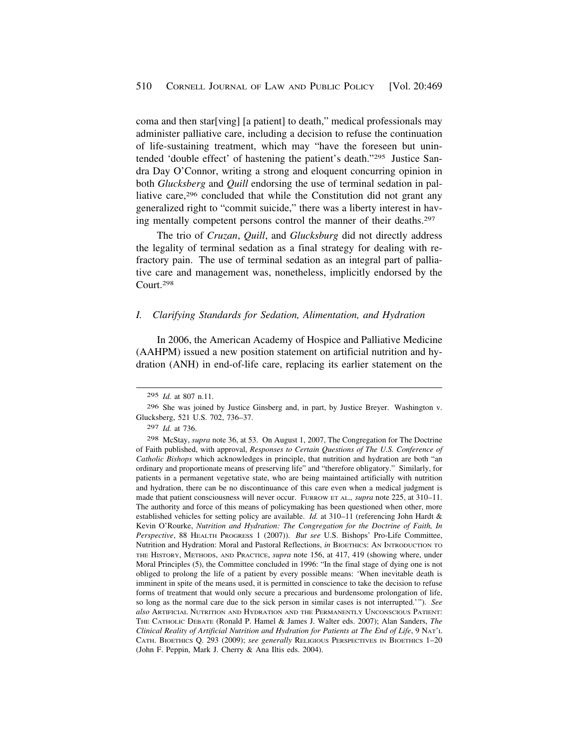coma and then star[ving] [a patient] to death," medical professionals may administer palliative care, including a decision to refuse the continuation of life-sustaining treatment, which may "have the foreseen but unintended 'double effect' of hastening the patient's death."[295] Justice Sandra Day O'Connor, writing a strong and eloquent concurring opinion in both *Glucksberg* and *Quill* endorsing the use of terminal sedation in palliative care,[296] concluded that while the Constitution did not grant any generalized right to "commit suicide," there was a liberty interest in having mentally competent persons control the manner of their deaths.[297]

The trio of *Cruzan*, *Quill*, and *Glucksburg* did not directly address the legality of terminal sedation as a final strategy for dealing with refractory pain. The use of terminal sedation as an integral part of palliative care and management was, nonetheless, implicitly endorsed by the Court.[298]

### *I. Clarifying Standards for Sedation, Alimentation, and Hydration*

In 2006, the American Academy of Hospice and Palliative Medicine (AAHPM) issued a new position statement on artificial nutrition and hydration (ANH) in end-of-life care, replacing its earlier statement on the

---

[295] *Id.* at 807 n.11.

[296] She was joined by Justice Ginsberg and, in part, by Justice Breyer. Washington v. Glucksberg, 521 U.S. 702, 736–37.

[297] *Id.* at 736.

[298] McStay, *supra* note 36, at 53. On August 1, 2007, The Congregation for The Doctrine of Faith published, with approval, *Responses to Certain Questions of The U.S. Conference of Catholic Bishops* which acknowledges in principle, that nutrition and hydration are both "an ordinary and proportionate means of preserving life" and "therefore obligatory." Similarly, for patients in a permanent vegetative state, who are being maintained artificially with nutrition and hydration, there can be no discontinuance of this care even when a medical judgment is made that patient consciousness will never occur. FURROW ET AL., *supra* note 225, at 310–11. The authority and force of this means of policymaking has been questioned when other, more established vehicles for setting policy are available. *Id.* at 310–11 (referencing John Hardt & Kevin O'Rourke, *Nutrition and Hydration: The Congregation for the Doctrine of Faith, In Perspective*, 88 HEALTH PROGRESS 1 (2007)). *But see* U.S. Bishops' Pro-Life Committee, Nutrition and Hydration: Moral and Pastoral Reflections, *in* BIOETHICS: AN INTRODUCTION TO THE HISTORY, METHODS, AND PRACTICE, *supra* note 156, at 417, 419 (showing where, under Moral Principles (5), the Committee concluded in 1996: "In the final stage of dying one is not obliged to prolong the life of a patient by every possible means: 'When inevitable death is imminent in spite of the means used, it is permitted in conscience to take the decision to refuse forms of treatment that would only secure a precarious and burdensome prolongation of life, so long as the normal care due to the sick person in similar cases is not interrupted.'"). *See also* ARTIFICIAL NUTRITION AND HYDRATION AND THE PERMANENTLY UNCONSCIOUS PATIENT: THE CATHOLIC DEBATE (Ronald P. Hamel & James J. Walter eds. 2007); Alan Sanders, *The Clinical Reality of Artificial Nutrition and Hydration for Patients at The End of Life*, 9 NAT'L CATH. BIOETHICS Q. 293 (2009); *see generally* RELIGIOUS PERSPECTIVES IN BIOETHICS 1–20 (John F. Peppin, Mark J. Cherry & Ana Iltis eds. 2004).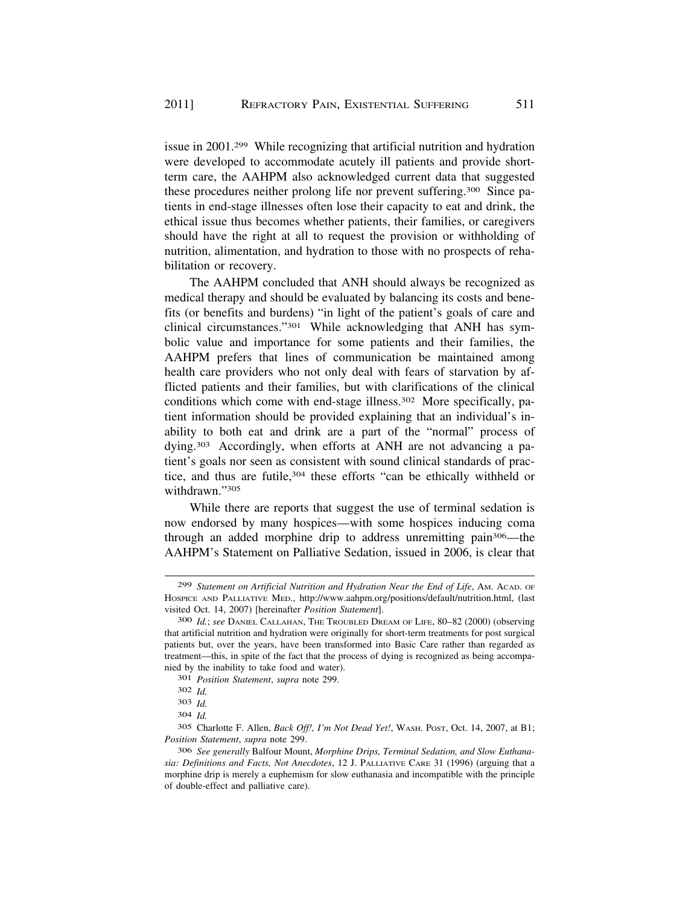issue in 2001.[299] While recognizing that artificial nutrition and hydration were developed to accommodate acutely ill patients and provide short-term care, the AAHPM also acknowledged current data that suggested these procedures neither prolong life nor prevent suffering.[300] Since patients in end-stage illnesses often lose their capacity to eat and drink, the ethical issue thus becomes whether patients, their families, or caregivers should have the right at all to request the provision or withholding of nutrition, alimentation, and hydration to those with no prospects of rehabilitation or recovery.

The AAHPM concluded that ANH should always be recognized as medical therapy and should be evaluated by balancing its costs and benefits (or benefits and burdens) "in light of the patient's goals of care and clinical circumstances."[301] While acknowledging that ANH has symbolic value and importance for some patients and their families, the AAHPM prefers that lines of communication be maintained among health care providers who not only deal with fears of starvation by afflicted patients and their families, but with clarifications of the clinical conditions which come with end-stage illness.[302] More specifically, patient information should be provided explaining that an individual's inability to both eat and drink are a part of the "normal" process of dying.[303] Accordingly, when efforts at ANH are not advancing a patient's goals nor seen as consistent with sound clinical standards of practice, and thus are futile,[304] these efforts "can be ethically withheld or withdrawn."[305]

While there are reports that suggest the use of terminal sedation is now endorsed by many hospices—with some hospices inducing coma through an added morphine drip to address unremitting pain[306]—the AAHPM's Statement on Palliative Sedation, issued in 2006, is clear that

---

[299] *Statement on Artificial Nutrition and Hydration Near the End of Life*, AM. ACAD. OF HOSPICE AND PALLIATIVE MED., http://www.aahpm.org/positions/default/nutrition.html, (last visited Oct. 14, 2007) [hereinafter *Position Statement*].

[300] *Id.*; *see* DANIEL CALLAHAN, THE TROUBLED DREAM OF LIFE, 80–82 (2000) (observing that artificial nutrition and hydration were originally for short-term treatments for post surgical patients but, over the years, have been transformed into Basic Care rather than regarded as treatment—this, in spite of the fact that the process of dying is recognized as being accompanied by the inability to take food and water).

[301] *Position Statement*, *supra* note 299.

[302] *Id.*

[303] *Id.*

[304] *Id.*

[305] Charlotte F. Allen, *Back Off!, I'm Not Dead Yet!*, WASH. POST, Oct. 14, 2007, at B1; *Position Statement*, *supra* note 299.

[306] *See generally* Balfour Mount, *Morphine Drips, Terminal Sedation, and Slow Euthanasia: Definitions and Facts, Not Anecdotes*, 12 J. PALLIATIVE CARE 31 (1996) (arguing that a morphine drip is merely a euphemism for slow euthanasia and incompatible with the principle of double-effect and palliative care).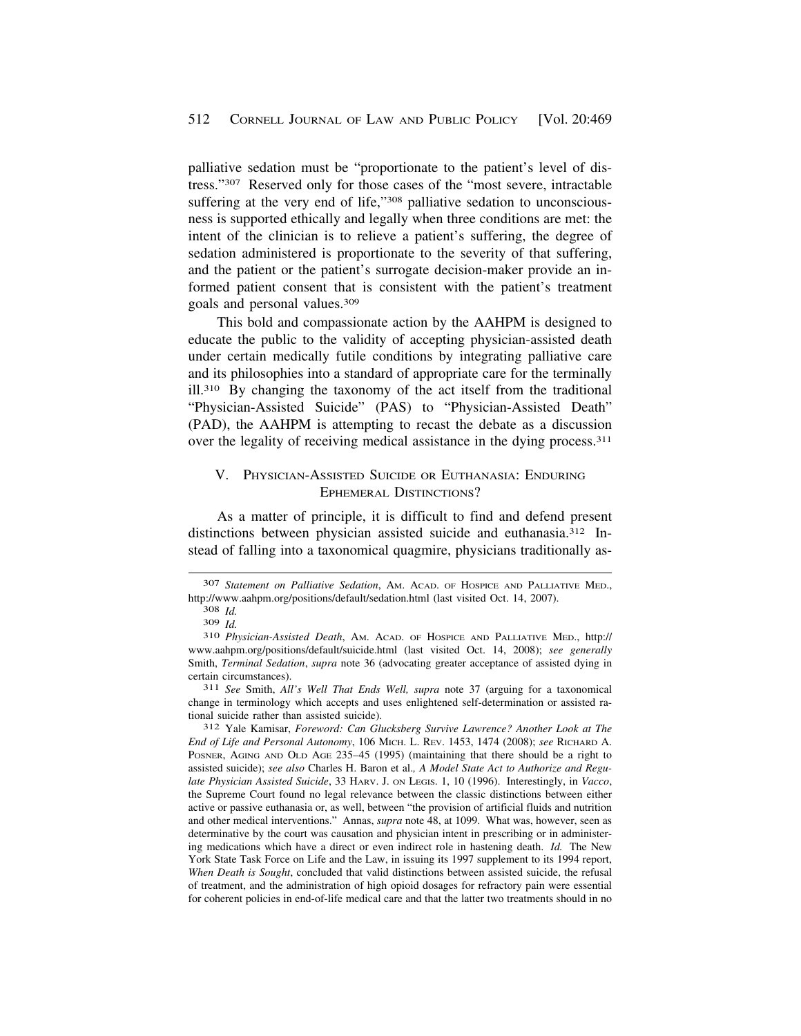palliative sedation must be "proportionate to the patient's level of distress."[307] Reserved only for those cases of the "most severe, intractable suffering at the very end of life,"[308] palliative sedation to unconsciousness is supported ethically and legally when three conditions are met: the intent of the clinician is to relieve a patient's suffering, the degree of sedation administered is proportionate to the severity of that suffering, and the patient or the patient's surrogate decision-maker provide an informed patient consent that is consistent with the patient's treatment goals and personal values.[309]

This bold and compassionate action by the AAHPM is designed to educate the public to the validity of accepting physician-assisted death under certain medically futile conditions by integrating palliative care and its philosophies into a standard of appropriate care for the terminally ill.[310] By changing the taxonomy of the act itself from the traditional "Physician-Assisted Suicide" (PAS) to "Physician-Assisted Death" (PAD), the AAHPM is attempting to recast the debate as a discussion over the legality of receiving medical assistance in the dying process.[311]

## V. Physician-Assisted Suicide or Euthanasia: Enduring Ephemeral Distinctions?

As a matter of principle, it is difficult to find and defend present distinctions between physician assisted suicide and euthanasia.[312] Instead of falling into a taxonomical quagmire, physicians traditionally as-

---

307 *Statement on Palliative Sedation*, Am. Acad. of Hospice and Palliative Med., http://www.aahpm.org/positions/default/sedation.html (last visited Oct. 14, 2007).

308 *Id.*

309 *Id.*

310 *Physician-Assisted Death*, Am. Acad. of Hospice and Palliative Med., http://www.aahpm.org/positions/default/suicide.html (last visited Oct. 14, 2008); *see generally* Smith, *Terminal Sedation*, *supra* note 36 (advocating greater acceptance of assisted dying in certain circumstances).

311 *See* Smith, *All's Well That Ends Well, supra* note 37 (arguing for a taxonomical change in terminology which accepts and uses enlightened self-determination or assisted rational suicide rather than assisted suicide).

312 Yale Kamisar, *Foreword: Can Glucksberg Survive Lawrence? Another Look at The End of Life and Personal Autonomy*, 106 Mich. L. Rev. 1453, 1474 (2008); *see* Richard A. Posner, Aging and Old Age 235–45 (1995) (maintaining that there should be a right to assisted suicide); *see also* Charles H. Baron et al., *A Model State Act to Authorize and Regulate Physician Assisted Suicide*, 33 Harv. J. on Legis. 1, 10 (1996). Interestingly, in *Vacco*, the Supreme Court found no legal relevance between the classic distinctions between either active or passive euthanasia or, as well, between "the provision of artificial fluids and nutrition and other medical interventions." Annas, *supra* note 48, at 1099. What was, however, seen as determinative by the court was causation and physician intent in prescribing or in administering medications which have a direct or even indirect role in hastening death. *Id.* The New York State Task Force on Life and the Law, in issuing its 1997 supplement to its 1994 report, *When Death is Sought*, concluded that valid distinctions between assisted suicide, the refusal of treatment, and the administration of high opioid dosages for refractory pain were essential for coherent policies in end-of-life medical care and that the latter two treatments should in no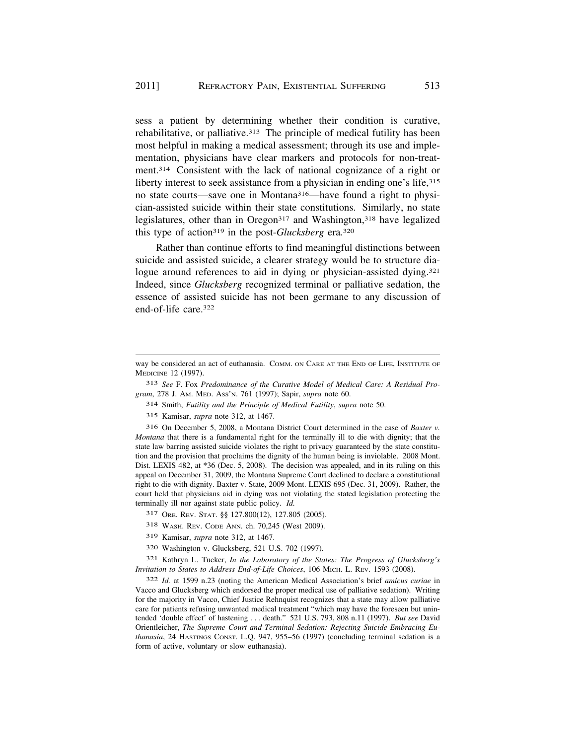sess a patient by determining whether their condition is curative, rehabilitative, or palliative.[313] The principle of medical futility has been most helpful in making a medical assessment; through its use and implementation, physicians have clear markers and protocols for non-treatment.[314] Consistent with the lack of national cognizance of a right or liberty interest to seek assistance from a physician in ending one's life,[315] no state courts—save one in Montana[316]—have found a right to physician-assisted suicide within their state constitutions. Similarly, no state legislatures, other than in Oregon[317] and Washington,[318] have legalized this type of action[319] in the post-*Glucksberg* era.[320]

Rather than continue efforts to find meaningful distinctions between suicide and assisted suicide, a clearer strategy would be to structure dialogue around references to aid in dying or physician-assisted dying.[321] Indeed, since *Glucksberg* recognized terminal or palliative sedation, the essence of assisted suicide has not been germane to any discussion of end-of-life care.[322]

---

way be considered an act of euthanasia. COMM. ON CARE AT THE END OF LIFE, INSTITUTE OF MEDICINE 12 (1997).

313 *See* F. Fox *Predominance of the Curative Model of Medical Care: A Residual Program*, 278 J. AM. MED. ASS'N. 761 (1997); Sapir, *supra* note 60.

314 Smith, *Futility and the Principle of Medical Futility*, *supra* note 50.

315 Kamisar, *supra* note 312, at 1467.

316 On December 5, 2008, a Montana District Court determined in the case of *Baxter v. Montana* that there is a fundamental right for the terminally ill to die with dignity; that the state law barring assisted suicide violates the right to privacy guaranteed by the state constitution and the provision that proclaims the dignity of the human being is inviolable. 2008 Mont. Dist. LEXIS 482, at *36 (Dec. 5, 2008). The decision was appealed, and in its ruling on this appeal on December 31, 2009, the Montana Supreme Court declined to declare a constitutional right to die with dignity. Baxter v. State, 2009 Mont. LEXIS 695 (Dec. 31, 2009). Rather, the court held that physicians aid in dying was not violating the stated legislation protecting the terminally ill nor against state public policy. *Id.*

317 ORE. REV. STAT. §§ 127.800(12), 127.805 (2005).

318 WASH. REV. CODE ANN. ch. 70,245 (West 2009).

319 Kamisar, *supra* note 312, at 1467.

320 Washington v. Glucksberg, 521 U.S. 702 (1997).

321 Kathryn L. Tucker, *In the Laboratory of the States: The Progress of Glucksberg's Invitation to States to Address End-of-Life Choices*, 106 MICH. L. REV. 1593 (2008).

322 *Id.* at 1599 n.23 (noting the American Medical Association's brief *amicus curiae* in Vacco and Glucksberg which endorsed the proper medical use of palliative sedation). Writing for the majority in Vacco, Chief Justice Rehnquist recognizes that a state may allow palliative care for patients refusing unwanted medical treatment "which may have the foreseen but unintended 'double effect' of hastening . . . death." 521 U.S. 793, 808 n.11 (1997). *But see* David Orientleicher, *The Supreme Court and Terminal Sedation: Rejecting Suicide Embracing Euthanasia*, 24 HASTINGS CONST. L.Q. 947, 955–56 (1997) (concluding terminal sedation is a form of active, voluntary or slow euthanasia).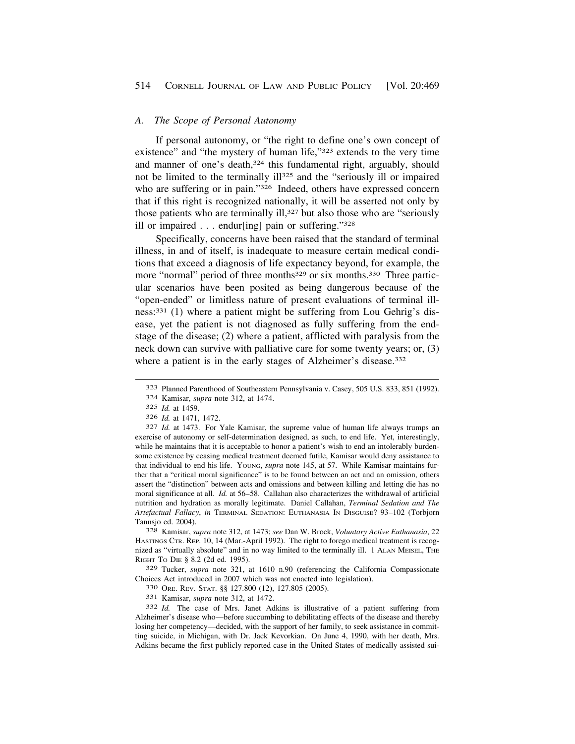### *A. The Scope of Personal Autonomy*

If personal autonomy, or "the right to define one's own concept of existence" and "the mystery of human life,"[323] extends to the very time and manner of one's death,[324] this fundamental right, arguably, should not be limited to the terminally ill[325] and the "seriously ill or impaired who are suffering or in pain."[326] Indeed, others have expressed concern that if this right is recognized nationally, it will be asserted not only by those patients who are terminally ill,[327] but also those who are "seriously ill or impaired . . . endur[ing] pain or suffering."[328]

Specifically, concerns have been raised that the standard of terminal illness, in and of itself, is inadequate to measure certain medical conditions that exceed a diagnosis of life expectancy beyond, for example, the more "normal" period of three months[329] or six months.[330] Three particular scenarios have been posited as being dangerous because of the "open-ended" or limitless nature of present evaluations of terminal illness:[331] (1) where a patient might be suffering from Lou Gehrig's disease, yet the patient is not diagnosed as fully suffering from the end-stage of the disease; (2) where a patient, afflicted with paralysis from the neck down can survive with palliative care for some twenty years; or, (3) where a patient is in the early stages of Alzheimer's disease.[332]

---

323 Planned Parenthood of Southeastern Pennsylvania v. Casey, 505 U.S. 833, 851 (1992).

324 Kamisar, *supra* note 312, at 1474.

325 *Id.* at 1459.

326 *Id.* at 1471, 1472.

327 *Id.* at 1473. For Yale Kamisar, the supreme value of human life always trumps an exercise of autonomy or self-determination designed, as such, to end life. Yet, interestingly, while he maintains that it is acceptable to honor a patient's wish to end an intolerably burdensome existence by ceasing medical treatment deemed futile, Kamisar would deny assistance to that individual to end his life. YOUNG, *supra* note 145, at 57. While Kamisar maintains further that a "critical moral significance" is to be found between an act and an omission, others assert the "distinction" between acts and omissions and between killing and letting die has no moral significance at all. *Id.* at 56–58. Callahan also characterizes the withdrawal of artificial nutrition and hydration as morally legitimate. Daniel Callahan, *Terminal Sedation and The Artefactual Fallacy*, *in* TERMINAL SEDATION: EUTHANASIA IN DISGUISE? 93–102 (Torbjorn Tannsjo ed. 2004).

328 Kamisar, *supra* note 312, at 1473; *see* Dan W. Brock, *Voluntary Active Euthanasia*, 22 HASTINGS CTR. REP. 10, 14 (Mar.-April 1992). The right to forego medical treatment is recognized as "virtually absolute" and in no way limited to the terminally ill. 1 ALAN MEISEL, THE RIGHT TO DIE § 8.2 (2d ed. 1995).

329 Tucker, *supra* note 321, at 1610 n.90 (referencing the California Compassionate Choices Act introduced in 2007 which was not enacted into legislation).

330 ORE. REV. STAT. §§ 127.800 (12), 127.805 (2005).

331 Kamisar, *supra* note 312, at 1472.

332 *Id.* The case of Mrs. Janet Adkins is illustrative of a patient suffering from Alzheimer's disease who—before succumbing to debilitating effects of the disease and thereby losing her competency—decided, with the support of her family, to seek assistance in committing suicide, in Michigan, with Dr. Jack Kevorkian. On June 4, 1990, with her death, Mrs. Adkins became the first publicly reported case in the United States of medically assisted sui-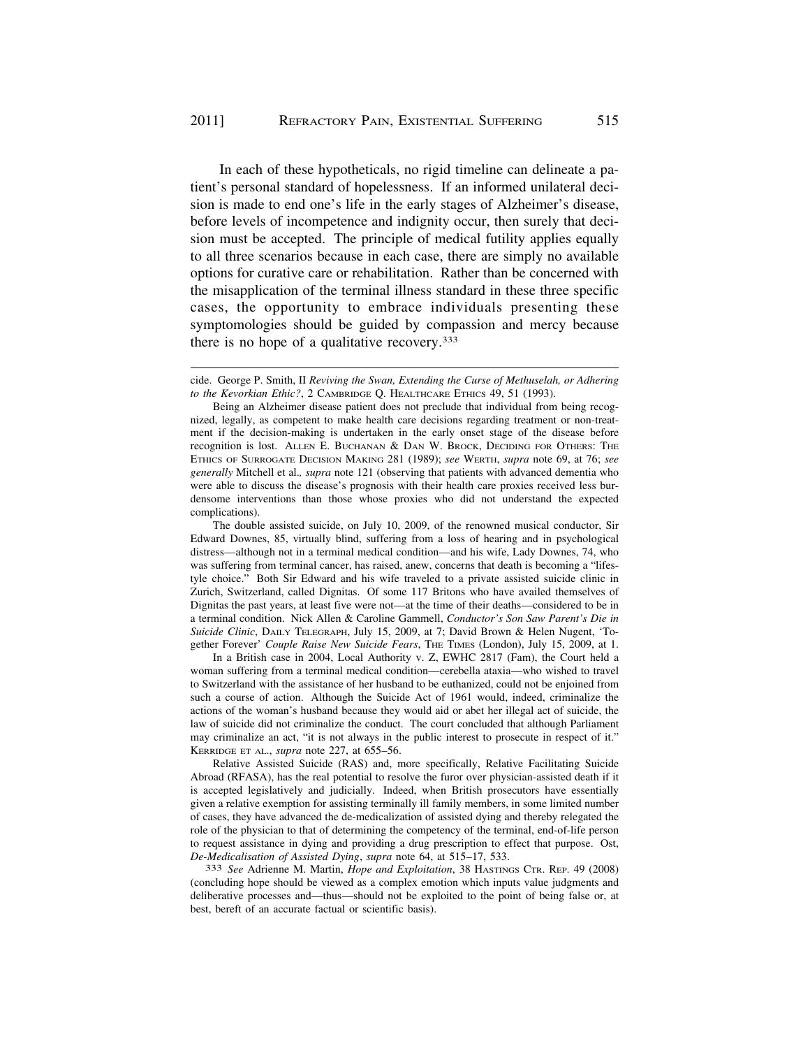In each of these hypotheticals, no rigid timeline can delineate a patient's personal standard of hopelessness. If an informed unilateral decision is made to end one's life in the early stages of Alzheimer's disease, before levels of incompetence and indignity occur, then surely that decision must be accepted. The principle of medical futility applies equally to all three scenarios because in each case, there are simply no available options for curative care or rehabilitation. Rather than be concerned with the misapplication of the terminal illness standard in these three specific cases, the opportunity to embrace individuals presenting these symptomologies should be guided by compassion and mercy because there is no hope of a qualitative recovery.[333]

---

cide. George P. Smith, II *Reviving the Swan, Extending the Curse of Methuselah, or Adhering to the Kevorkian Ethic?*, 2 CAMBRIDGE Q. HEALTHCARE ETHICS 49, 51 (1993).

Being an Alzheimer disease patient does not preclude that individual from being recognized, legally, as competent to make health care decisions regarding treatment or non-treatment if the decision-making is undertaken in the early onset stage of the disease before recognition is lost. ALLEN E. BUCHANAN & DAN W. BROCK, DECIDING FOR OTHERS: THE ETHICS OF SURROGATE DECISION MAKING 281 (1989); *see* WERTH, *supra* note 69, at 76; *see generally* Mitchell et al., *supra* note 121 (observing that patients with advanced dementia who were able to discuss the disease's prognosis with their health care proxies received less burdensome interventions than those whose proxies who did not understand the expected complications).

The double assisted suicide, on July 10, 2009, of the renowned musical conductor, Sir Edward Downes, 85, virtually blind, suffering from a loss of hearing and in psychological distress—although not in a terminal medical condition—and his wife, Lady Downes, 74, who was suffering from terminal cancer, has raised, anew, concerns that death is becoming a "lifestyle choice." Both Sir Edward and his wife traveled to a private assisted suicide clinic in Zurich, Switzerland, called Dignitas. Of some 117 Britons who have availed themselves of Dignitas the past years, at least five were not—at the time of their deaths—considered to be in a terminal condition. Nick Allen & Caroline Gammell, *Conductor's Son Saw Parent's Die in Suicide Clinic*, DAILY TELEGRAPH, July 15, 2009, at 7; David Brown & Helen Nugent, 'Together Forever' *Couple Raise New Suicide Fears*, THE TIMES (London), July 15, 2009, at 1.

In a British case in 2004, Local Authority v. Z, EWHC 2817 (Fam), the Court held a woman suffering from a terminal medical condition—cerebella ataxia—who wished to travel to Switzerland with the assistance of her husband to be euthanized, could not be enjoined from such a course of action. Although the Suicide Act of 1961 would, indeed, criminalize the actions of the woman's husband because they would aid or abet her illegal act of suicide, the law of suicide did not criminalize the conduct. The court concluded that although Parliament may criminalize an act, "it is not always in the public interest to prosecute in respect of it." KERRIDGE ET AL., *supra* note 227, at 655–56.

Relative Assisted Suicide (RAS) and, more specifically, Relative Facilitating Suicide Abroad (RFASA), has the real potential to resolve the furor over physician-assisted death if it is accepted legislatively and judicially. Indeed, when British prosecutors have essentially given a relative exemption for assisting terminally ill family members, in some limited number of cases, they have advanced the de-medicalization of assisted dying and thereby relegated the role of the physician to that of determining the competency of the terminal, end-of-life person to request assistance in dying and providing a drug prescription to effect that purpose. Ost, *De-Medicalisation of Assisted Dying*, *supra* note 64, at 515–17, 533.

[333] *See* Adrienne M. Martin, *Hope and Exploitation*, 38 HASTINGS CTR. REP. 49 (2008) (concluding hope should be viewed as a complex emotion which inputs value judgments and deliberative processes and—thus—should not be exploited to the point of being false or, at best, bereft of an accurate factual or scientific basis).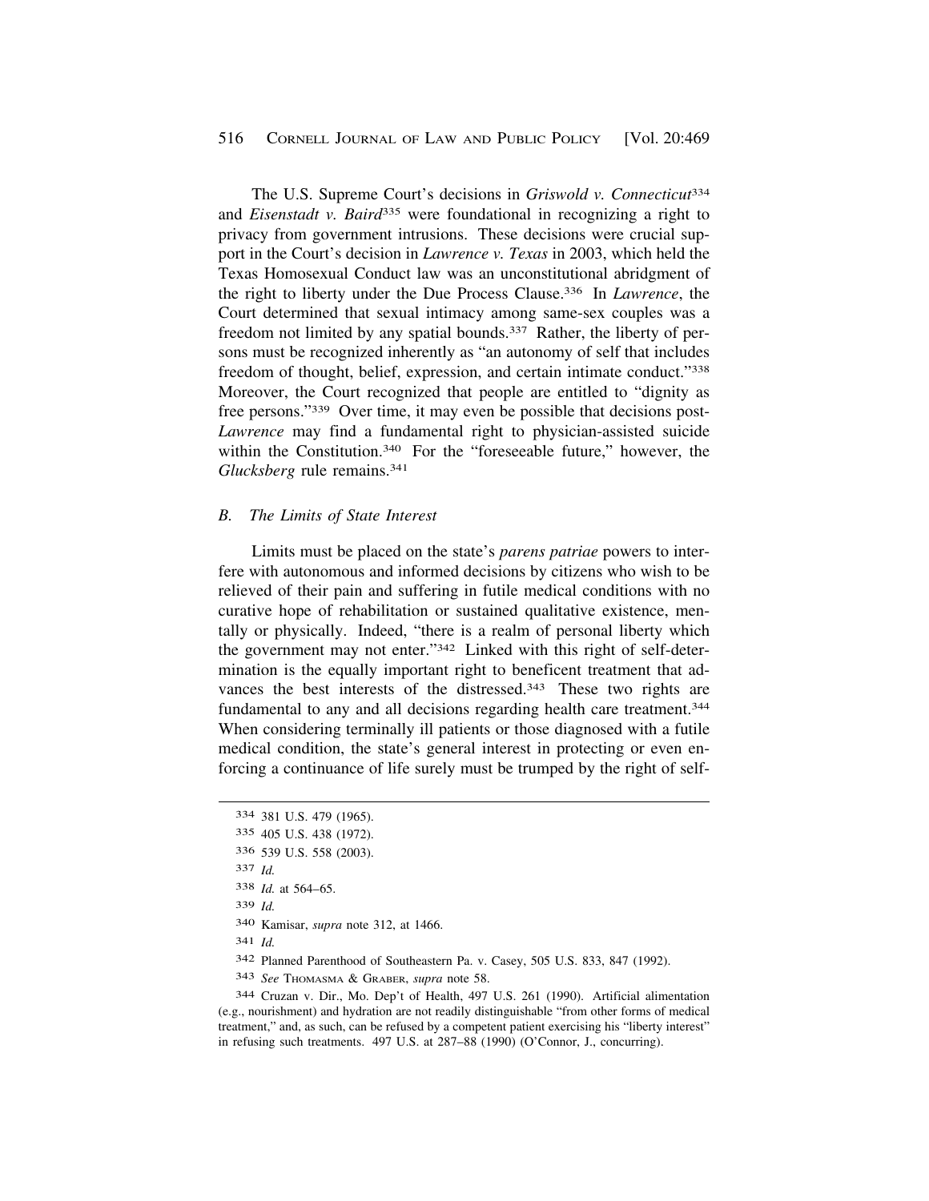The U.S. Supreme Court's decisions in *Griswold v. Connecticut*[334] and *Eisenstadt v. Baird*[335] were foundational in recognizing a right to privacy from government intrusions. These decisions were crucial support in the Court's decision in *Lawrence v. Texas* in 2003, which held the Texas Homosexual Conduct law was an unconstitutional abridgment of the right to liberty under the Due Process Clause.[336] In *Lawrence*, the Court determined that sexual intimacy among same-sex couples was a freedom not limited by any spatial bounds.[337] Rather, the liberty of persons must be recognized inherently as "an autonomy of self that includes freedom of thought, belief, expression, and certain intimate conduct."[338] Moreover, the Court recognized that people are entitled to "dignity as free persons."[339] Over time, it may even be possible that decisions post-*Lawrence* may find a fundamental right to physician-assisted suicide within the Constitution.[340] For the "foreseeable future," however, the *Glucksberg* rule remains.[341]

### *B. The Limits of State Interest*

Limits must be placed on the state's *parens patriae* powers to interfere with autonomous and informed decisions by citizens who wish to be relieved of their pain and suffering in futile medical conditions with no curative hope of rehabilitation or sustained qualitative existence, mentally or physically. Indeed, "there is a realm of personal liberty which the government may not enter."[342] Linked with this right of self-determination is the equally important right to beneficent treatment that advances the best interests of the distressed.[343] These two rights are fundamental to any and all decisions regarding health care treatment.[344] When considering terminally ill patients or those diagnosed with a futile medical condition, the state's general interest in protecting or even enforcing a continuance of life surely must be trumped by the right of self-

---

[334] 381 U.S. 479 (1965).

[335] 405 U.S. 438 (1972).

[336] 539 U.S. 558 (2003).

[337] *Id.*

[338] *Id.* at 564–65.

[339] *Id.*

[340] Kamisar, *supra* note 312, at 1466.

[341] *Id.*

[342] Planned Parenthood of Southeastern Pa. v. Casey, 505 U.S. 833, 847 (1992).

[343] *See* Thomasma & Graber, *supra* note 58.

[344] Cruzan v. Dir., Mo. Dep't of Health, 497 U.S. 261 (1990). Artificial alimentation (e.g., nourishment) and hydration are not readily distinguishable "from other forms of medical treatment," and, as such, can be refused by a competent patient exercising his "liberty interest" in refusing such treatments. 497 U.S. at 287–88 (1990) (O'Connor, J., concurring).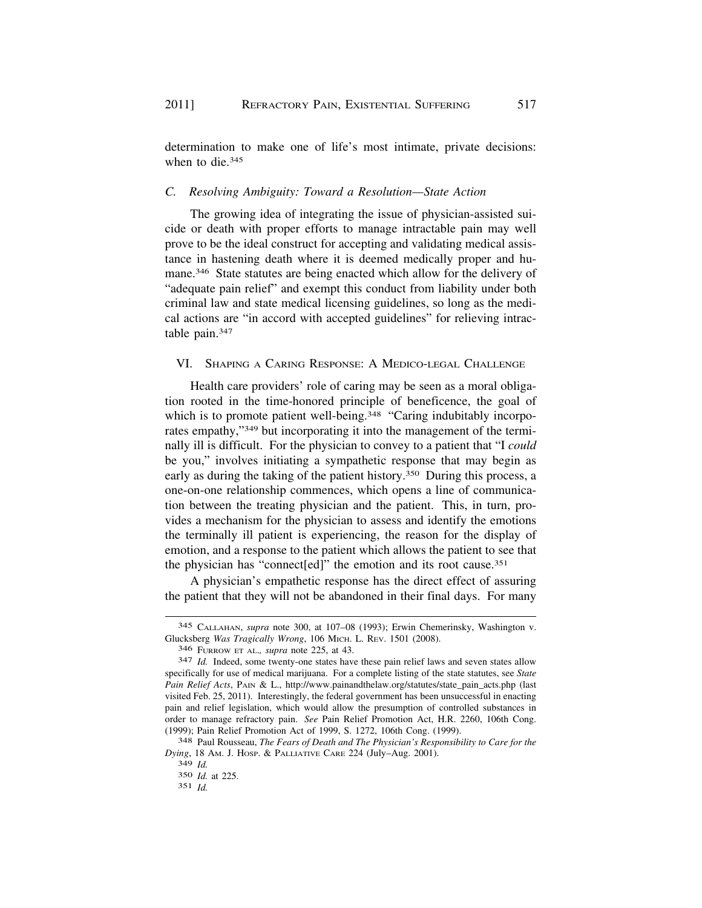determination to make one of life's most intimate, private decisions: when to die.[345]

### *C. Resolving Ambiguity: Toward a Resolution—State Action*

The growing idea of integrating the issue of physician-assisted suicide or death with proper efforts to manage intractable pain may well prove to be the ideal construct for accepting and validating medical assistance in hastening death where it is deemed medically proper and humane.[346] State statutes are being enacted which allow for the delivery of "adequate pain relief" and exempt this conduct from liability under both criminal law and state medical licensing guidelines, so long as the medical actions are "in accord with accepted guidelines" for relieving intractable pain.[347]

## VI. Shaping a Caring Response: A Medico-legal Challenge

Health care providers' role of caring may be seen as a moral obligation rooted in the time-honored principle of beneficence, the goal of which is to promote patient well-being.[348] "Caring indubitably incorporates empathy,"[349] but incorporating it into the management of the terminally ill is difficult. For the physician to convey to a patient that "I *could* be you," involves initiating a sympathetic response that may begin as early as during the taking of the patient history.[350] During this process, a one-on-one relationship commences, which opens a line of communication between the treating physician and the patient. This, in turn, provides a mechanism for the physician to assess and identify the emotions the terminally ill patient is experiencing, the reason for the display of emotion, and a response to the patient which allows the patient to see that the physician has "connect[ed]" the emotion and its root cause.[351]

A physician's empathetic response has the direct effect of assuring the patient that they will not be abandoned in their final days. For many

---

[345] Callahan, *supra* note 300, at 107–08 (1993); Erwin Chemerinsky, Washington v. Glucksberg *Was Tragically Wrong*, 106 Mich. L. Rev. 1501 (2008).

[346] Furrow et al., *supra* note 225, at 43.

[347] *Id.* Indeed, some twenty-one states have these pain relief laws and seven states allow specifically for use of medical marijuana. For a complete listing of the state statutes, see *State Pain Relief Acts*, Pain & L., http://www.painandthelaw.org/statutes/state_pain_acts.php (last visited Feb. 25, 2011). Interestingly, the federal government has been unsuccessful in enacting pain and relief legislation, which would allow the presumption of controlled substances in order to manage refractory pain. *See* Pain Relief Promotion Act, H.R. 2260, 106th Cong. (1999); Pain Relief Promotion Act of 1999, S. 1272, 106th Cong. (1999).

[348] Paul Rousseau, *The Fears of Death and The Physician's Responsibility to Care for the Dying*, 18 Am. J. Hosp. & Palliative Care 224 (July–Aug. 2001).

[349] *Id.*

[350] *Id.* at 225.

[351] *Id.*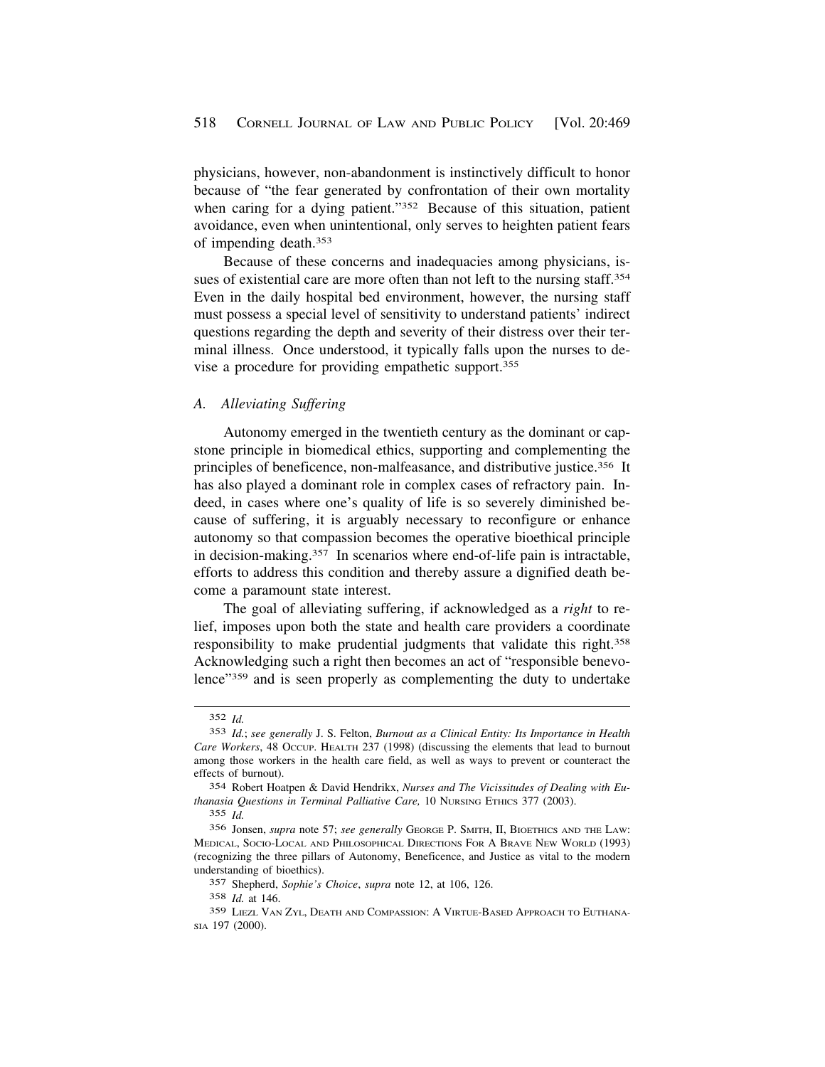physicians, however, non-abandonment is instinctively difficult to honor because of "the fear generated by confrontation of their own mortality when caring for a dying patient."[352] Because of this situation, patient avoidance, even when unintentional, only serves to heighten patient fears of impending death.[353]

Because of these concerns and inadequacies among physicians, issues of existential care are more often than not left to the nursing staff.[354] Even in the daily hospital bed environment, however, the nursing staff must possess a special level of sensitivity to understand patients' indirect questions regarding the depth and severity of their distress over their terminal illness. Once understood, it typically falls upon the nurses to devise a procedure for providing empathetic support.[355]

### *A. Alleviating Suffering*

Autonomy emerged in the twentieth century as the dominant or capstone principle in biomedical ethics, supporting and complementing the principles of beneficence, non-malfeasance, and distributive justice.[356] It has also played a dominant role in complex cases of refractory pain. Indeed, in cases where one's quality of life is so severely diminished because of suffering, it is arguably necessary to reconfigure or enhance autonomy so that compassion becomes the operative bioethical principle in decision-making.[357] In scenarios where end-of-life pain is intractable, efforts to address this condition and thereby assure a dignified death become a paramount state interest.

The goal of alleviating suffering, if acknowledged as a *right* to relief, imposes upon both the state and health care providers a coordinate responsibility to make prudential judgments that validate this right.[358] Acknowledging such a right then becomes an act of "responsible benevolence"[359] and is seen properly as complementing the duty to undertake

---

352 *Id.*

353 *Id.*; *see generally* J. S. Felton, *Burnout as a Clinical Entity: Its Importance in Health Care Workers*, 48 OCCUP. HEALTH 237 (1998) (discussing the elements that lead to burnout among those workers in the health care field, as well as ways to prevent or counteract the effects of burnout).

354 Robert Hoatpen & David Hendrikx, *Nurses and The Vicissitudes of Dealing with Euthanasia Questions in Terminal Palliative Care,* 10 NURSING ETHICS 377 (2003).

355 *Id.*

356 Jonsen, *supra* note 57; *see generally* GEORGE P. SMITH, II, BIOETHICS AND THE LAW: MEDICAL, SOCIO-LOCAL AND PHILOSOPHICAL DIRECTIONS FOR A BRAVE NEW WORLD (1993) (recognizing the three pillars of Autonomy, Beneficence, and Justice as vital to the modern understanding of bioethics).

357 Shepherd, *Sophie's Choice*, *supra* note 12, at 106, 126.

358 *Id.* at 146.

359 LIEZL VAN ZYL, DEATH AND COMPASSION: A VIRTUE-BASED APPROACH TO EUTHANASIA 197 (2000).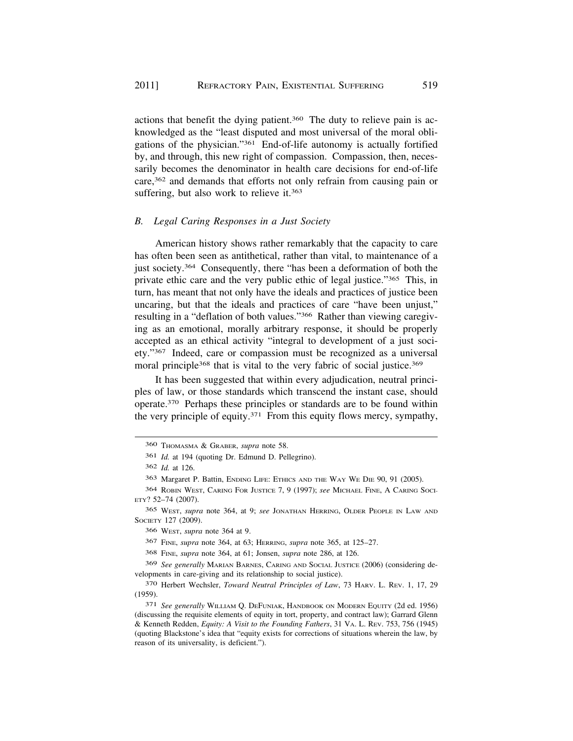actions that benefit the dying patient.[360] The duty to relieve pain is acknowledged as the "least disputed and most universal of the moral obligations of the physician."[361] End-of-life autonomy is actually fortified by, and through, this new right of compassion. Compassion, then, necessarily becomes the denominator in health care decisions for end-of-life care,[362] and demands that efforts not only refrain from causing pain or suffering, but also work to relieve it.[363]

### *B. Legal Caring Responses in a Just Society*

American history shows rather remarkably that the capacity to care has often been seen as antithetical, rather than vital, to maintenance of a just society.[364] Consequently, there "has been a deformation of both the private ethic care and the very public ethic of legal justice."[365] This, in turn, has meant that not only have the ideals and practices of justice been uncaring, but that the ideals and practices of care "have been unjust," resulting in a "deflation of both values."[366] Rather than viewing caregiving as an emotional, morally arbitrary response, it should be properly accepted as an ethical activity "integral to development of a just society."[367] Indeed, care or compassion must be recognized as a universal moral principle[368] that is vital to the very fabric of social justice.[369]

It has been suggested that within every adjudication, neutral principles of law, or those standards which transcend the instant case, should operate.[370] Perhaps these principles or standards are to be found within the very principle of equity.[371] From this equity flows mercy, sympathy,

---

360 THOMASMA & GRABER, *supra* note 58.

361 *Id.* at 194 (quoting Dr. Edmund D. Pellegrino).

362 *Id.* at 126.

363 Margaret P. Battin, ENDING LIFE: ETHICS AND THE WAY WE DIE 90, 91 (2005).

364 ROBIN WEST, CARING FOR JUSTICE 7, 9 (1997); *see* MICHAEL FINE, A CARING SOCIETY? 52–74 (2007).

365 WEST, *supra* note 364, at 9; *see* JONATHAN HERRING, OLDER PEOPLE IN LAW AND SOCIETY 127 (2009).

366 WEST, *supra* note 364 at 9.

367 FINE, *supra* note 364, at 63; HERRING, *supra* note 365, at 125–27.

368 FINE, *supra* note 364, at 61; Jonsen, *supra* note 286, at 126.

369 *See generally* MARIAN BARNES, CARING AND SOCIAL JUSTICE (2006) (considering developments in care-giving and its relationship to social justice).

370 Herbert Wechsler, *Toward Neutral Principles of Law*, 73 HARV. L. REV. 1, 17, 29 (1959).

371 *See generally* WILLIAM Q. DEFUNIAK, HANDBOOK ON MODERN EQUITY (2d ed. 1956) (discussing the requisite elements of equity in tort, property, and contract law); Garrard Glenn & Kenneth Redden, *Equity: A Visit to the Founding Fathers*, 31 VA. L. REV. 753, 756 (1945) (quoting Blackstone's idea that "equity exists for corrections of situations wherein the law, by reason of its universality, is deficient.").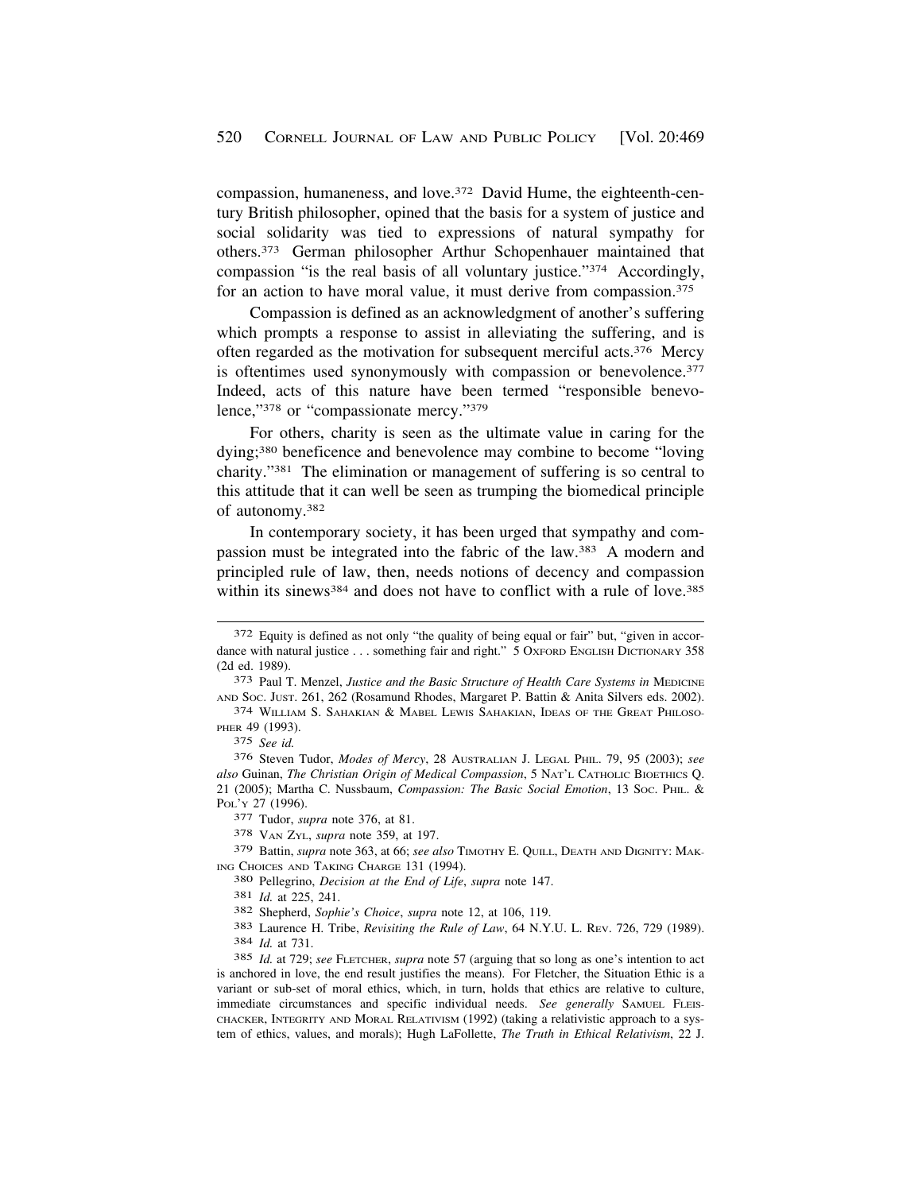compassion, humaneness, and love.[372] David Hume, the eighteenth-century British philosopher, opined that the basis for a system of justice and social solidarity was tied to expressions of natural sympathy for others.[373] German philosopher Arthur Schopenhauer maintained that compassion "is the real basis of all voluntary justice."[374] Accordingly, for an action to have moral value, it must derive from compassion.[375]

Compassion is defined as an acknowledgment of another's suffering which prompts a response to assist in alleviating the suffering, and is often regarded as the motivation for subsequent merciful acts.[376] Mercy is oftentimes used synonymously with compassion or benevolence.[377] Indeed, acts of this nature have been termed "responsible benevolence,"[378] or "compassionate mercy."[379]

For others, charity is seen as the ultimate value in caring for the dying;[380] beneficence and benevolence may combine to become "loving charity."[381] The elimination or management of suffering is so central to this attitude that it can well be seen as trumping the biomedical principle of autonomy.[382]

In contemporary society, it has been urged that sympathy and compassion must be integrated into the fabric of the law.[383] A modern and principled rule of law, then, needs notions of decency and compassion within its sinews[384] and does not have to conflict with a rule of love.[385]

---

372 Equity is defined as not only "the quality of being equal or fair" but, "given in accordance with natural justice . . . something fair and right." 5 OXFORD ENGLISH DICTIONARY 358 (2d ed. 1989).

373 Paul T. Menzel, *Justice and the Basic Structure of Health Care Systems in* MEDICINE AND SOC. JUST. 261, 262 (Rosamund Rhodes, Margaret P. Battin & Anita Silvers eds. 2002).

374 WILLIAM S. SAHAKIAN & MABEL LEWIS SAHAKIAN, IDEAS OF THE GREAT PHILOSOPHER 49 (1993).

375 *See id.*

376 Steven Tudor, *Modes of Mercy*, 28 AUSTRALIAN J. LEGAL PHIL. 79, 95 (2003); *see also* Guinan, *The Christian Origin of Medical Compassion*, 5 NAT'L CATHOLIC BIOETHICS Q. 21 (2005); Martha C. Nussbaum, *Compassion: The Basic Social Emotion*, 13 SOC. PHIL. & POL'Y 27 (1996).

377 Tudor, *supra* note 376, at 81.

378 VAN ZYL, *supra* note 359, at 197.

379 Battin, *supra* note 363, at 66; *see also* TIMOTHY E. QUILL, DEATH AND DIGNITY: MAKING CHOICES AND TAKING CHARGE 131 (1994).

380 Pellegrino, *Decision at the End of Life*, *supra* note 147.

381 *Id.* at 225, 241.

382 Shepherd, *Sophie's Choice*, *supra* note 12, at 106, 119.

383 Laurence H. Tribe, *Revisiting the Rule of Law*, 64 N.Y.U. L. REV. 726, 729 (1989).

384 *Id.* at 731.

385 *Id.* at 729; *see* FLETCHER, *supra* note 57 (arguing that so long as one's intention to act is anchored in love, the end result justifies the means). For Fletcher, the Situation Ethic is a variant or sub-set of moral ethics, which, in turn, holds that ethics are relative to culture, immediate circumstances and specific individual needs. *See generally* SAMUEL FLEISCHACKER, INTEGRITY AND MORAL RELATIVISM (1992) (taking a relativistic approach to a system of ethics, values, and morals); Hugh LaFollette, *The Truth in Ethical Relativism*, 22 J.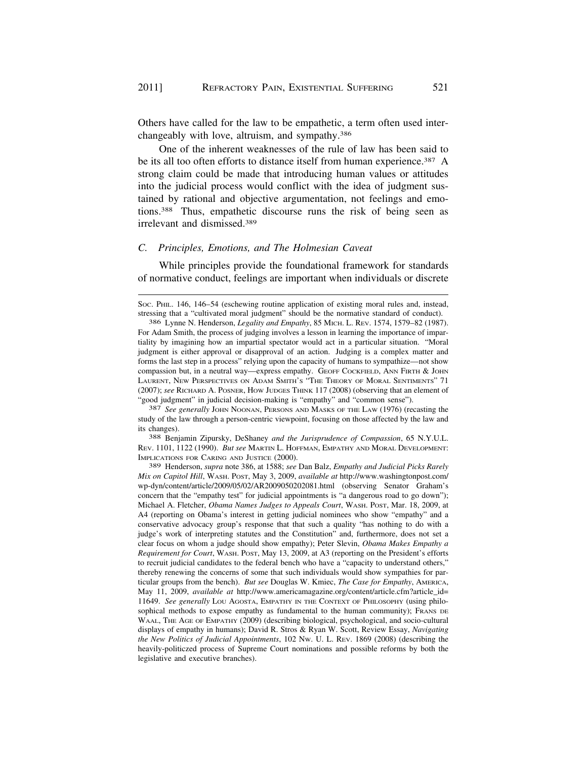Others have called for the law to be empathetic, a term often used interchangeably with love, altruism, and sympathy.[386]

One of the inherent weaknesses of the rule of law has been said to be its all too often efforts to distance itself from human experience.[387] A strong claim could be made that introducing human values or attitudes into the judicial process would conflict with the idea of judgment sustained by rational and objective argumentation, not feelings and emotions.[388] Thus, empathetic discourse runs the risk of being seen as irrelevant and dismissed.[389]

### *C. Principles, Emotions, and The Holmesian Caveat*

While principles provide the foundational framework for standards of normative conduct, feelings are important when individuals or discrete

---

SOC. PHIL. 146, 146–54 (eschewing routine application of existing moral rules and, instead, stressing that a "cultivated moral judgment" should be the normative standard of conduct).

386 Lynne N. Henderson, *Legality and Empathy*, 85 MICH. L. REV. 1574, 1579–82 (1987). For Adam Smith, the process of judging involves a lesson in learning the importance of impartiality by imagining how an impartial spectator would act in a particular situation. "Moral judgment is either approval or disapproval of an action. Judging is a complex matter and forms the last step in a process" relying upon the capacity of humans to sympathize—not show compassion but, in a neutral way—express empathy. GEOFF COCKFIELD, ANN FIRTH & JOHN LAURENT, NEW PERSPECTIVES ON ADAM SMITH'S "THE THEORY OF MORAL SENTIMENTS" 71 (2007); *see* RICHARD A. POSNER, HOW JUDGES THINK 117 (2008) (observing that an element of "good judgment" in judicial decision-making is "empathy" and "common sense").

387 *See generally* JOHN NOONAN, PERSONS AND MASKS OF THE LAW (1976) (recasting the study of the law through a person-centric viewpoint, focusing on those affected by the law and its changes).

388 Benjamin Zipursky, DeShaney *and the Jurisprudence of Compassion*, 65 N.Y.U.L. REV. 1101, 1122 (1990). *But see* MARTIN L. HOFFMAN, EMPATHY AND MORAL DEVELOPMENT: IMPLICATIONS FOR CARING AND JUSTICE (2000).

389 Henderson, *supra* note 386, at 1588; *see* Dan Balz, *Empathy and Judicial Picks Rarely Mix on Capitol Hill*, WASH. POST, May 3, 2009, *available at* http://www.washingtonpost.com/wp-dyn/content/article/2009/05/02/AR2009050202081.html (observing Senator Graham's concern that the "empathy test" for judicial appointments is "a dangerous road to go down"); Michael A. Fletcher, *Obama Names Judges to Appeals Court*, WASH. POST, Mar. 18, 2009, at A4 (reporting on Obama's interest in getting judicial nominees who show "empathy" and a conservative advocacy group's response that that such a quality "has nothing to do with a judge's work of interpreting statutes and the Constitution" and, furthermore, does not set a clear focus on whom a judge should show empathy); Peter Slevin, *Obama Makes Empathy a Requirement for Court*, WASH. POST, May 13, 2009, at A3 (reporting on the President's efforts to recruit judicial candidates to the federal bench who have a "capacity to understand others," thereby renewing the concerns of some that such individuals would show sympathies for particular groups from the bench). *But see* Douglas W. Kmiec, *The Case for Empathy*, AMERICA, May 11, 2009, *available at* http://www.americamagazine.org/content/article.cfm?article_id=11649. *See generally* LOU AGOSTA, EMPATHY IN THE CONTEXT OF PHILOSOPHY (using philosophical methods to expose empathy as fundamental to the human community); FRANS DE WAAL, THE AGE OF EMPATHY (2009) (describing biological, psychological, and socio-cultural displays of empathy in humans); David R. Stros & Ryan W. Scott, Review Essay, *Navigating the New Politics of Judicial Appointments*, 102 NW. U. L. REV. 1869 (2008) (describing the heavily-politiczed process of Supreme Court nominations and possible reforms by both the legislative and executive branches).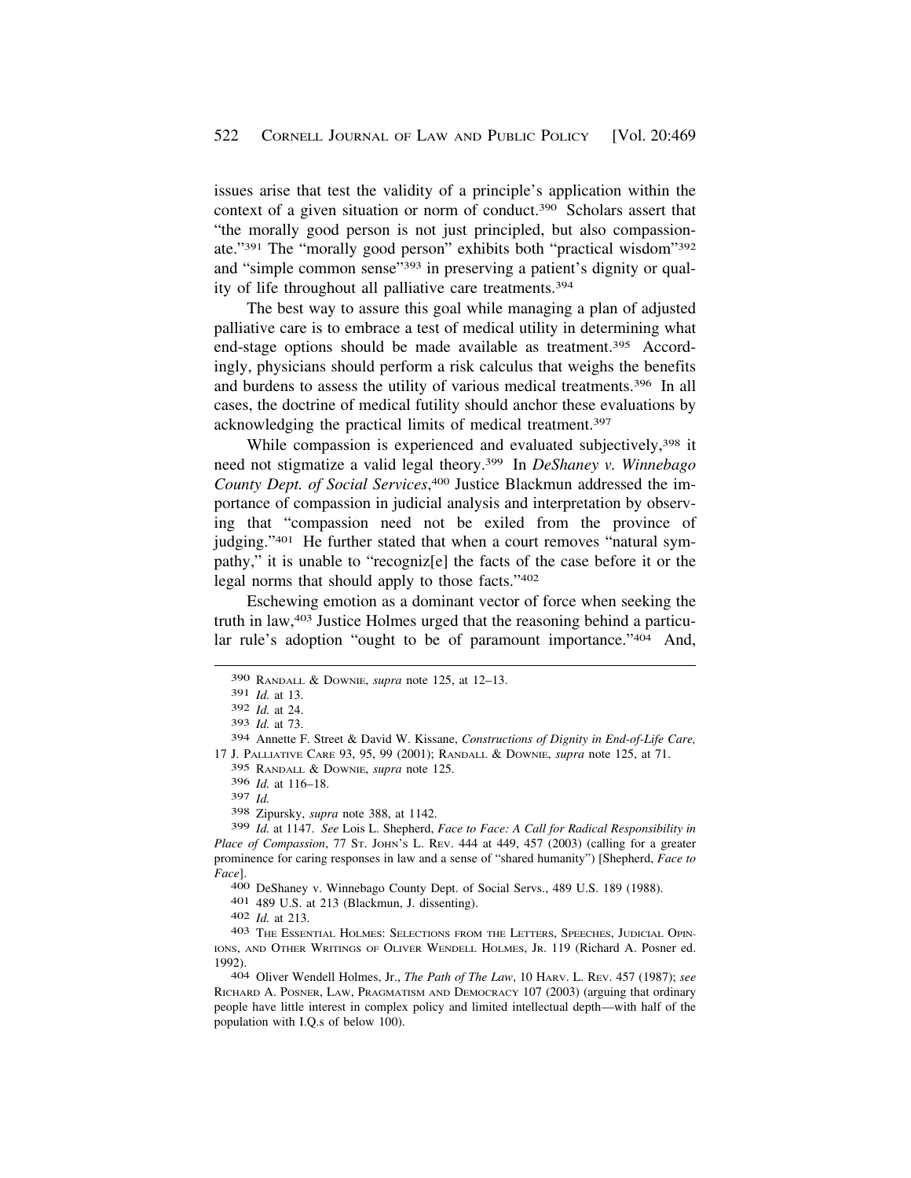issues arise that test the validity of a principle's application within the context of a given situation or norm of conduct.[390] Scholars assert that "the morally good person is not just principled, but also compassionate."[391] The "morally good person" exhibits both "practical wisdom"[392] and "simple common sense"[393] in preserving a patient's dignity or quality of life throughout all palliative care treatments.[394]

The best way to assure this goal while managing a plan of adjusted palliative care is to embrace a test of medical utility in determining what end-stage options should be made available as treatment.[395] Accordingly, physicians should perform a risk calculus that weighs the benefits and burdens to assess the utility of various medical treatments.[396] In all cases, the doctrine of medical futility should anchor these evaluations by acknowledging the practical limits of medical treatment.[397]

While compassion is experienced and evaluated subjectively,[398] it need not stigmatize a valid legal theory.[399] In *DeShaney v. Winnebago County Dept. of Social Services*,[400] Justice Blackmun addressed the importance of compassion in judicial analysis and interpretation by observing that "compassion need not be exiled from the province of judging."[401] He further stated that when a court removes "natural sympathy," it is unable to "recogniz[e] the facts of the case before it or the legal norms that should apply to those facts."[402]

Eschewing emotion as a dominant vector of force when seeking the truth in law,[403] Justice Holmes urged that the reasoning behind a particular rule's adoption "ought to be of paramount importance."[404] And,

---

390 RANDALL & DOWNIE, *supra* note 125, at 12–13.

391 *Id.* at 13.

392 *Id.* at 24.

393 *Id.* at 73.

394 Annette F. Street & David W. Kissane, *Constructions of Dignity in End-of-Life Care,* 17 J. PALLIATIVE CARE 93, 95, 99 (2001); RANDALL & DOWNIE, *supra* note 125, at 71.

395 RANDALL & DOWNIE, *supra* note 125.

396 *Id.* at 116–18.

397 *Id.*

398 Zipursky, *supra* note 388, at 1142.

399 *Id.* at 1147. *See* Lois L. Shepherd, *Face to Face: A Call for Radical Responsibility in Place of Compassion*, 77 ST. JOHN'S L. REV. 444 at 449, 457 (2003) (calling for a greater prominence for caring responses in law and a sense of "shared humanity") [Shepherd, *Face to Face*].

400 DeShaney v. Winnebago County Dept. of Social Servs., 489 U.S. 189 (1988).

401 489 U.S. at 213 (Blackmun, J. dissenting).

402 *Id.* at 213.

403 THE ESSENTIAL HOLMES: SELECTIONS FROM THE LETTERS, SPEECHES, JUDICIAL OPINIONS, AND OTHER WRITINGS OF OLIVER WENDELL HOLMES, JR. 119 (Richard A. Posner ed. 1992).

404 Oliver Wendell Holmes, Jr., *The Path of The Law*, 10 HARV. L. REV. 457 (1987); *see* RICHARD A. POSNER, LAW, PRAGMATISM AND DEMOCRACY 107 (2003) (arguing that ordinary people have little interest in complex policy and limited intellectual depth—with half of the population with I.Q.s of below 100).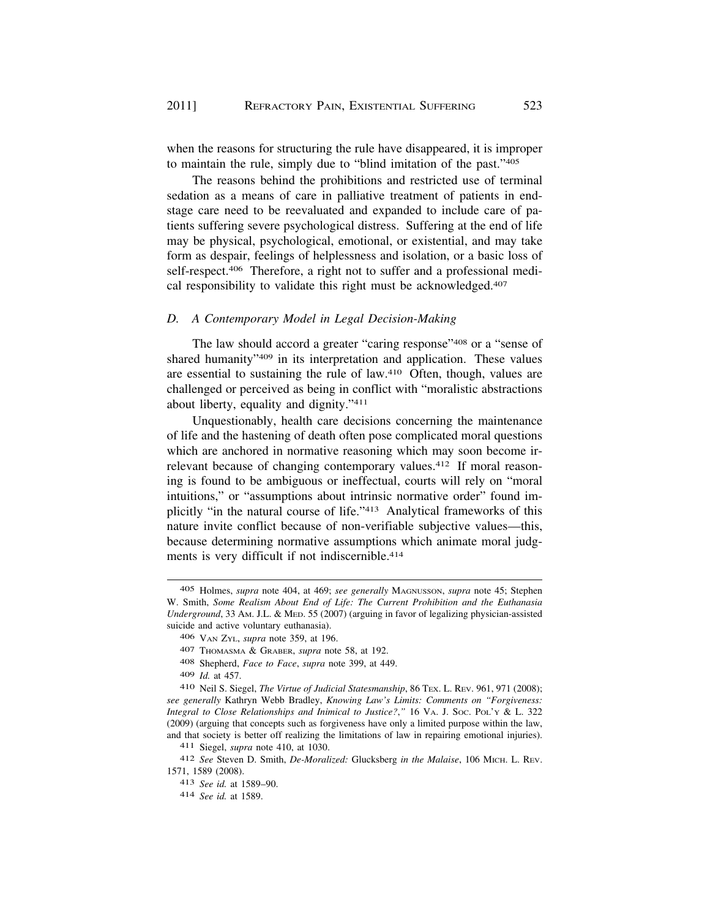when the reasons for structuring the rule have disappeared, it is improper to maintain the rule, simply due to "blind imitation of the past."[405]

The reasons behind the prohibitions and restricted use of terminal sedation as a means of care in palliative treatment of patients in end-stage care need to be reevaluated and expanded to include care of patients suffering severe psychological distress. Suffering at the end of life may be physical, psychological, emotional, or existential, and may take form as despair, feelings of helplessness and isolation, or a basic loss of self-respect.[406] Therefore, a right not to suffer and a professional medical responsibility to validate this right must be acknowledged.[407]

### *D. A Contemporary Model in Legal Decision-Making*

The law should accord a greater "caring response"[408] or a "sense of shared humanity"[409] in its interpretation and application. These values are essential to sustaining the rule of law.[410] Often, though, values are challenged or perceived as being in conflict with "moralistic abstractions about liberty, equality and dignity."[411]

Unquestionably, health care decisions concerning the maintenance of life and the hastening of death often pose complicated moral questions which are anchored in normative reasoning which may soon become irrelevant because of changing contemporary values.[412] If moral reasoning is found to be ambiguous or ineffectual, courts will rely on "moral intuitions," or "assumptions about intrinsic normative order" found implicitly "in the natural course of life."[413] Analytical frameworks of this nature invite conflict because of non-verifiable subjective values—this, because determining normative assumptions which animate moral judgments is very difficult if not indiscernible.[414]

---

405 Holmes, *supra* note 404, at 469; *see generally* MAGNUSSON, *supra* note 45; Stephen W. Smith, *Some Realism About End of Life: The Current Prohibition and the Euthanasia Underground*, 33 AM. J.L. & MED. 55 (2007) (arguing in favor of legalizing physician-assisted suicide and active voluntary euthanasia).

406 VAN ZYL, *supra* note 359, at 196.

407 THOMASMA & GRABER, *supra* note 58, at 192.

408 Shepherd, *Face to Face*, *supra* note 399, at 449.

409 *Id.* at 457.

410 Neil S. Siegel, *The Virtue of Judicial Statesmanship*, 86 TEX. L. REV. 961, 971 (2008); *see generally* Kathryn Webb Bradley, *Knowing Law's Limits: Comments on "Forgiveness: Integral to Close Relationships and Inimical to Justice?,"* 16 VA. J. SOC. POL'Y & L. 322 (2009) (arguing that concepts such as forgiveness have only a limited purpose within the law, and that society is better off realizing the limitations of law in repairing emotional injuries).

411 Siegel, *supra* note 410, at 1030.

412 *See* Steven D. Smith, *De-Moralized:* Glucksberg *in the Malaise*, 106 MICH. L. REV. 1571, 1589 (2008).

413 *See id.* at 1589–90.

414 *See id.* at 1589.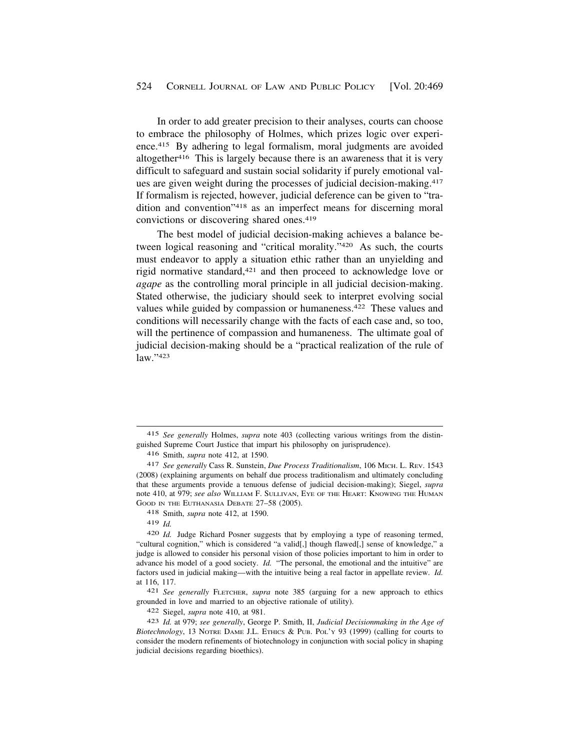In order to add greater precision to their analyses, courts can choose to embrace the philosophy of Holmes, which prizes logic over experience.[415] By adhering to legal formalism, moral judgments are avoided altogether[416] This is largely because there is an awareness that it is very difficult to safeguard and sustain social solidarity if purely emotional values are given weight during the processes of judicial decision-making.[417] If formalism is rejected, however, judicial deference can be given to "tradition and convention"[418] as an imperfect means for discerning moral convictions or discovering shared ones.[419]

The best model of judicial decision-making achieves a balance between logical reasoning and "critical morality."[420] As such, the courts must endeavor to apply a situation ethic rather than an unyielding and rigid normative standard,[421] and then proceed to acknowledge love or *agape* as the controlling moral principle in all judicial decision-making. Stated otherwise, the judiciary should seek to interpret evolving social values while guided by compassion or humaneness.[422] These values and conditions will necessarily change with the facts of each case and, so too, will the pertinence of compassion and humaneness. The ultimate goal of judicial decision-making should be a "practical realization of the rule of law."[423]

---

415 *See generally* Holmes, *supra* note 403 (collecting various writings from the distinguished Supreme Court Justice that impart his philosophy on jurisprudence).

416 Smith, *supra* note 412, at 1590.

417 *See generally* Cass R. Sunstein, *Due Process Traditionalism*, 106 MICH. L. REV. 1543 (2008) (explaining arguments on behalf due process traditionalism and ultimately concluding that these arguments provide a tenuous defense of judicial decision-making); Siegel, *supra* note 410, at 979; *see also* WILLIAM F. SULLIVAN, EYE OF THE HEART: KNOWING THE HUMAN GOOD IN THE EUTHANASIA DEBATE 27–58 (2005).

418 Smith, *supra* note 412, at 1590.

419 *Id.*

420 *Id.* Judge Richard Posner suggests that by employing a type of reasoning termed, "cultural cognition," which is considered "a valid[,] though flawed[,] sense of knowledge," a judge is allowed to consider his personal vision of those policies important to him in order to advance his model of a good society. *Id.* "The personal, the emotional and the intuitive" are factors used in judicial making—with the intuitive being a real factor in appellate review. *Id.* at 116, 117.

421 *See generally* FLETCHER, *supra* note 385 (arguing for a new approach to ethics grounded in love and married to an objective rationale of utility).

422 Siegel, *supra* note 410, at 981.

423 *Id.* at 979; *see generally*, George P. Smith, II, *Judicial Decisionmaking in the Age of Biotechnology*, 13 NOTRE DAME J.L. ETHICS & PUB. POL'Y 93 (1999) (calling for courts to consider the modern refinements of biotechnology in conjunction with social policy in shaping judicial decisions regarding bioethics).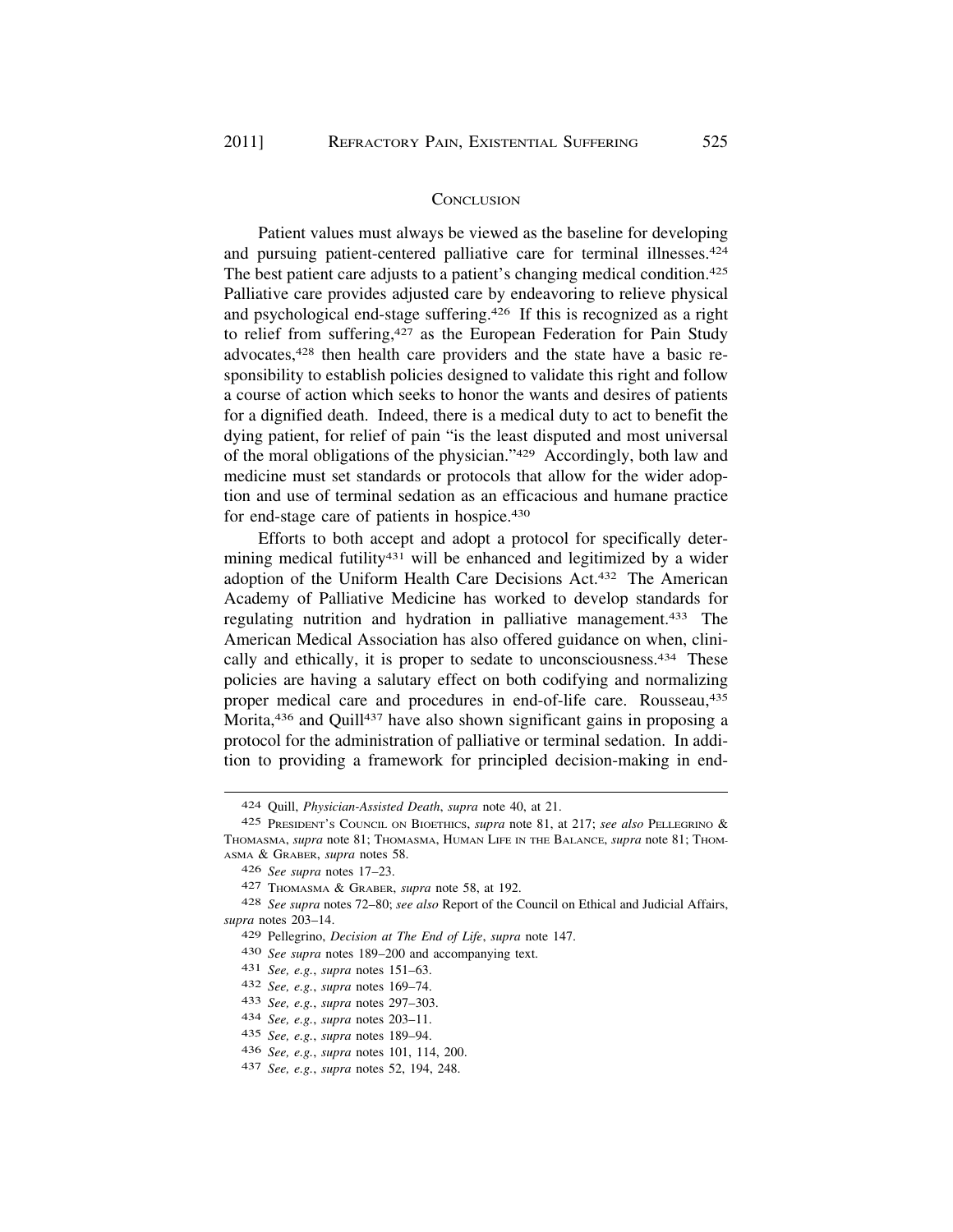## Conclusion

Patient values must always be viewed as the baseline for developing and pursuing patient-centered palliative care for terminal illnesses.[424] The best patient care adjusts to a patient's changing medical condition.[425] Palliative care provides adjusted care by endeavoring to relieve physical and psychological end-stage suffering.[426] If this is recognized as a right to relief from suffering,[427] as the European Federation for Pain Study advocates,[428] then health care providers and the state have a basic responsibility to establish policies designed to validate this right and follow a course of action which seeks to honor the wants and desires of patients for a dignified death. Indeed, there is a medical duty to act to benefit the dying patient, for relief of pain "is the least disputed and most universal of the moral obligations of the physician."[429] Accordingly, both law and medicine must set standards or protocols that allow for the wider adoption and use of terminal sedation as an efficacious and humane practice for end-stage care of patients in hospice.[430]

Efforts to both accept and adopt a protocol for specifically determining medical futility[431] will be enhanced and legitimized by a wider adoption of the Uniform Health Care Decisions Act.[432] The American Academy of Palliative Medicine has worked to develop standards for regulating nutrition and hydration in palliative management.[433] The American Medical Association has also offered guidance on when, clinically and ethically, it is proper to sedate to unconsciousness.[434] These policies are having a salutary effect on both codifying and normalizing proper medical care and procedures in end-of-life care. Rousseau,[435] Morita,[436] and Quill[437] have also shown significant gains in proposing a protocol for the administration of palliative or terminal sedation. In addition to providing a framework for principled decision-making in end-

---

424 Quill, *Physician-Assisted Death*, *supra* note 40, at 21.

425 President's Council on Bioethics, *supra* note 81, at 217; *see also* Pellegrino & Thomasma, *supra* note 81; Thomasma, Human Life in the Balance, *supra* note 81; Thomasma & Graber, *supra* notes 58.

426 *See supra* notes 17–23.

427 Thomasma & Graber, *supra* note 58, at 192.

428 *See supra* notes 72–80; *see also* Report of the Council on Ethical and Judicial Affairs, *supra* notes 203–14.

429 Pellegrino, *Decision at The End of Life*, *supra* note 147.

430 *See supra* notes 189–200 and accompanying text.

431 *See, e.g.*, *supra* notes 151–63.

432 *See, e.g.*, *supra* notes 169–74.

433 *See, e.g.*, *supra* notes 297–303.

434 *See, e.g.*, *supra* notes 203–11.

435 *See, e.g.*, *supra* notes 189–94.

436 *See, e.g.*, *supra* notes 101, 114, 200.

437 *See, e.g.*, *supra* notes 52, 194, 248.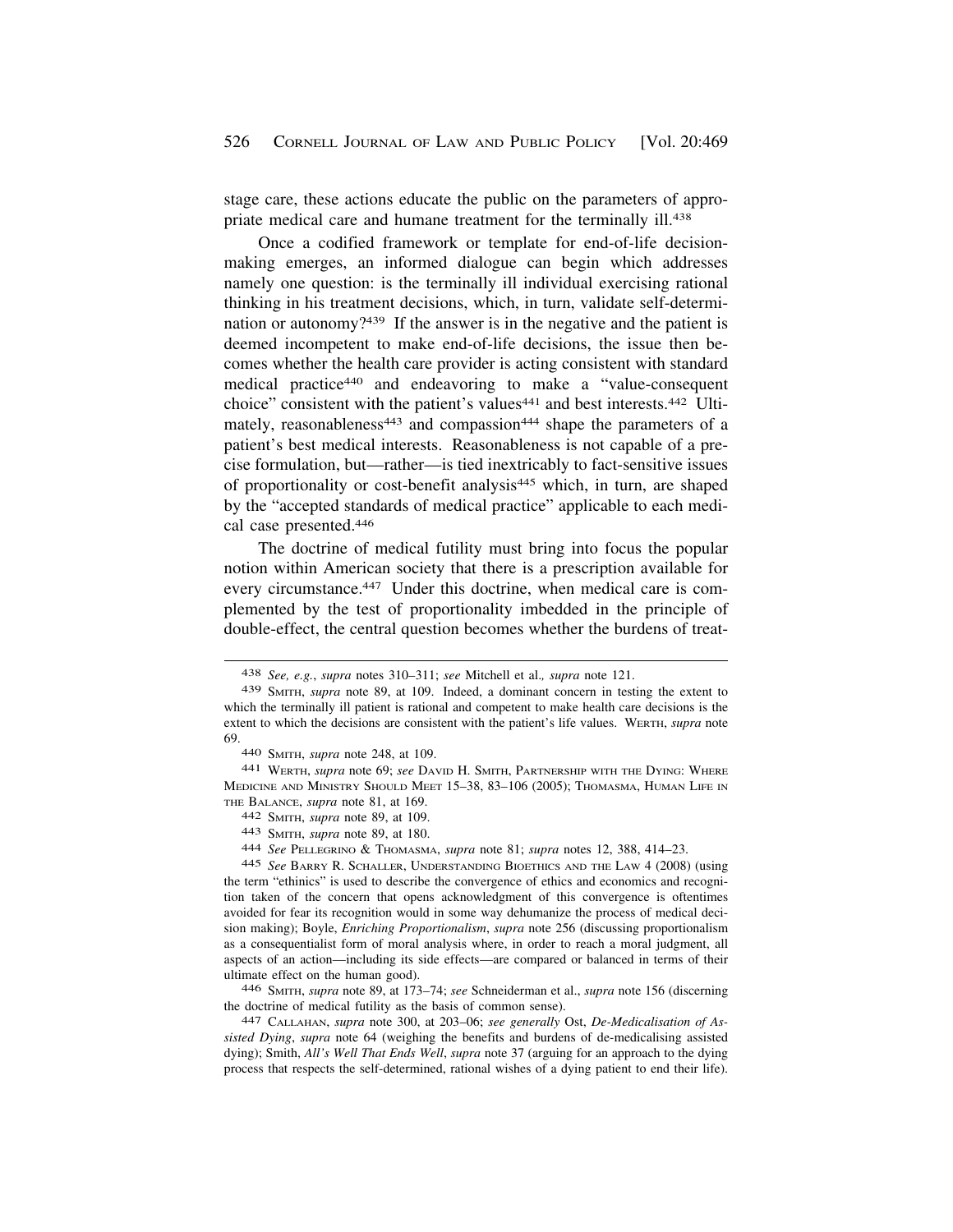stage care, these actions educate the public on the parameters of appropriate medical care and humane treatment for the terminally ill.[438]

Once a codified framework or template for end-of-life decision-making emerges, an informed dialogue can begin which addresses namely one question: is the terminally ill individual exercising rational thinking in his treatment decisions, which, in turn, validate self-determination or autonomy?[439] If the answer is in the negative and the patient is deemed incompetent to make end-of-life decisions, the issue then becomes whether the health care provider is acting consistent with standard medical practice[440] and endeavoring to make a "value-consequent choice" consistent with the patient's values[441] and best interests.[442] Ultimately, reasonableness[443] and compassion[444] shape the parameters of a patient's best medical interests. Reasonableness is not capable of a precise formulation, but—rather—is tied inextricably to fact-sensitive issues of proportionality or cost-benefit analysis[445] which, in turn, are shaped by the "accepted standards of medical practice" applicable to each medical case presented.[446]

The doctrine of medical futility must bring into focus the popular notion within American society that there is a prescription available for every circumstance.[447] Under this doctrine, when medical care is complemented by the test of proportionality imbedded in the principle of double-effect, the central question becomes whether the burdens of treat-

---

438 *See, e.g.*, *supra* notes 310–311; *see* Mitchell et al.*, supra* note 121.

439 SMITH, *supra* note 89, at 109. Indeed, a dominant concern in testing the extent to which the terminally ill patient is rational and competent to make health care decisions is the extent to which the decisions are consistent with the patient's life values. WERTH, *supra* note 69.

440 SMITH, *supra* note 248, at 109.

441 WERTH, *supra* note 69; *see* DAVID H. SMITH, PARTNERSHIP WITH THE DYING: WHERE MEDICINE AND MINISTRY SHOULD MEET 15–38, 83–106 (2005); THOMASMA, HUMAN LIFE IN THE BALANCE, *supra* note 81, at 169.

442 SMITH, *supra* note 89, at 109.

443 SMITH, *supra* note 89, at 180.

444 *See* PELLEGRINO & THOMASMA, *supra* note 81; *supra* notes 12, 388, 414–23.

445 *See* BARRY R. SCHALLER, UNDERSTANDING BIOETHICS AND THE LAW 4 (2008) (using the term "ethinics" is used to describe the convergence of ethics and economics and recognition taken of the concern that opens acknowledgment of this convergence is oftentimes avoided for fear its recognition would in some way dehumanize the process of medical decision making); Boyle, *Enriching Proportionalism*, *supra* note 256 (discussing proportionalism as a consequentialist form of moral analysis where, in order to reach a moral judgment, all aspects of an action—including its side effects—are compared or balanced in terms of their ultimate effect on the human good).

446 SMITH, *supra* note 89, at 173–74; *see* Schneiderman et al., *supra* note 156 (discerning the doctrine of medical futility as the basis of common sense).

447 CALLAHAN, *supra* note 300, at 203–06; *see generally* Ost, *De-Medicalisation of Assisted Dying*, *supra* note 64 (weighing the benefits and burdens of de-medicalising assisted dying); Smith, *All's Well That Ends Well*, *supra* note 37 (arguing for an approach to the dying process that respects the self-determined, rational wishes of a dying patient to end their life).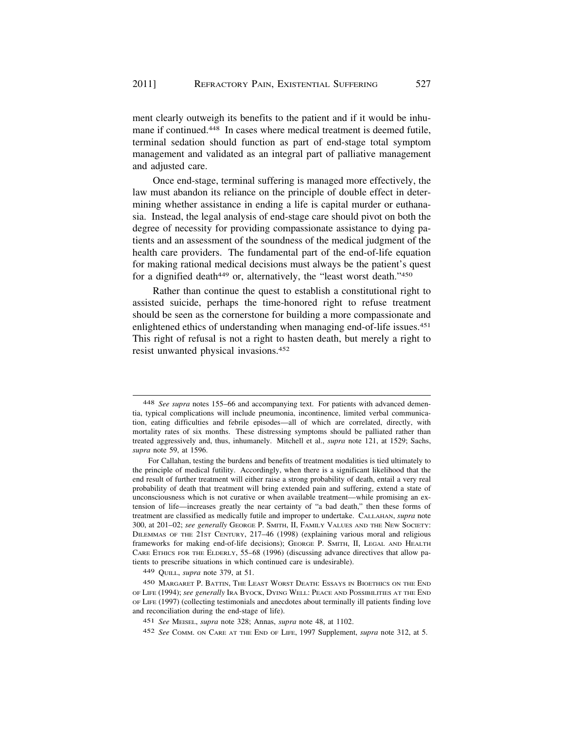ment clearly outweigh its benefits to the patient and if it would be inhumane if continued.[448] In cases where medical treatment is deemed futile, terminal sedation should function as part of end-stage total symptom management and validated as an integral part of palliative management and adjusted care.

Once end-stage, terminal suffering is managed more effectively, the law must abandon its reliance on the principle of double effect in determining whether assistance in ending a life is capital murder or euthanasia. Instead, the legal analysis of end-stage care should pivot on both the degree of necessity for providing compassionate assistance to dying patients and an assessment of the soundness of the medical judgment of the health care providers. The fundamental part of the end-of-life equation for making rational medical decisions must always be the patient's quest for a dignified death[449] or, alternatively, the "least worst death."[450]

Rather than continue the quest to establish a constitutional right to assisted suicide, perhaps the time-honored right to refuse treatment should be seen as the cornerstone for building a more compassionate and enlightened ethics of understanding when managing end-of-life issues.[451] This right of refusal is not a right to hasten death, but merely a right to resist unwanted physical invasions.[452]

---

448 *See supra* notes 155–66 and accompanying text. For patients with advanced dementia, typical complications will include pneumonia, incontinence, limited verbal communication, eating difficulties and febrile episodes—all of which are correlated, directly, with mortality rates of six months. These distressing symptoms should be palliated rather than treated aggressively and, thus, inhumanely. Mitchell et al., *supra* note 121, at 1529; Sachs, *supra* note 59, at 1596.

For Callahan, testing the burdens and benefits of treatment modalities is tied ultimately to the principle of medical futility. Accordingly, when there is a significant likelihood that the end result of further treatment will either raise a strong probability of death, entail a very real probability of death that treatment will bring extended pain and suffering, extend a state of unconsciousness which is not curative or when available treatment—while promising an extension of life—increases greatly the near certainty of "a bad death," then these forms of treatment are classified as medically futile and improper to undertake. CALLAHAN, *supra* note 300, at 201–02; *see generally* GEORGE P. SMITH, II, FAMILY VALUES AND THE NEW SOCIETY: DILEMMAS OF THE 21ST CENTURY, 217–46 (1998) (explaining various moral and religious frameworks for making end-of-life decisions); GEORGE P. SMITH, II, LEGAL AND HEALTH CARE ETHICS FOR THE ELDERLY, 55–68 (1996) (discussing advance directives that allow patients to prescribe situations in which continued care is undesirable).

449 QUILL, *supra* note 379, at 51.

450 MARGARET P. BATTIN, THE LEAST WORST DEATH: ESSAYS IN BIOETHICS ON THE END OF LIFE (1994); *see generally* IRA BYOCK, DYING WELL: PEACE AND POSSIBILITIES AT THE END OF LIFE (1997) (collecting testimonials and anecdotes about terminally ill patients finding love and reconciliation during the end-stage of life).

451 *See* MEISEL, *supra* note 328; Annas, *supra* note 48, at 1102.

452 *See* COMM. ON CARE AT THE END OF LIFE, 1997 Supplement, *supra* note 312, at 5.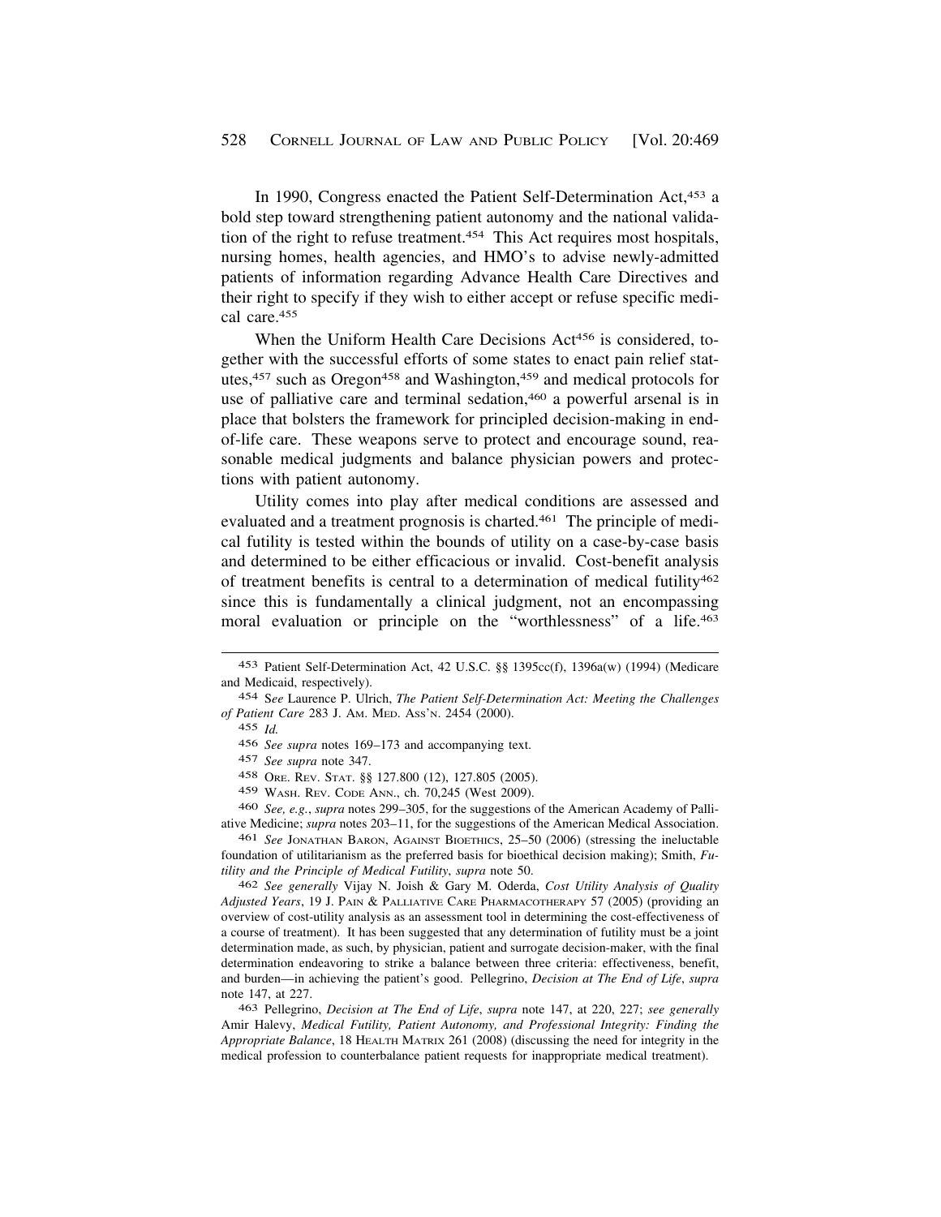In 1990, Congress enacted the Patient Self-Determination Act,[453] a bold step toward strengthening patient autonomy and the national validation of the right to refuse treatment.[454] This Act requires most hospitals, nursing homes, health agencies, and HMO's to advise newly-admitted patients of information regarding Advance Health Care Directives and their right to specify if they wish to either accept or refuse specific medical care.[455]

When the Uniform Health Care Decisions Act[456] is considered, together with the successful efforts of some states to enact pain relief statutes,[457] such as Oregon[458] and Washington,[459] and medical protocols for use of palliative care and terminal sedation,[460] a powerful arsenal is in place that bolsters the framework for principled decision-making in end-of-life care. These weapons serve to protect and encourage sound, reasonable medical judgments and balance physician powers and protections with patient autonomy.

Utility comes into play after medical conditions are assessed and evaluated and a treatment prognosis is charted.[461] The principle of medical futility is tested within the bounds of utility on a case-by-case basis and determined to be either efficacious or invalid. Cost-benefit analysis of treatment benefits is central to a determination of medical futility[462] since this is fundamentally a clinical judgment, not an encompassing moral evaluation or principle on the "worthlessness" of a life.[463]

---

[453] Patient Self-Determination Act, 42 U.S.C. §§ 1395cc(f), 1396a(w) (1994) (Medicare and Medicaid, respectively).

[454] S*ee* Laurence P. Ulrich, *The Patient Self-Determination Act: Meeting the Challenges of Patient Care* 283 J. AM. MED. ASS'N. 2454 (2000).

[455] *Id.*

[456] *See supra* notes 169–173 and accompanying text.

[457] *See supra* note 347.

[458] ORE. REV. STAT. §§ 127.800 (12), 127.805 (2005).

[459] WASH. REV. CODE ANN., ch. 70,245 (West 2009).

[460] *See, e.g.*, *supra* notes 299–305, for the suggestions of the American Academy of Palliative Medicine; *supra* notes 203–11, for the suggestions of the American Medical Association.

[461] *See* JONATHAN BARON, AGAINST BIOETHICS, 25–50 (2006) (stressing the ineluctable foundation of utilitarianism as the preferred basis for bioethical decision making); Smith, *Futility and the Principle of Medical Futility*, *supra* note 50.

[462] *See generally* Vijay N. Joish & Gary M. Oderda, *Cost Utility Analysis of Quality Adjusted Years*, 19 J. PAIN & PALLIATIVE CARE PHARMACOTHERAPY 57 (2005) (providing an overview of cost-utility analysis as an assessment tool in determining the cost-effectiveness of a course of treatment). It has been suggested that any determination of futility must be a joint determination made, as such, by physician, patient and surrogate decision-maker, with the final determination endeavoring to strike a balance between three criteria: effectiveness, benefit, and burden—in achieving the patient's good. Pellegrino, *Decision at The End of Life*, *supra* note 147, at 227.

[463] Pellegrino, *Decision at The End of Life*, *supra* note 147, at 220, 227; *see generally* Amir Halevy, *Medical Futility, Patient Autonomy, and Professional Integrity: Finding the Appropriate Balance*, 18 HEALTH MATRIX 261 (2008) (discussing the need for integrity in the medical profession to counterbalance patient requests for inappropriate medical treatment).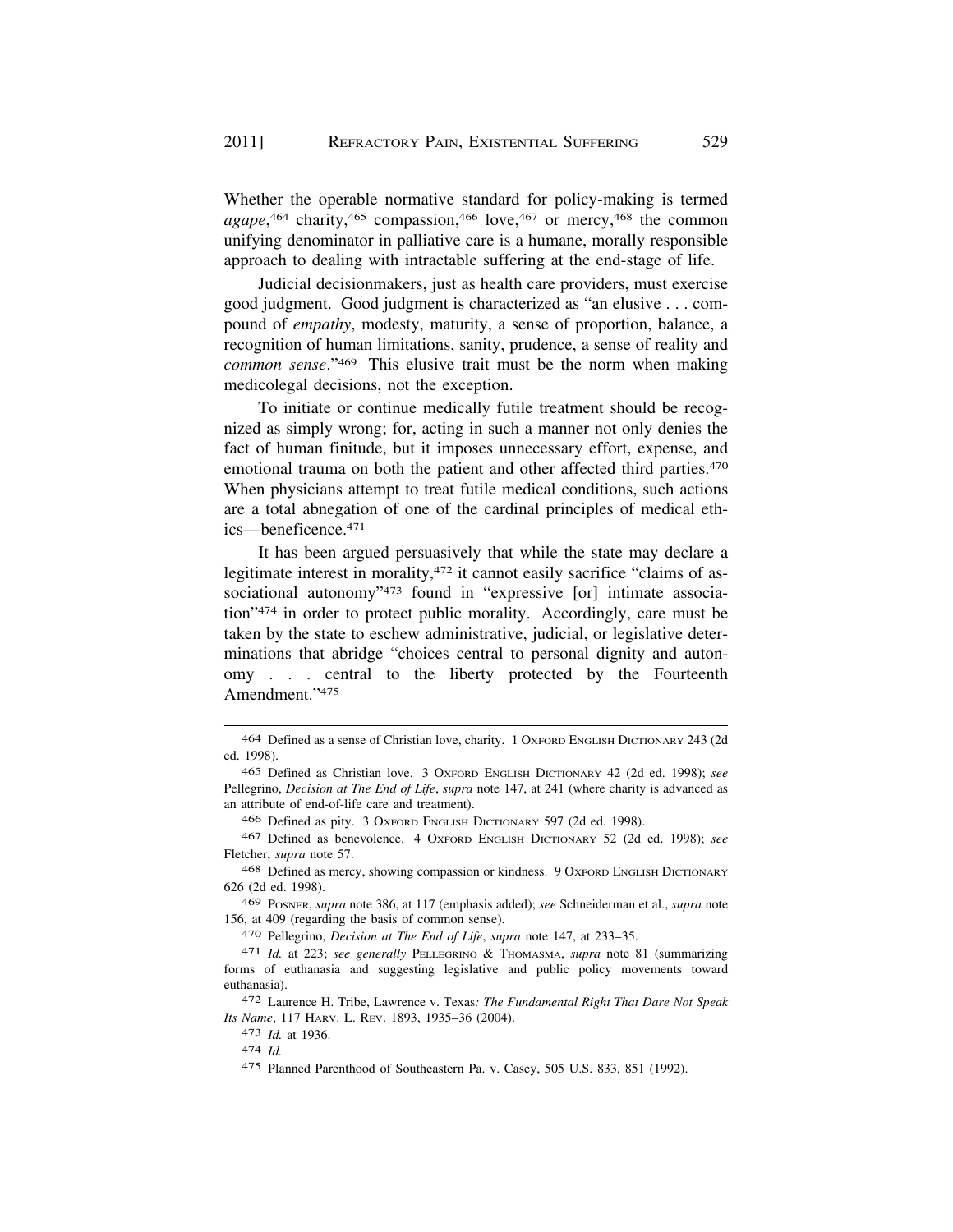Whether the operable normative standard for policy-making is termed *agape*,[464] charity,[465] compassion,[466] love,[467] or mercy,[468] the common unifying denominator in palliative care is a humane, morally responsible approach to dealing with intractable suffering at the end-stage of life.

Judicial decisionmakers, just as health care providers, must exercise good judgment. Good judgment is characterized as "an elusive . . . compound of *empathy*, modesty, maturity, a sense of proportion, balance, a recognition of human limitations, sanity, prudence, a sense of reality and *common sense*."[469] This elusive trait must be the norm when making medicolegal decisions, not the exception.

To initiate or continue medically futile treatment should be recognized as simply wrong; for, acting in such a manner not only denies the fact of human finitude, but it imposes unnecessary effort, expense, and emotional trauma on both the patient and other affected third parties.[470] When physicians attempt to treat futile medical conditions, such actions are a total abnegation of one of the cardinal principles of medical ethics—beneficence.[471]

It has been argued persuasively that while the state may declare a legitimate interest in morality,[472] it cannot easily sacrifice "claims of associational autonomy"[473] found in "expressive [or] intimate association"[474] in order to protect public morality. Accordingly, care must be taken by the state to eschew administrative, judicial, or legislative determinations that abridge "choices central to personal dignity and autonomy . . . central to the liberty protected by the Fourteenth Amendment."[475]

---

464 Defined as a sense of Christian love, charity. 1 Oxford English Dictionary 243 (2d ed. 1998).

465 Defined as Christian love. 3 Oxford English Dictionary 42 (2d ed. 1998); *see* Pellegrino, *Decision at The End of Life*, *supra* note 147, at 241 (where charity is advanced as an attribute of end-of-life care and treatment).

466 Defined as pity. 3 Oxford English Dictionary 597 (2d ed. 1998).

467 Defined as benevolence. 4 Oxford English Dictionary 52 (2d ed. 1998); *see* Fletcher, *supra* note 57.

468 Defined as mercy, showing compassion or kindness. 9 Oxford English Dictionary 626 (2d ed. 1998).

469 Posner, *supra* note 386, at 117 (emphasis added); *see* Schneiderman et al., *supra* note 156, at 409 (regarding the basis of common sense).

470 Pellegrino, *Decision at The End of Life*, *supra* note 147, at 233–35.

471 *Id.* at 223; *see generally* Pellegrino & Thomasma, *supra* note 81 (summarizing forms of euthanasia and suggesting legislative and public policy movements toward euthanasia).

472 Laurence H. Tribe, Lawrence v. Texas*: The Fundamental Right That Dare Not Speak Its Name*, 117 Harv. L. Rev. 1893, 1935–36 (2004).

473 *Id.* at 1936.

474 *Id.*

475 Planned Parenthood of Southeastern Pa. v. Casey, 505 U.S. 833, 851 (1992).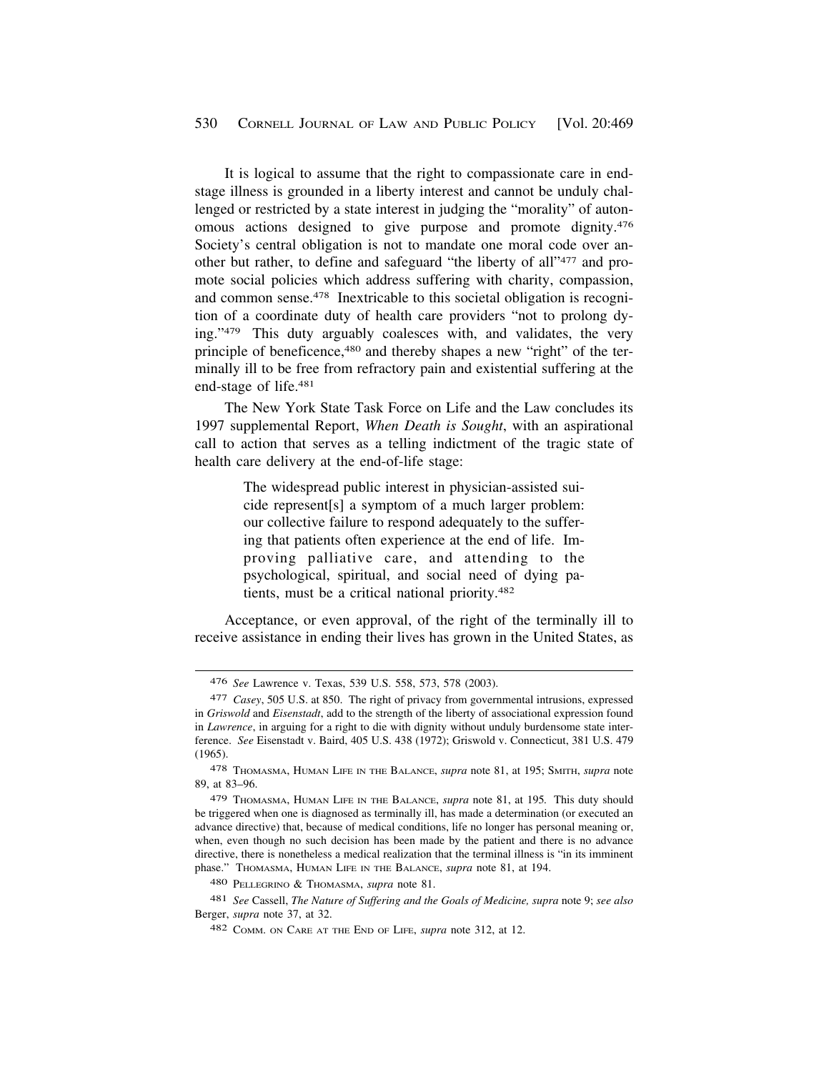It is logical to assume that the right to compassionate care in end-stage illness is grounded in a liberty interest and cannot be unduly challenged or restricted by a state interest in judging the "morality" of autonomous actions designed to give purpose and promote dignity.[476] Society's central obligation is not to mandate one moral code over another but rather, to define and safeguard "the liberty of all"[477] and promote social policies which address suffering with charity, compassion, and common sense.[478] Inextricable to this societal obligation is recognition of a coordinate duty of health care providers "not to prolong dying."[479] This duty arguably coalesces with, and validates, the very principle of beneficence,[480] and thereby shapes a new "right" of the terminally ill to be free from refractory pain and existential suffering at the end-stage of life.[481]

The New York State Task Force on Life and the Law concludes its 1997 supplemental Report, *When Death is Sought*, with an aspirational call to action that serves as a telling indictment of the tragic state of health care delivery at the end-of-life stage:

> The widespread public interest in physician-assisted suicide represent[s] a symptom of a much larger problem: our collective failure to respond adequately to the suffering that patients often experience at the end of life. Improving palliative care, and attending to the psychological, spiritual, and social need of dying patients, must be a critical national priority.[482]

Acceptance, or even approval, of the right of the terminally ill to receive assistance in ending their lives has grown in the United States, as

---

476 *See* Lawrence v. Texas, 539 U.S. 558, 573, 578 (2003).

477 *Casey*, 505 U.S. at 850. The right of privacy from governmental intrusions, expressed in *Griswold* and *Eisenstadt*, add to the strength of the liberty of associational expression found in *Lawrence*, in arguing for a right to die with dignity without unduly burdensome state interference. *See* Eisenstadt v. Baird, 405 U.S. 438 (1972); Griswold v. Connecticut, 381 U.S. 479 (1965).

478 THOMASMA, HUMAN LIFE IN THE BALANCE, *supra* note 81, at 195; SMITH, *supra* note 89, at 83–96.

479 THOMASMA, HUMAN LIFE IN THE BALANCE, *supra* note 81, at 195. This duty should be triggered when one is diagnosed as terminally ill, has made a determination (or executed an advance directive) that, because of medical conditions, life no longer has personal meaning or, when, even though no such decision has been made by the patient and there is no advance directive, there is nonetheless a medical realization that the terminal illness is "in its imminent phase." THOMASMA, HUMAN LIFE IN THE BALANCE, *supra* note 81, at 194.

480 PELLEGRINO & THOMASMA, *supra* note 81.

481 *See* Cassell, *The Nature of Suffering and the Goals of Medicine, supra* note 9; *see also* Berger, *supra* note 37, at 32.

482 COMM. ON CARE AT THE END OF LIFE, *supra* note 312, at 12.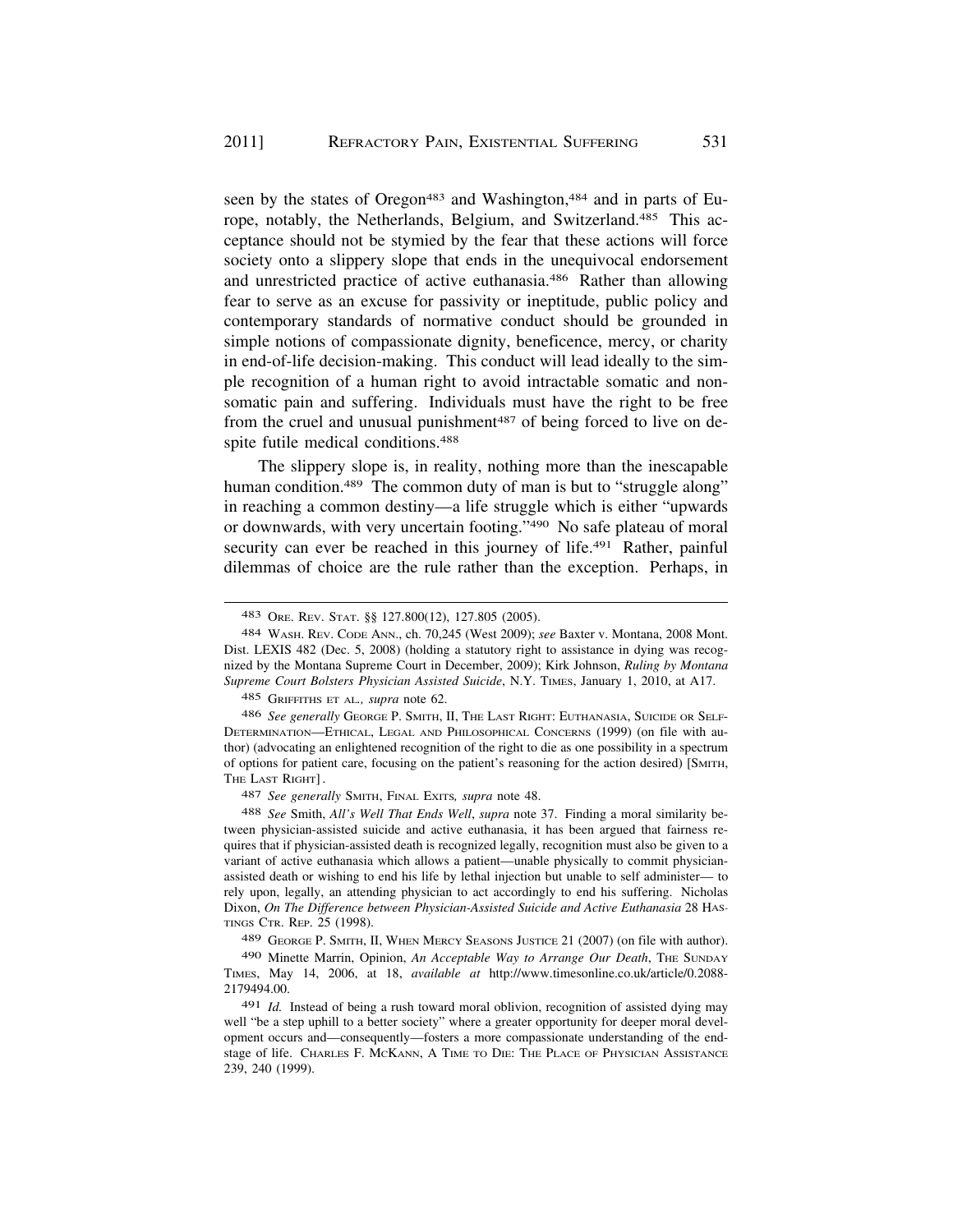seen by the states of Oregon[483] and Washington,[484] and in parts of Europe, notably, the Netherlands, Belgium, and Switzerland.[485] This acceptance should not be stymied by the fear that these actions will force society onto a slippery slope that ends in the unequivocal endorsement and unrestricted practice of active euthanasia.[486] Rather than allowing fear to serve as an excuse for passivity or ineptitude, public policy and contemporary standards of normative conduct should be grounded in simple notions of compassionate dignity, beneficence, mercy, or charity in end-of-life decision-making. This conduct will lead ideally to the simple recognition of a human right to avoid intractable somatic and non-somatic pain and suffering. Individuals must have the right to be free from the cruel and unusual punishment[487] of being forced to live on despite futile medical conditions.[488]

The slippery slope is, in reality, nothing more than the inescapable human condition.[489] The common duty of man is but to "struggle along" in reaching a common destiny—a life struggle which is either "upwards or downwards, with very uncertain footing."[490] No safe plateau of moral security can ever be reached in this journey of life.[491] Rather, painful dilemmas of choice are the rule rather than the exception. Perhaps, in

---

483 ORE. REV. STAT. §§ 127.800(12), 127.805 (2005).

484 WASH. REV. CODE ANN., ch. 70,245 (West 2009); *see* Baxter v. Montana, 2008 Mont. Dist. LEXIS 482 (Dec. 5, 2008) (holding a statutory right to assistance in dying was recognized by the Montana Supreme Court in December, 2009); Kirk Johnson, *Ruling by Montana Supreme Court Bolsters Physician Assisted Suicide*, N.Y. TIMES, January 1, 2010, at A17.

485 GRIFFITHS ET AL., *supra* note 62.

486 *See generally* GEORGE P. SMITH, II, THE LAST RIGHT: EUTHANASIA, SUICIDE OR SELF-DETERMINATION—ETHICAL, LEGAL AND PHILOSOPHICAL CONCERNS (1999) (on file with author) (advocating an enlightened recognition of the right to die as one possibility in a spectrum of options for patient care, focusing on the patient's reasoning for the action desired) [SMITH, THE LAST RIGHT].

487 *See generally* SMITH, FINAL EXITS, *supra* note 48.

488 *See* Smith, *All's Well That Ends Well*, *supra* note 37. Finding a moral similarity between physician-assisted suicide and active euthanasia, it has been argued that fairness requires that if physician-assisted death is recognized legally, recognition must also be given to a variant of active euthanasia which allows a patient—unable physically to commit physician-assisted death or wishing to end his life by lethal injection but unable to self administer— to rely upon, legally, an attending physician to act accordingly to end his suffering. Nicholas Dixon, *On The Difference between Physician-Assisted Suicide and Active Euthanasia* 28 HASTINGS CTR. REP. 25 (1998).

489 GEORGE P. SMITH, II, WHEN MERCY SEASONS JUSTICE 21 (2007) (on file with author).

490 Minette Marrin, Opinion, *An Acceptable Way to Arrange Our Death*, THE SUNDAY TIMES, May 14, 2006, at 18, *available at* http://www.timesonline.co.uk/article/0.2088-2179494.00.

491 *Id.* Instead of being a rush toward moral oblivion, recognition of assisted dying may well "be a step uphill to a better society" where a greater opportunity for deeper moral development occurs and—consequently—fosters a more compassionate understanding of the end-stage of life. CHARLES F. MCKANN, A TIME TO DIE: THE PLACE OF PHYSICIAN ASSISTANCE 239, 240 (1999).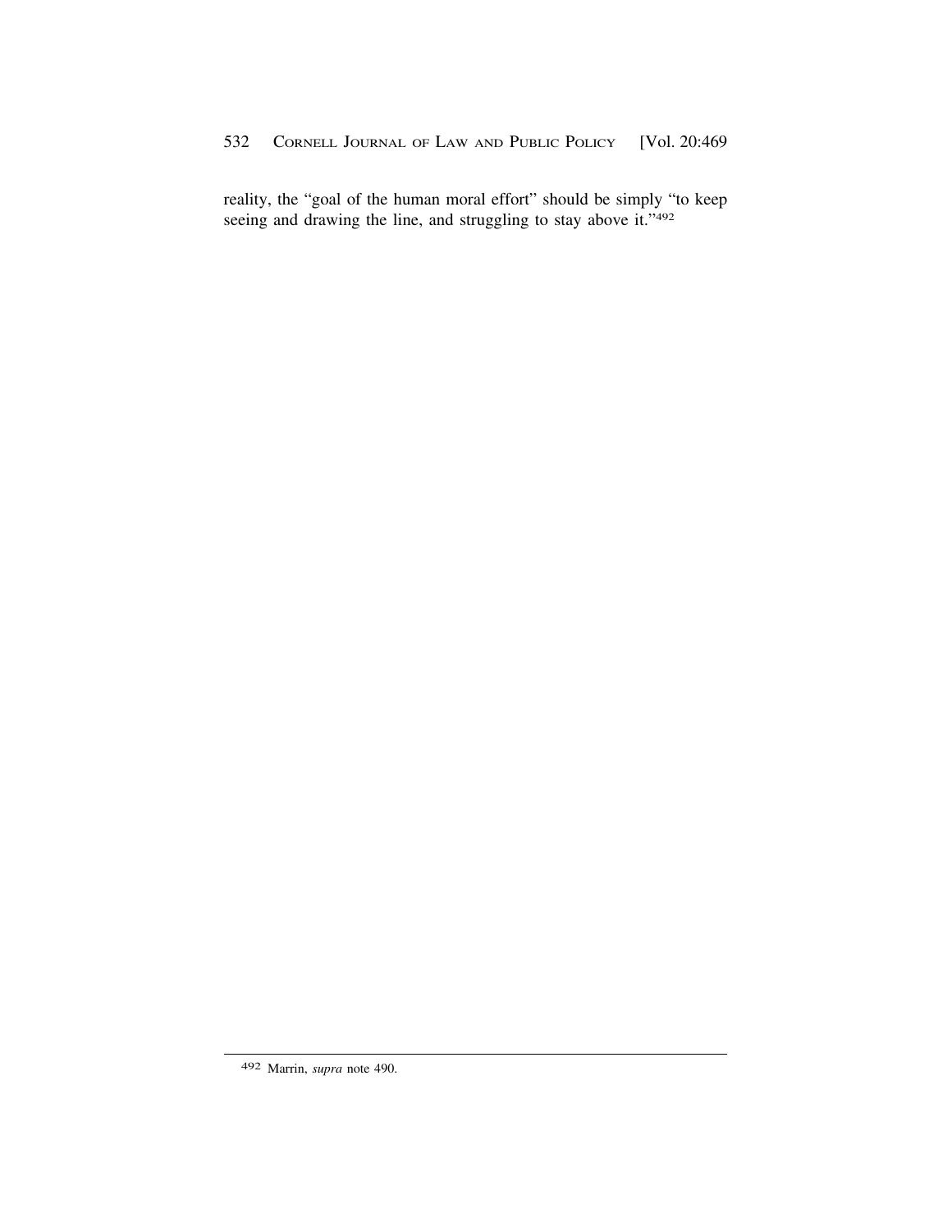reality, the "goal of the human moral effort" should be simply "to keep seeing and drawing the line, and struggling to stay above it."[492]

---

[492] Marrin, *supra* note 490.